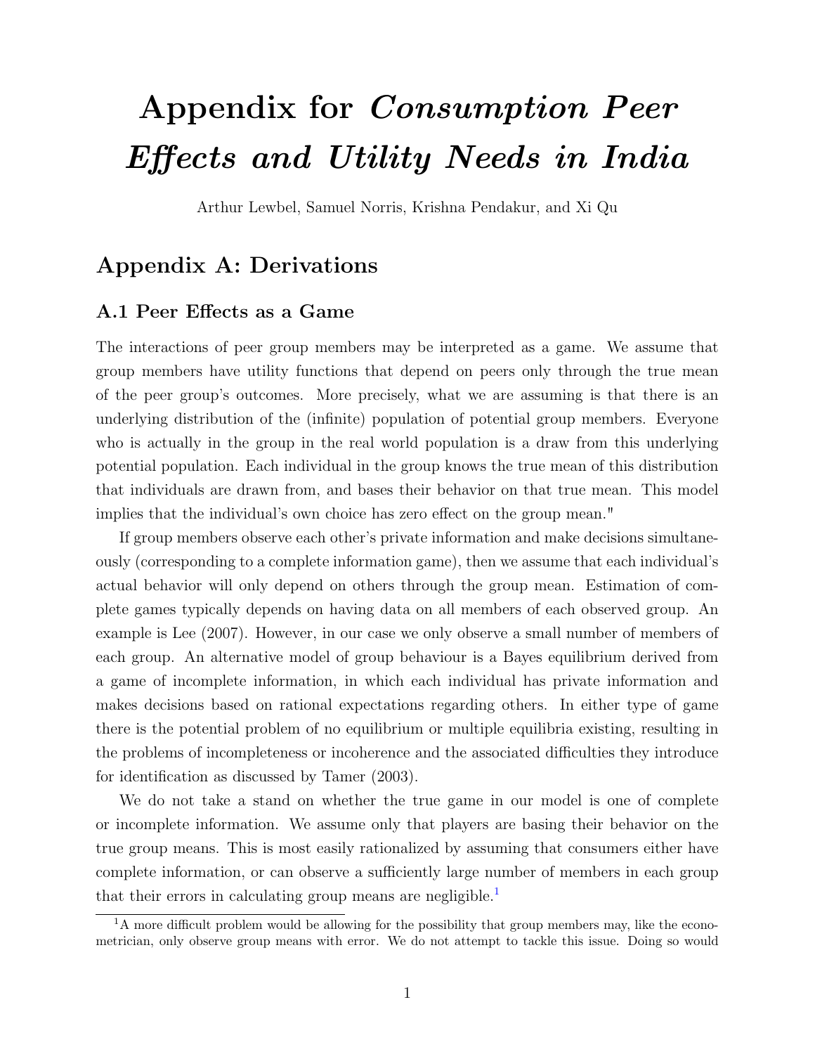# Appendix for *Consumption Peer Effects and Utility Needs in India*

Arthur Lewbel, Samuel Norris, Krishna Pendakur, and Xi Qu

## Appendix A: Derivations

### A.1 Peer Effects as a Game

The interactions of peer group members may be interpreted as a game. We assume that group members have utility functions that depend on peers only through the true mean of the peer group's outcomes. More precisely, what we are assuming is that there is an underlying distribution of the (infinite) population of potential group members. Everyone who is actually in the group in the real world population is a draw from this underlying potential population. Each individual in the group knows the true mean of this distribution that individuals are drawn from, and bases their behavior on that true mean. This model implies that the individual's own choice has zero effect on the group mean."

If group members observe each other's private information and make decisions simultaneously (corresponding to a complete information game), then we assume that each individual's actual behavior will only depend on others through the group mean. Estimation of complete games typically depends on having data on all members of each observed group. An example is Lee (2007). However, in our case we only observe a small number of members of each group. An alternative model of group behaviour is a Bayes equilibrium derived from a game of incomplete information, in which each individual has private information and makes decisions based on rational expectations regarding others. In either type of game there is the potential problem of no equilibrium or multiple equilibria existing, resulting in the problems of incompleteness or incoherence and the associated difficulties they introduce for identification as discussed by Tamer (2003).

We do not take a stand on whether the true game in our model is one of complete or incomplete information. We assume only that players are basing their behavior on the true group means. This is most easily rationalized by assuming that consumers either have complete information, or can observe a sufficiently large number of members in each group that their errors in calculating group means are negligible.[1]

[1] A more difficult problem would be allowing for the possibility that group members may, like the econometrician, only observe group means with error. We do not attempt to tackle this issue. Doing so would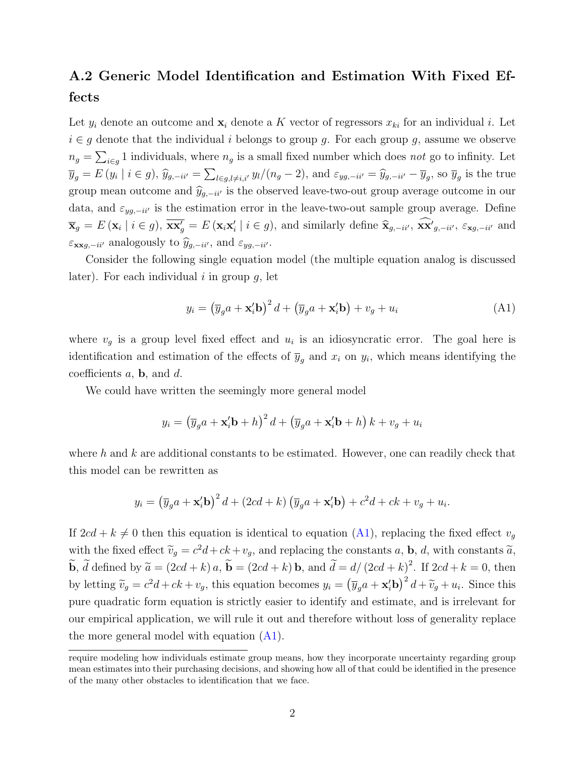## A.2 Generic Model Identification and Estimation With Fixed Effects

Let $y_i$ denote an outcome and $\mathbf{x}_i$ denote a $K$ vector of regressors $x_{ki}$ for an individual $i$. Let $i \in g$ denote that the individual $i$ belongs to group $g$. For each group $g$, assume we observe $n_g = \sum_{i \in g} 1$ individuals, where $n_g$ is a small fixed number which does *not* go to infinity. Let $\overline{y}_g = E\left(y_i \mid i \in g\right)$, $\widehat{y}_{g,-ii'} = \sum_{l \in g, l \neq i, i'} y_l/(n_g - 2)$, and $\varepsilon_{yg,-ii'} = \widehat{y}_{g,-ii'} - \overline{y}_g$, so $\overline{y}_g$ is the true group mean outcome and $\widehat{y}_{g,-ii'}$ is the observed leave-two-out group average outcome in our data, and $\varepsilon_{yg,-ii'}$ is the estimation error in the leave-two-out sample group average. Define $\overline{\mathbf{x}}_g = E\left(\mathbf{x}_i \mid i \in g\right)$, $\overline{\mathbf{x}\mathbf{x}'_g} = E\left(\mathbf{x}_i \mathbf{x}'_i \mid i \in g\right)$, and similarly define $\widehat{\mathbf{x}}_{g,-ii'}$, $\widehat{\mathbf{x}\mathbf{x}'}_{g,-ii'}$, $\varepsilon_{\mathbf{x}g,-ii'}$ and $\varepsilon_{\mathbf{x}\mathbf{x}g,-ii'}$ analogously to $\widehat{y}_{g,-ii'}$, and $\varepsilon_{yg,-ii'}$.

Consider the following single equation model (the multiple equation analog is discussed later). For each individual $i$ in group $g$, let

$$y_i = \left(\overline{y}_g a + \mathbf{x}'_i \mathbf{b}\right)^2 d + \left(\overline{y}_g a + \mathbf{x}'_i \mathbf{b}\right) + v_g + u_i \tag{A1}$$

where $v_g$ is a group level fixed effect and $u_i$ is an idiosyncratic error. The goal here is identification and estimation of the effects of $\overline{y}_g$ and $x_i$ on $y_i$, which means identifying the coefficients $a$, $\mathbf{b}$, and $d$.

We could have written the seemingly more general model

$$y_i = \left(\overline{y}_g a + \mathbf{x}'_i \mathbf{b} + h\right)^2 d + \left(\overline{y}_g a + \mathbf{x}'_i \mathbf{b} + h\right) k + v_g + u_i$$

where $h$ and $k$ are additional constants to be estimated. However, one can readily check that this model can be rewritten as

$$y_i = \left(\overline{y}_g a + \mathbf{x}'_i \mathbf{b}\right)^2 d + (2cd + k)\left(\overline{y}_g a + \mathbf{x}'_i \mathbf{b}\right) + c^2 d + ck + v_g + u_i.$$

If $2cd + k \neq 0$ then this equation is identical to equation (A1), replacing the fixed effect $v_g$ with the fixed effect $\widetilde{v}_g = c^2 d + ck + v_g$, and replacing the constants $a$, $\mathbf{b}$, $d$, with constants $\widetilde{a}$, $\widetilde{\mathbf{b}}$, $\widetilde{d}$ defined by $\widetilde{a} = (2cd + k)\, a$, $\widetilde{\mathbf{b}} = (2cd + k)\, \mathbf{b}$, and $\widetilde{d} = d/(2cd + k)^2$. If $2cd + k = 0$, then by letting $\widetilde{v}_g = c^2 d + ck + v_g$, this equation becomes $y_i = \left(\overline{y}_g a + \mathbf{x}'_i \mathbf{b}\right)^2 d + \widetilde{v}_g + u_i$. Since this pure quadratic form equation is strictly easier to identify and estimate, and is irrelevant for our empirical application, we will rule it out and therefore without loss of generality replace the more general model with equation (A1).

require modeling how individuals estimate group means, how they incorporate uncertainty regarding group mean estimates into their purchasing decisions, and showing how all of that could be identified in the presence of the many other obstacles to identification that we face.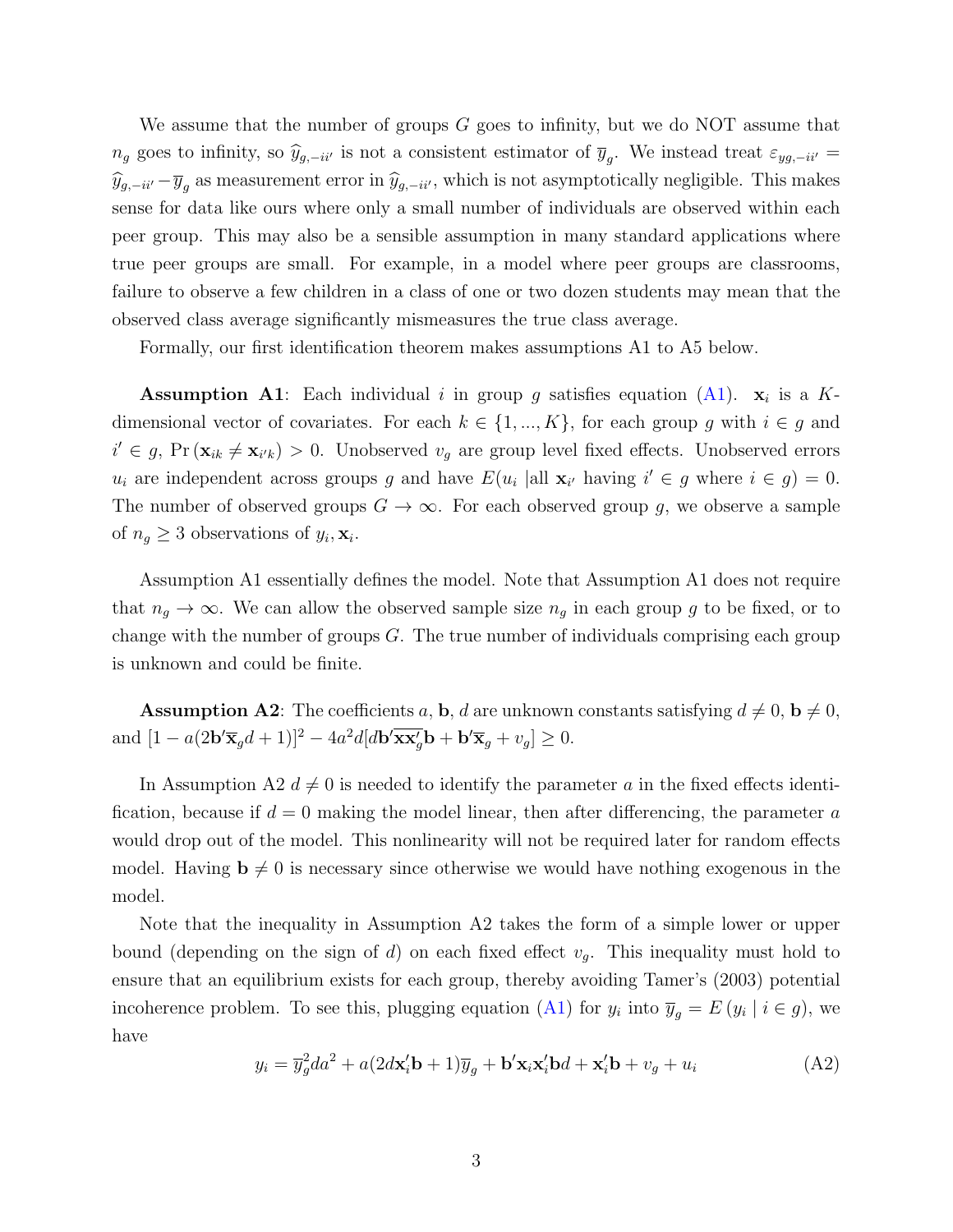We assume that the number of groups $G$ goes to infinity, but we do NOT assume that $n_g$ goes to infinity, so $\widehat{y}_{g,-ii'}$ is not a consistent estimator of $\overline{y}_g$. We instead treat $\varepsilon_{yg,-ii'} = \widehat{y}_{g,-ii'} - \overline{y}_g$ as measurement error in $\widehat{y}_{g,-ii'}$, which is not asymptotically negligible. This makes sense for data like ours where only a small number of individuals are observed within each peer group. This may also be a sensible assumption in many standard applications where true peer groups are small. For example, in a model where peer groups are classrooms, failure to observe a few children in a class of one or two dozen students may mean that the observed class average significantly mismeasures the true class average.

Formally, our first identification theorem makes assumptions A1 to A5 below.

**Assumption A1**: Each individual $i$ in group $g$ satisfies equation (A1). $\mathbf{x}_i$ is a $K$-dimensional vector of covariates. For each $k \in \{1, ..., K\}$, for each group $g$ with $i \in g$ and $i' \in g$, $\Pr(\mathbf{x}_{ik} \neq \mathbf{x}_{i'k}) > 0$. Unobserved $v_g$ are group level fixed effects. Unobserved errors $u_i$ are independent across groups $g$ and have $E(u_i \mid \text{all } \mathbf{x}_{i'} \text{ having } i' \in g \text{ where } i \in g) = 0$. The number of observed groups $G \to \infty$. For each observed group $g$, we observe a sample of $n_g \geq 3$ observations of $y_i, \mathbf{x}_i$.

Assumption A1 essentially defines the model. Note that Assumption A1 does not require that $n_g \to \infty$. We can allow the observed sample size $n_g$ in each group $g$ to be fixed, or to change with the number of groups $G$. The true number of individuals comprising each group is unknown and could be finite.

**Assumption A2**: The coefficients $a$, $\mathbf{b}$, $d$ are unknown constants satisfying $d \neq 0$, $\mathbf{b} \neq 0$, and $[1 - a(2\mathbf{b}'\overline{\mathbf{x}}_g d + 1)]^2 - 4a^2 d[d\mathbf{b}'\overline{\mathbf{x}\mathbf{x}'_g}\mathbf{b} + \mathbf{b}'\overline{\mathbf{x}}_g + v_g] \geq 0$.

In Assumption A2 $d \neq 0$ is needed to identify the parameter $a$ in the fixed effects identification, because if $d = 0$ making the model linear, then after differencing, the parameter $a$ would drop out of the model. This nonlinearity will not be required later for random effects model. Having $\mathbf{b} \neq 0$ is necessary since otherwise we would have nothing exogenous in the model.

Note that the inequality in Assumption A2 takes the form of a simple lower or upper bound (depending on the sign of $d$) on each fixed effect $v_g$. This inequality must hold to ensure that an equilibrium exists for each group, thereby avoiding Tamer's (2003) potential incoherence problem. To see this, plugging equation (A1) for $y_i$ into $\overline{y}_g = E(y_i \mid i \in g)$, we have

$$y_i = \overline{y}_g^2 da^2 + a(2d\mathbf{x}_i'\mathbf{b} + 1)\overline{y}_g + \mathbf{b}'\mathbf{x}_i\mathbf{x}_i'\mathbf{b}d + \mathbf{x}_i'\mathbf{b} + v_g + u_i \tag{A2}$$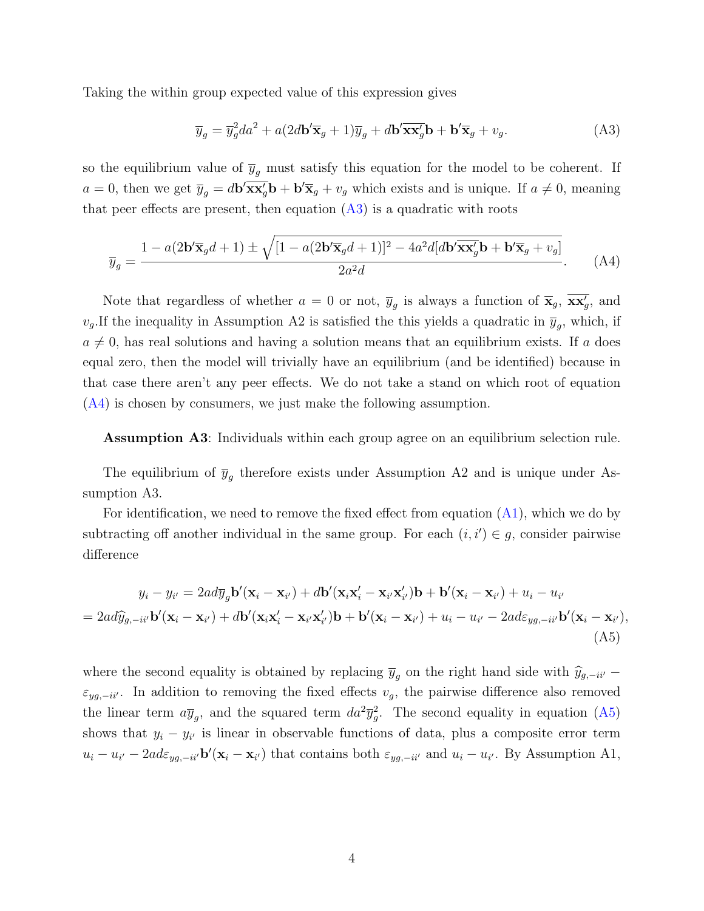Taking the within group expected value of this expression gives

$$\overline{y}_g = \overline{y}_g^2 da^2 + a(2d\mathbf{b}'\overline{\mathbf{x}}_g + 1)\overline{y}_g + d\mathbf{b}'\overline{\mathbf{x}\mathbf{x}'_g}\mathbf{b} + \mathbf{b}'\overline{\mathbf{x}}_g + v_g. \tag{A3}$$

so the equilibrium value of $\overline{y}_g$ must satisfy this equation for the model to be coherent. If $a = 0$, then we get $\overline{y}_g = d\mathbf{b}'\overline{\mathbf{x}\mathbf{x}'_g}\mathbf{b} + \mathbf{b}'\overline{\mathbf{x}}_g + v_g$ which exists and is unique. If $a \neq 0$, meaning that peer effects are present, then equation (A3) is a quadratic with roots

$$\overline{y}_g = \frac{1 - a(2\mathbf{b}'\overline{\mathbf{x}}_g d + 1) \pm \sqrt{[1 - a(2\mathbf{b}'\overline{\mathbf{x}}_g d + 1)]^2 - 4a^2 d[d\mathbf{b}'\overline{\mathbf{x}\mathbf{x}'_g}\mathbf{b} + \mathbf{b}'\overline{\mathbf{x}}_g + v_g]}}{2a^2 d}. \tag{A4}$$

Note that regardless of whether $a = 0$ or not, $\overline{y}_g$ is always a function of $\overline{\mathbf{x}}_g$, $\overline{\mathbf{x}\mathbf{x}'_g}$, and $v_g$.If the inequality in Assumption A2 is satisfied the this yields a quadratic in $\overline{y}_g$, which, if $a \neq 0$, has real solutions and having a solution means that an equilibrium exists. If $a$ does equal zero, then the model will trivially have an equilibrium (and be identified) because in that case there aren't any peer effects. We do not take a stand on which root of equation (A4) is chosen by consumers, we just make the following assumption.

**Assumption A3**: Individuals within each group agree on an equilibrium selection rule.

The equilibrium of $\overline{y}_g$ therefore exists under Assumption A2 and is unique under Assumption A3.

For identification, we need to remove the fixed effect from equation (A1), which we do by subtracting off another individual in the same group. For each $(i, i') \in g$, consider pairwise difference

$$\begin{aligned} y_i - y_{i'} &= 2ad\overline{y}_g\mathbf{b}'(\mathbf{x}_i - \mathbf{x}_{i'}) + d\mathbf{b}'(\mathbf{x}_i\mathbf{x}'_i - \mathbf{x}_{i'}\mathbf{x}'_{i'})\mathbf{b} + \mathbf{b}'(\mathbf{x}_i - \mathbf{x}_{i'}) + u_i - u_{i'} \\ &= 2ad\widehat{y}_{g,-ii'}\mathbf{b}'(\mathbf{x}_i - \mathbf{x}_{i'}) + d\mathbf{b}'(\mathbf{x}_i\mathbf{x}'_i - \mathbf{x}_{i'}\mathbf{x}'_{i'})\mathbf{b} + \mathbf{b}'(\mathbf{x}_i - \mathbf{x}_{i'}) + u_i - u_{i'} - 2ad\varepsilon_{yg,-ii'}\mathbf{b}'(\mathbf{x}_i - \mathbf{x}_{i'}), \end{aligned} \tag{A5}$$

where the second equality is obtained by replacing $\overline{y}_g$ on the right hand side with $\widehat{y}_{g,-ii'} - \varepsilon_{yg,-ii'}$. In addition to removing the fixed effects $v_g$, the pairwise difference also removed the linear term $a\overline{y}_g$, and the squared term $da^2\overline{y}_g^2$. The second equality in equation (A5) shows that $y_i - y_{i'}$ is linear in observable functions of data, plus a composite error term $u_i - u_{i'} - 2ad\varepsilon_{yg,-ii'}\mathbf{b}'(\mathbf{x}_i - \mathbf{x}_{i'})$ that contains both $\varepsilon_{yg,-ii'}$ and $u_i - u_{i'}$. By Assumption A1,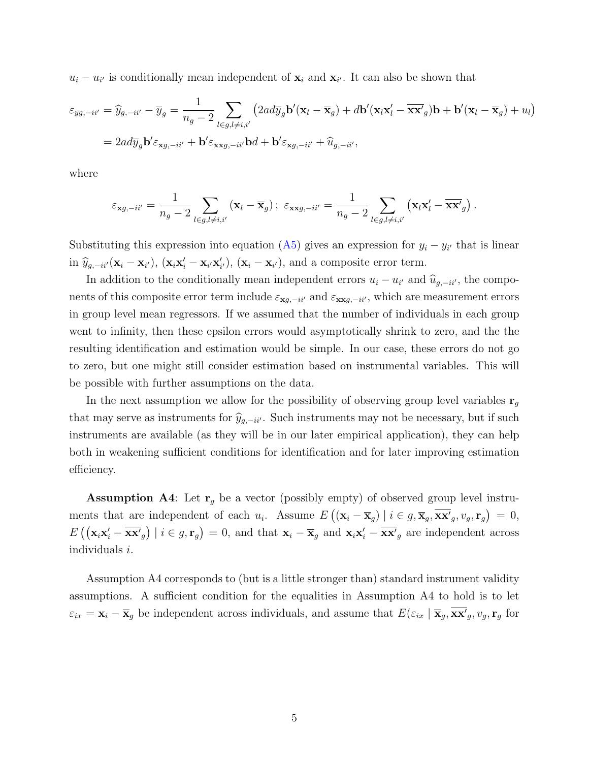$u_i - u_{i'}$ is conditionally mean independent of $\mathbf{x}_i$ and $\mathbf{x}_{i'}$. It can also be shown that

$$
\begin{aligned}
\varepsilon_{yg,-ii'} = \widehat{y}_{g,-ii'} - \overline{y}_g &= \frac{1}{n_g - 2} \sum_{l \in g, l \neq i, i'} \left( 2ad\overline{y}_g \mathbf{b}'(\mathbf{x}_l - \overline{\mathbf{x}}_g) + d\mathbf{b}'(\mathbf{x}_l\mathbf{x}_l' - \overline{\mathbf{x}\mathbf{x}'}_g)\mathbf{b} + \mathbf{b}'(\mathbf{x}_l - \overline{\mathbf{x}}_g) + u_l \right) \\
&= 2ad\overline{y}_g \mathbf{b}' \varepsilon_{\mathbf{x}g,-ii'} + \mathbf{b}'\varepsilon_{\mathbf{xx}g,-ii'}\mathbf{b}d + \mathbf{b}'\varepsilon_{\mathbf{x}g,-ii'} + \widehat{u}_{g,-ii'},
\end{aligned}
$$

where

$$
\varepsilon_{\mathbf{x}g,-ii'} = \frac{1}{n_g - 2} \sum_{l \in g, l \neq i, i'} (\mathbf{x}_l - \overline{\mathbf{x}}_g) \, ; \; \varepsilon_{\mathbf{xx}g,-ii'} = \frac{1}{n_g - 2} \sum_{l \in g, l \neq i, i'} \left( \mathbf{x}_l\mathbf{x}_l' - \overline{\mathbf{x}\mathbf{x}'}_g \right).
$$

Substituting this expression into equation (A5) gives an expression for $y_i - y_{i'}$ that is linear in $\widehat{y}_{g,-ii'}(\mathbf{x}_i - \mathbf{x}_{i'})$, $(\mathbf{x}_i\mathbf{x}_i' - \mathbf{x}_{i'}\mathbf{x}_{i'}')$, $(\mathbf{x}_i - \mathbf{x}_{i'})$, and a composite error term.

In addition to the conditionally mean independent errors $u_i - u_{i'}$ and $\widehat{u}_{g,-ii'}$, the components of this composite error term include $\varepsilon_{\mathbf{x}g,-ii'}$ and $\varepsilon_{\mathbf{xx}g,-ii'}$, which are measurement errors in group level mean regressors. If we assumed that the number of individuals in each group went to infinity, then these epsilon errors would asymptotically shrink to zero, and the the resulting identification and estimation would be simple. In our case, these errors do not go to zero, but one might still consider estimation based on instrumental variables. This will be possible with further assumptions on the data.

In the next assumption we allow for the possibility of observing group level variables $\mathbf{r}_g$ that may serve as instruments for $\widehat{y}_{g,-ii'}$. Such instruments may not be necessary, but if such instruments are available (as they will be in our later empirical application), they can help both in weakening sufficient conditions for identification and for later improving estimation efficiency.

**Assumption A4**: Let $\mathbf{r}_g$ be a vector (possibly empty) of observed group level instruments that are independent of each $u_i$. Assume $E\left((\mathbf{x}_i - \overline{\mathbf{x}}_g) \mid i \in g, \overline{\mathbf{x}}_g, \overline{\mathbf{x}\mathbf{x}'}_g, v_g, \mathbf{r}_g\right) = 0$, $E\left(\left(\mathbf{x}_i\mathbf{x}_i' - \overline{\mathbf{x}\mathbf{x}'}_g\right) \mid i \in g, \mathbf{r}_g\right) = 0$, and that $\mathbf{x}_i - \overline{\mathbf{x}}_g$ and $\mathbf{x}_i\mathbf{x}_i' - \overline{\mathbf{x}\mathbf{x}'}_g$ are independent across individuals $i$.

Assumption A4 corresponds to (but is a little stronger than) standard instrument validity assumptions. A sufficient condition for the equalities in Assumption A4 to hold is to let $\varepsilon_{ix} = \mathbf{x}_i - \overline{\mathbf{x}}_g$ be independent across individuals, and assume that $E(\varepsilon_{ix} \mid \overline{\mathbf{x}}_g, \overline{\mathbf{x}\mathbf{x}'}_g, v_g, \mathbf{r}_g$ for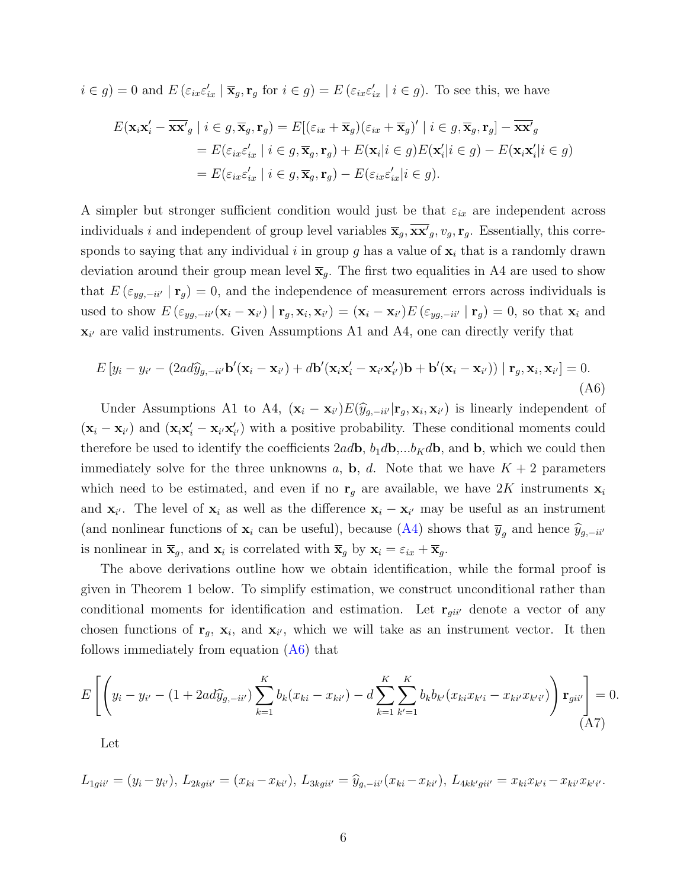$i \in g) = 0$ and $E(\varepsilon_{ix}\varepsilon_{ix}' \mid \overline{\mathbf{x}}_g, \mathbf{r}_g \text{ for } i \in g) = E(\varepsilon_{ix}\varepsilon_{ix}' \mid i \in g)$. To see this, we have

$$
\begin{aligned}
E(\mathbf{x}_i\mathbf{x}_i' - \overline{\mathbf{x}\mathbf{x}'}_g \mid i \in g, \overline{\mathbf{x}}_g, \mathbf{r}_g) &= E[(\varepsilon_{ix} + \overline{\mathbf{x}}_g)(\varepsilon_{ix} + \overline{\mathbf{x}}_g)' \mid i \in g, \overline{\mathbf{x}}_g, \mathbf{r}_g] - \overline{\mathbf{x}\mathbf{x}'}_g \\
&= E(\varepsilon_{ix}\varepsilon_{ix}' \mid i \in g, \overline{\mathbf{x}}_g, \mathbf{r}_g) + E(\mathbf{x}_i | i \in g)E(\mathbf{x}_i' | i \in g) - E(\mathbf{x}_i\mathbf{x}_i' | i \in g) \\
&= E(\varepsilon_{ix}\varepsilon_{ix}' \mid i \in g, \overline{\mathbf{x}}_g, \mathbf{r}_g) - E(\varepsilon_{ix}\varepsilon_{ix}' | i \in g).
\end{aligned}
$$

A simpler but stronger sufficient condition would just be that $\varepsilon_{ix}$ are independent across individuals $i$ and independent of group level variables $\overline{\mathbf{x}}_g, \overline{\mathbf{x}\mathbf{x}'}_g, v_g, \mathbf{r}_g$. Essentially, this corresponds to saying that any individual $i$ in group $g$ has a value of $\mathbf{x}_i$ that is a randomly drawn deviation around their group mean level $\overline{\mathbf{x}}_g$. The first two equalities in A4 are used to show that $E(\varepsilon_{yg,-ii'} \mid \mathbf{r}_g) = 0$, and the independence of measurement errors across individuals is used to show $E(\varepsilon_{yg,-ii'}(\mathbf{x}_i - \mathbf{x}_{i'}) \mid \mathbf{r}_g, \mathbf{x}_i, \mathbf{x}_{i'}) = (\mathbf{x}_i - \mathbf{x}_{i'})E(\varepsilon_{yg,-ii'} \mid \mathbf{r}_g) = 0$, so that $\mathbf{x}_i$ and $\mathbf{x}_{i'}$ are valid instruments. Given Assumptions A1 and A4, one can directly verify that

$$
E\left[y_i - y_{i'} - (2ad\widehat{y}_{g,-ii'}\mathbf{b}'(\mathbf{x}_i - \mathbf{x}_{i'}) + d\mathbf{b}'(\mathbf{x}_i\mathbf{x}_i' - \mathbf{x}_{i'}\mathbf{x}_{i'}')\mathbf{b} + \mathbf{b}'(\mathbf{x}_i - \mathbf{x}_{i'})) \mid \mathbf{r}_g, \mathbf{x}_i, \mathbf{x}_{i'}\right] = 0. \tag{A6}
$$

Under Assumptions A1 to A4, $(\mathbf{x}_i - \mathbf{x}_{i'})E(\widehat{y}_{g,-ii'}|\mathbf{r}_g, \mathbf{x}_i, \mathbf{x}_{i'})$ is linearly independent of $(\mathbf{x}_i - \mathbf{x}_{i'})$ and $(\mathbf{x}_i\mathbf{x}_i' - \mathbf{x}_{i'}\mathbf{x}_{i'}')$ with a positive probability. These conditional moments could therefore be used to identify the coefficients $2ad\mathbf{b}$, $b_1 d\mathbf{b}$,...$b_K d\mathbf{b}$, and $\mathbf{b}$, which we could then immediately solve for the three unknowns $a$, $\mathbf{b}$, $d$. Note that we have $K + 2$ parameters which need to be estimated, and even if no $\mathbf{r}_g$ are available, we have $2K$ instruments $\mathbf{x}_i$ and $\mathbf{x}_{i'}$. The level of $\mathbf{x}_i$ as well as the difference $\mathbf{x}_i - \mathbf{x}_{i'}$ may be useful as an instrument (and nonlinear functions of $\mathbf{x}_i$ can be useful), because (A4) shows that $\overline{y}_g$ and hence $\widehat{y}_{g,-ii'}$ is nonlinear in $\overline{\mathbf{x}}_g$, and $\mathbf{x}_i$ is correlated with $\overline{\mathbf{x}}_g$ by $\mathbf{x}_i = \varepsilon_{ix} + \overline{\mathbf{x}}_g$.

The above derivations outline how we obtain identification, while the formal proof is given in Theorem 1 below. To simplify estimation, we construct unconditional rather than conditional moments for identification and estimation. Let $\mathbf{r}_{gii'}$ denote a vector of any chosen functions of $\mathbf{r}_g$, $\mathbf{x}_i$, and $\mathbf{x}_{i'}$, which we will take as an instrument vector. It then follows immediately from equation (A6) that

$$
E\left[\left(y_i - y_{i'} - (1 + 2ad\widehat{y}_{g,-ii'})\sum_{k=1}^{K} b_k(x_{ki} - x_{ki'}) - d\sum_{k=1}^{K}\sum_{k'=1}^{K} b_k b_{k'}(x_{ki}x_{k'i} - x_{ki'}x_{k'i'})\right)\mathbf{r}_{gii'}\right] = 0. \tag{A7}
$$

Let

$$
L_{1gii'} = (y_i - y_{i'}),\ L_{2kgii'} = (x_{ki} - x_{ki'}),\ L_{3kgii'} = \widehat{y}_{g,-ii'}(x_{ki} - x_{ki'}),\ L_{4kk'gii'} = x_{ki}x_{k'i} - x_{ki'}x_{k'i'}.
$$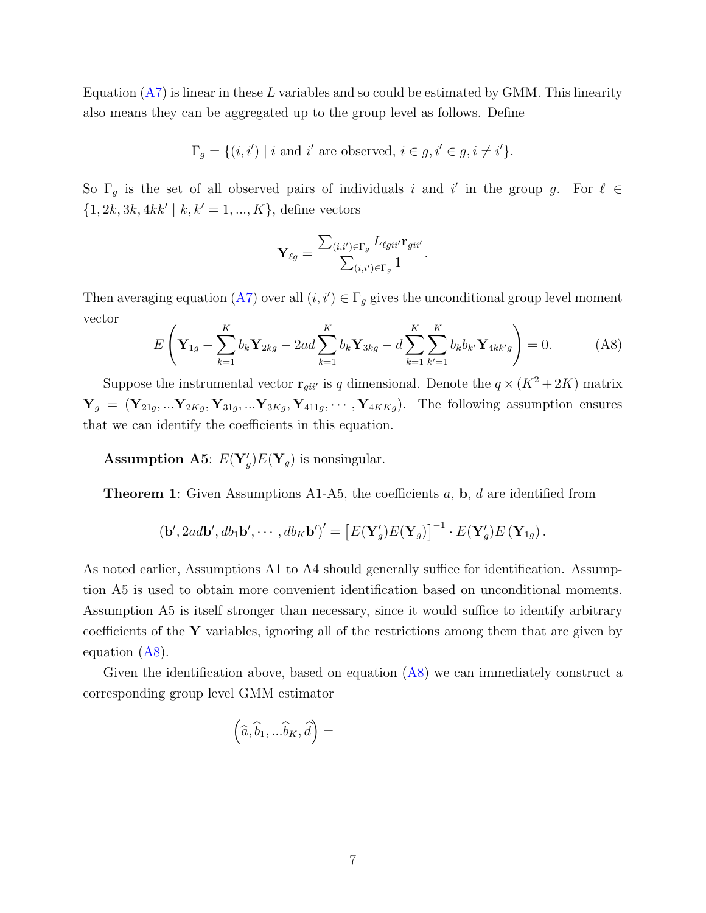Equation (A7) is linear in these $L$ variables and so could be estimated by GMM. This linearity also means they can be aggregated up to the group level as follows. Define

$$\Gamma_g = \{(i,i') \mid i \text{ and } i' \text{ are observed, } i \in g, i' \in g, i \neq i'\}.$$

So $\Gamma_g$ is the set of all observed pairs of individuals $i$ and $i'$ in the group $g$. For $\ell \in \{1, 2k, 3k, 4kk' \mid k, k' = 1, ..., K\}$, define vectors

$$\mathbf{Y}_{\ell g} = \frac{\sum_{(i,i') \in \Gamma_g} L_{\ell g i i'} \mathbf{r}_{gii'}}{\sum_{(i,i') \in \Gamma_g} 1}.$$

Then averaging equation (A7) over all $(i,i') \in \Gamma_g$ gives the unconditional group level moment vector

$$E\left(\mathbf{Y}_{1g} - \sum_{k=1}^{K} b_k \mathbf{Y}_{2kg} - 2ad \sum_{k=1}^{K} b_k \mathbf{Y}_{3kg} - d \sum_{k=1}^{K} \sum_{k'=1}^{K} b_k b_{k'} \mathbf{Y}_{4kk'g}\right) = 0. \tag{A8}$$

Suppose the instrumental vector $\mathbf{r}_{gii'}$ is $q$ dimensional. Denote the $q \times (K^2 + 2K)$ matrix $\mathbf{Y}_g = (\mathbf{Y}_{21g}, ... \mathbf{Y}_{2Kg}, \mathbf{Y}_{31g}, ... \mathbf{Y}_{3Kg}, \mathbf{Y}_{411g}, \cdots, \mathbf{Y}_{4KKg})$. The following assumption ensures that we can identify the coefficients in this equation.

**Assumption A5**: $E(\mathbf{Y}_g')E(\mathbf{Y}_g)$ is nonsingular.

**Theorem 1**: Given Assumptions A1-A5, the coefficients $a$, $\mathbf{b}$, $d$ are identified from

$$(\mathbf{b}', 2ad\mathbf{b}', db_1\mathbf{b}', \cdots, db_K\mathbf{b}')' = \left[E(\mathbf{Y}_g')E(\mathbf{Y}_g)\right]^{-1} \cdot E(\mathbf{Y}_g')E(\mathbf{Y}_{1g}).$$

As noted earlier, Assumptions A1 to A4 should generally suffice for identification. Assumption A5 is used to obtain more convenient identification based on unconditional moments. Assumption A5 is itself stronger than necessary, since it would suffice to identify arbitrary coefficients of the $\mathbf{Y}$ variables, ignoring all of the restrictions among them that are given by equation (A8).

Given the identification above, based on equation (A8) we can immediately construct a corresponding group level GMM estimator

$$\left(\widehat{a}, \widehat{b}_1, ... \widehat{b}_K, \widehat{d}\right) =$$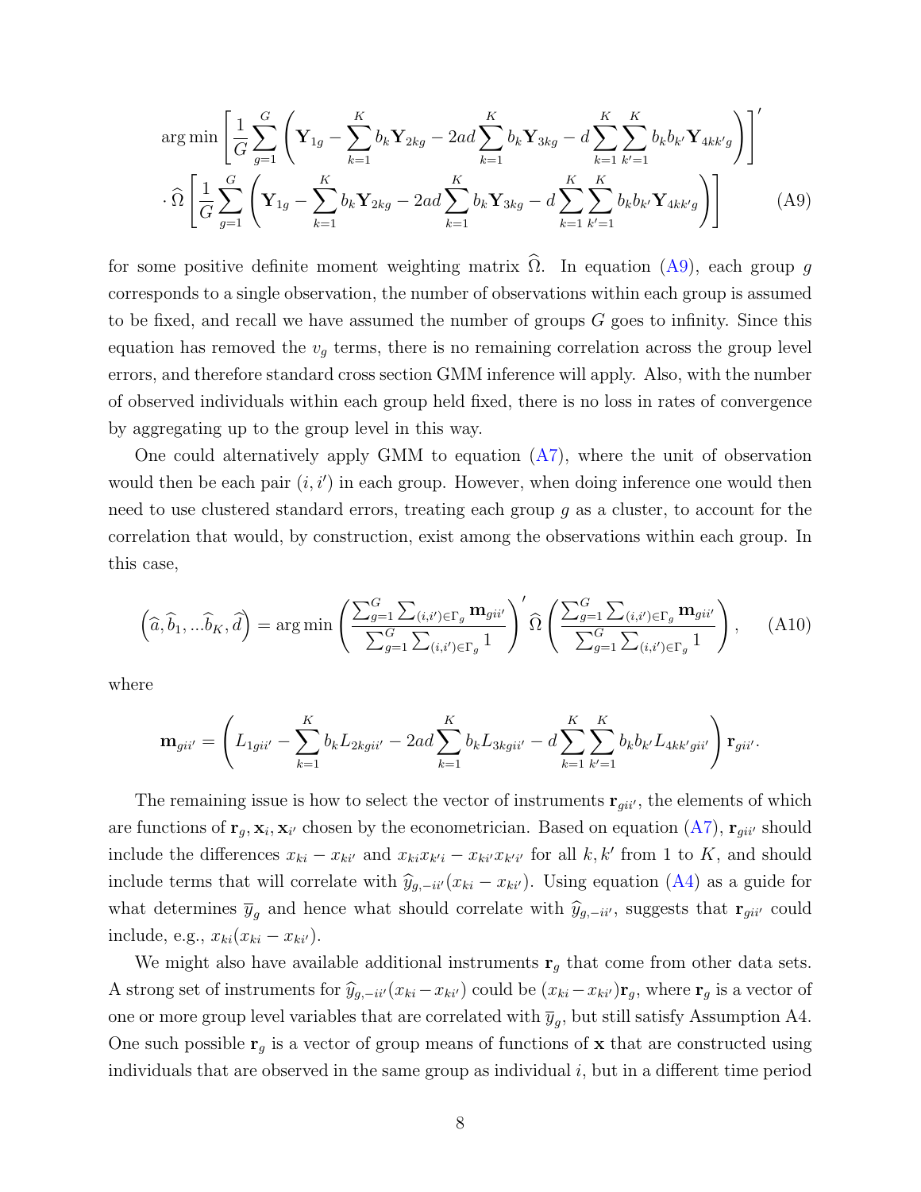$$
\arg\min \left[ \frac{1}{G} \sum_{g=1}^{G} \left( \mathbf{Y}_{1g} - \sum_{k=1}^{K} b_k \mathbf{Y}_{2kg} - 2ad \sum_{k=1}^{K} b_k \mathbf{Y}_{3kg} - d \sum_{k=1}^{K} \sum_{k'=1}^{K} b_k b_{k'} \mathbf{Y}_{4kk'g} \right) \right]' \cdot \widehat{\Omega} \left[ \frac{1}{G} \sum_{g=1}^{G} \left( \mathbf{Y}_{1g} - \sum_{k=1}^{K} b_k \mathbf{Y}_{2kg} - 2ad \sum_{k=1}^{K} b_k \mathbf{Y}_{3kg} - d \sum_{k=1}^{K} \sum_{k'=1}^{K} b_k b_{k'} \mathbf{Y}_{4kk'g} \right) \right] \tag{A9}
$$

for some positive definite moment weighting matrix $\widehat{\Omega}$. In equation (A9), each group $g$ corresponds to a single observation, the number of observations within each group is assumed to be fixed, and recall we have assumed the number of groups $G$ goes to infinity. Since this equation has removed the $v_g$ terms, there is no remaining correlation across the group level errors, and therefore standard cross section GMM inference will apply. Also, with the number of observed individuals within each group held fixed, there is no loss in rates of convergence by aggregating up to the group level in this way.

One could alternatively apply GMM to equation (A7), where the unit of observation would then be each pair $(i, i')$ in each group. However, when doing inference one would then need to use clustered standard errors, treating each group $g$ as a cluster, to account for the correlation that would, by construction, exist among the observations within each group. In this case,

$$
\left(\widehat{a}, \widehat{b}_1, ...\widehat{b}_K, \widehat{d}\right) = \arg\min \left( \frac{\sum_{g=1}^{G} \sum_{(i,i') \in \Gamma_g} \mathbf{m}_{gii'}}{\sum_{g=1}^{G} \sum_{(i,i') \in \Gamma_g} 1} \right)' \widehat{\Omega} \left( \frac{\sum_{g=1}^{G} \sum_{(i,i') \in \Gamma_g} \mathbf{m}_{gii'}}{\sum_{g=1}^{G} \sum_{(i,i') \in \Gamma_g} 1} \right), \tag{A10}
$$

where

$$
\mathbf{m}_{gii'} = \left( L_{1gii'} - \sum_{k=1}^{K} b_k L_{2kgii'} - 2ad \sum_{k=1}^{K} b_k L_{3kgii'} - d \sum_{k=1}^{K} \sum_{k'=1}^{K} b_k b_{k'} L_{4kk'gii'} \right) \mathbf{r}_{gii'}.
$$

The remaining issue is how to select the vector of instruments $\mathbf{r}_{gii'}$, the elements of which are functions of $\mathbf{r}_g, \mathbf{x}_i, \mathbf{x}_{i'}$ chosen by the econometrician. Based on equation (A7), $\mathbf{r}_{gii'}$ should include the differences $x_{ki} - x_{ki'}$ and $x_{ki}x_{k'i} - x_{ki'}x_{k'i'}$ for all $k, k'$ from 1 to $K$, and should include terms that will correlate with $\widehat{y}_{g,-ii'}(x_{ki} - x_{ki'})$. Using equation (A4) as a guide for what determines $\overline{y}_g$ and hence what should correlate with $\widehat{y}_{g,-ii'}$, suggests that $\mathbf{r}_{gii'}$ could include, e.g., $x_{ki}(x_{ki} - x_{ki'})$.

We might also have available additional instruments $\mathbf{r}_g$ that come from other data sets. A strong set of instruments for $\widehat{y}_{g,-ii'}(x_{ki} - x_{ki'})$ could be $(x_{ki} - x_{ki'})\mathbf{r}_g$, where $\mathbf{r}_g$ is a vector of one or more group level variables that are correlated with $\overline{y}_g$, but still satisfy Assumption A4. One such possible $\mathbf{r}_g$ is a vector of group means of functions of $\mathbf{x}$ that are constructed using individuals that are observed in the same group as individual $i$, but in a different time period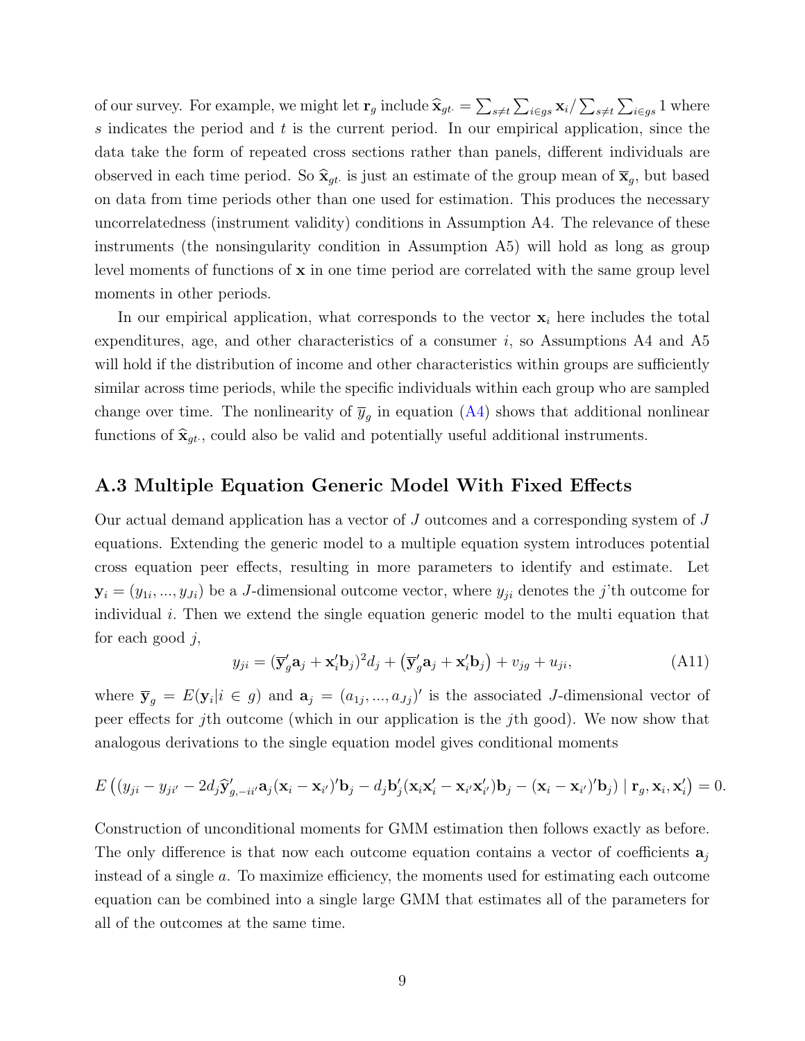of our survey. For example, we might let $\mathbf{r}_g$ include $\widehat{\mathbf{x}}_{gt\cdot} = \sum_{s \neq t} \sum_{i \in gs} \mathbf{x}_i / \sum_{s \neq t} \sum_{i \in gs} 1$ where $s$ indicates the period and $t$ is the current period. In our empirical application, since the data take the form of repeated cross sections rather than panels, different individuals are observed in each time period. So $\widehat{\mathbf{x}}_{gt\cdot}$ is just an estimate of the group mean of $\overline{\mathbf{x}}_g$, but based on data from time periods other than one used for estimation. This produces the necessary uncorrelatedness (instrument validity) conditions in Assumption A4. The relevance of these instruments (the nonsingularity condition in Assumption A5) will hold as long as group level moments of functions of $\mathbf{x}$ in one time period are correlated with the same group level moments in other periods.

In our empirical application, what corresponds to the vector $\mathbf{x}_i$ here includes the total expenditures, age, and other characteristics of a consumer $i$, so Assumptions A4 and A5 will hold if the distribution of income and other characteristics within groups are sufficiently similar across time periods, while the specific individuals within each group who are sampled change over time. The nonlinearity of $\overline{y}_g$ in equation (A4) shows that additional nonlinear functions of $\widehat{\mathbf{x}}_{gt\cdot}$, could also be valid and potentially useful additional instruments.

## A.3 Multiple Equation Generic Model With Fixed Effects

Our actual demand application has a vector of $J$ outcomes and a corresponding system of $J$ equations. Extending the generic model to a multiple equation system introduces potential cross equation peer effects, resulting in more parameters to identify and estimate. Let $\mathbf{y}_i = (y_{1i}, ..., y_{Ji})$ be a $J$-dimensional outcome vector, where $y_{ji}$ denotes the $j$'th outcome for individual $i$. Then we extend the single equation generic model to the multi equation that for each good $j$,

$$y_{ji} = (\overline{\mathbf{y}}_g' \mathbf{a}_j + \mathbf{x}_i' \mathbf{b}_j)^2 d_j + \left(\overline{\mathbf{y}}_g' \mathbf{a}_j + \mathbf{x}_i' \mathbf{b}_j\right) + v_{jg} + u_{ji}, \tag{A11}$$

where $\overline{\mathbf{y}}_g = E(\mathbf{y}_i | i \in g)$ and $\mathbf{a}_j = (a_{1j}, ..., a_{Jj})'$ is the associated $J$-dimensional vector of peer effects for $j$th outcome (which in our application is the $j$th good). We now show that analogous derivations to the single equation model gives conditional moments

$$E\left((y_{ji} - y_{ji'} - 2d_j \widehat{\mathbf{y}}_{g,-ii'}' \mathbf{a}_j (\mathbf{x}_i - \mathbf{x}_{i'})' \mathbf{b}_j - d_j \mathbf{b}_j' (\mathbf{x}_i \mathbf{x}_i' - \mathbf{x}_{i'} \mathbf{x}_{i'}') \mathbf{b}_j - (\mathbf{x}_i - \mathbf{x}_{i'})' \mathbf{b}_j\right) \mid \mathbf{r}_g, \mathbf{x}_i, \mathbf{x}_i'\right) = 0.$$

Construction of unconditional moments for GMM estimation then follows exactly as before. The only difference is that now each outcome equation contains a vector of coefficients $\mathbf{a}_j$ instead of a single $a$. To maximize efficiency, the moments used for estimating each outcome equation can be combined into a single large GMM that estimates all of the parameters for all of the outcomes at the same time.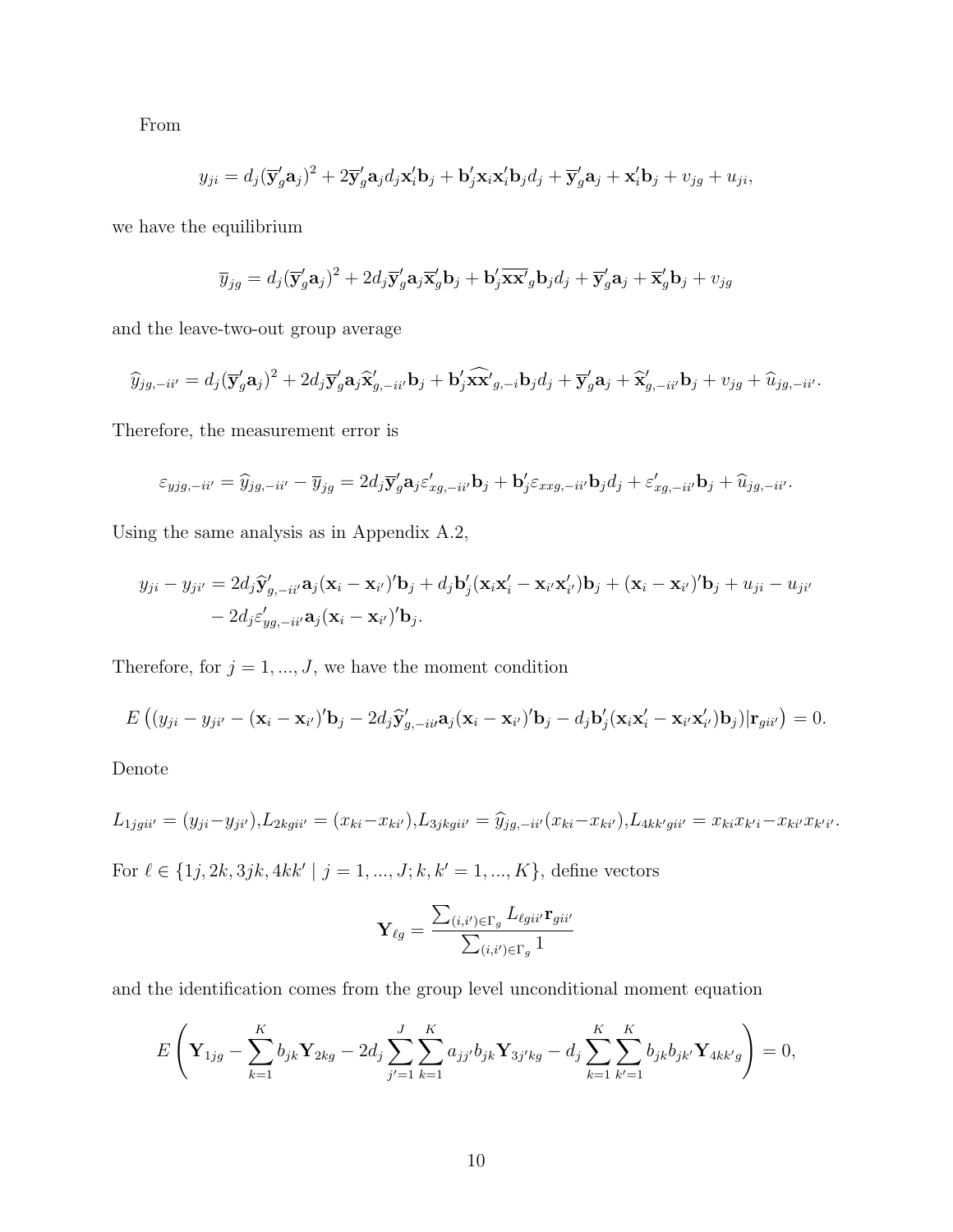From

$$y_{ji} = d_j(\overline{\mathbf{y}}_g'\mathbf{a}_j)^2 + 2\overline{\mathbf{y}}_g'\mathbf{a}_j d_j \mathbf{x}_i'\mathbf{b}_j + \mathbf{b}_j'\mathbf{x}_i\mathbf{x}_i'\mathbf{b}_j d_j + \overline{\mathbf{y}}_g'\mathbf{a}_j + \mathbf{x}_i'\mathbf{b}_j + v_{jg} + u_{ji},$$

we have the equilibrium

$$\overline{y}_{jg} = d_j(\overline{\mathbf{y}}_g'\mathbf{a}_j)^2 + 2d_j\overline{\mathbf{y}}_g'\mathbf{a}_j\overline{\mathbf{x}}_g'\mathbf{b}_j + \mathbf{b}_j'\overline{\mathbf{x}\mathbf{x}'}_g\mathbf{b}_j d_j + \overline{\mathbf{y}}_g'\mathbf{a}_j + \overline{\mathbf{x}}_g'\mathbf{b}_j + v_{jg}$$

and the leave-two-out group average

$$\widehat{y}_{jg,-ii'} = d_j(\overline{\mathbf{y}}_g'\mathbf{a}_j)^2 + 2d_j\overline{\mathbf{y}}_g'\mathbf{a}_j\widehat{\mathbf{x}}_{g,-ii'}'\mathbf{b}_j + \mathbf{b}_j'\widehat{\mathbf{x}\mathbf{x}'}_{g,-i}\mathbf{b}_j d_j + \overline{\mathbf{y}}_g'\mathbf{a}_j + \widehat{\mathbf{x}}_{g,-ii'}'\mathbf{b}_j + v_{jg} + \widehat{u}_{jg,-ii'}.$$

Therefore, the measurement error is

$$\varepsilon_{yjg,-ii'} = \widehat{y}_{jg,-ii'} - \overline{y}_{jg} = 2d_j\overline{\mathbf{y}}_g'\mathbf{a}_j\varepsilon_{xg,-ii'}'\mathbf{b}_j + \mathbf{b}_j'\varepsilon_{xxg,-ii'}\mathbf{b}_j d_j + \varepsilon_{xg,-ii'}'\mathbf{b}_j + \widehat{u}_{jg,-ii'}.$$

Using the same analysis as in Appendix A.2,

$$\begin{aligned}
y_{ji} - y_{ji'} &= 2d_j\widehat{\mathbf{y}}_{g,-ii'}'\mathbf{a}_j(\mathbf{x}_i - \mathbf{x}_{i'})'\mathbf{b}_j + d_j\mathbf{b}_j'(\mathbf{x}_i\mathbf{x}_i' - \mathbf{x}_{i'}\mathbf{x}_{i'}')\mathbf{b}_j + (\mathbf{x}_i - \mathbf{x}_{i'})'\mathbf{b}_j + u_{ji} - u_{ji'} \\
&\quad - 2d_j\varepsilon_{yg,-ii'}'\mathbf{a}_j(\mathbf{x}_i - \mathbf{x}_{i'})'\mathbf{b}_j.
\end{aligned}$$

Therefore, for $j = 1, ..., J$, we have the moment condition

$$E\left((y_{ji} - y_{ji'} - (\mathbf{x}_i - \mathbf{x}_{i'})'\mathbf{b}_j - 2d_j\widehat{\mathbf{y}}_{g,-ii'}'\mathbf{a}_j(\mathbf{x}_i - \mathbf{x}_{i'})'\mathbf{b}_j - d_j\mathbf{b}_j'(\mathbf{x}_i\mathbf{x}_i' - \mathbf{x}_{i'}\mathbf{x}_{i'}')\mathbf{b}_j)|\mathbf{r}_{gii'}\right) = 0.$$

Denote

$$L_{1jgii'} = (y_{ji} - y_{ji'}), L_{2kgii'} = (x_{ki} - x_{ki'}), L_{3jkgii'} = \widehat{y}_{jg,-ii'}(x_{ki} - x_{ki'}), L_{4kk'gii'} = x_{ki}x_{k'i} - x_{ki'}x_{k'i'}.$$

For $\ell \in \{1j, 2k, 3jk, 4kk' \mid j = 1, ..., J; k, k' = 1, ..., K\}$, define vectors

$$\mathbf{Y}_{\ell g} = \frac{\sum_{(i,i')\in\Gamma_g} L_{\ell gii'}\mathbf{r}_{gii'}}{\sum_{(i,i')\in\Gamma_g} 1}$$

and the identification comes from the group level unconditional moment equation

$$E\left(\mathbf{Y}_{1jg} - \sum_{k=1}^{K} b_{jk}\mathbf{Y}_{2kg} - 2d_j\sum_{j'=1}^{J}\sum_{k=1}^{K} a_{jj'}b_{jk}\mathbf{Y}_{3j'kg} - d_j\sum_{k=1}^{K}\sum_{k'=1}^{K} b_{jk}b_{jk'}\mathbf{Y}_{4kk'g}\right) = 0,$$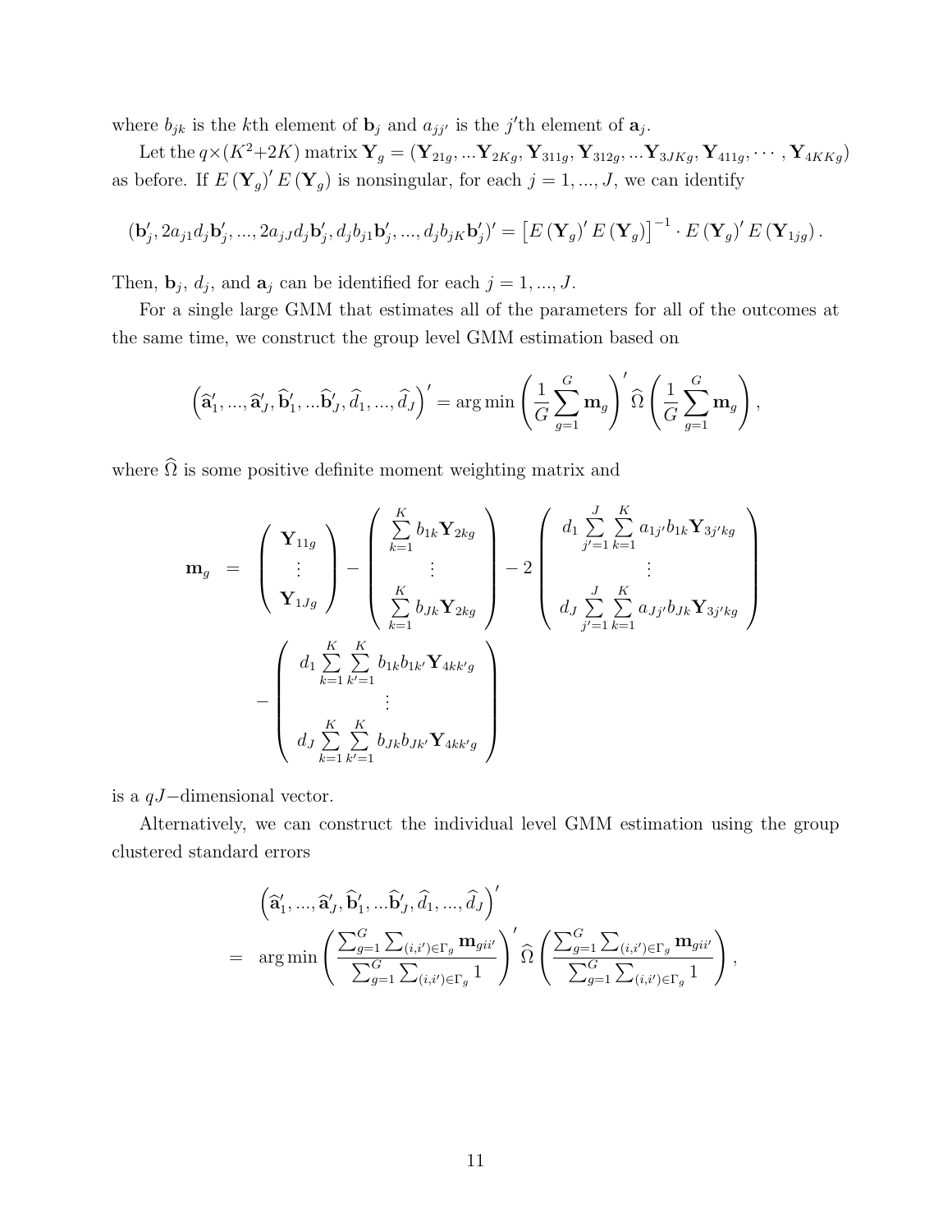where $b_{jk}$ is the $k$th element of $\mathbf{b}_j$ and $a_{jj'}$ is the $j'$th element of $\mathbf{a}_j$.

Let the $q \times (K^2 + 2K)$ matrix $\mathbf{Y}_g = (\mathbf{Y}_{21g}, ...\mathbf{Y}_{2Kg}, \mathbf{Y}_{311g}, \mathbf{Y}_{312g}, ...\mathbf{Y}_{3JKg}, \mathbf{Y}_{411g}, \cdots, \mathbf{Y}_{4KKg})$ as before. If $E(\mathbf{Y}_g)' E(\mathbf{Y}_g)$ is nonsingular, for each $j = 1, ..., J$, we can identify

$$
(\mathbf{b}'_j, 2a_{j1}d_j\mathbf{b}'_j, ..., 2a_{jJ}d_j\mathbf{b}'_j, d_jb_{j1}\mathbf{b}'_j, ..., d_jb_{jK}\mathbf{b}'_j)' = \left[E(\mathbf{Y}_g)' E(\mathbf{Y}_g)\right]^{-1} \cdot E(\mathbf{Y}_g)' E(\mathbf{Y}_{1jg}).
$$

Then, $\mathbf{b}_j$, $d_j$, and $\mathbf{a}_j$ can be identified for each $j = 1, ..., J$.

For a single large GMM that estimates all of the parameters for all of the outcomes at the same time, we construct the group level GMM estimation based on

$$
\left(\widehat{\mathbf{a}}'_1, ..., \widehat{\mathbf{a}}'_J, \widehat{\mathbf{b}}'_1, ...\widehat{\mathbf{b}}'_J, \widehat{d}_1, ..., \widehat{d}_J\right)' = \arg\min \left(\frac{1}{G}\sum_{g=1}^{G} \mathbf{m}_g\right)' \widehat{\Omega} \left(\frac{1}{G}\sum_{g=1}^{G} \mathbf{m}_g\right),
$$

where $\widehat{\Omega}$ is some positive definite moment weighting matrix and

$$
\begin{aligned}
\mathbf{m}_g &= \begin{pmatrix} \mathbf{Y}_{11g} \\ \vdots \\ \mathbf{Y}_{1Jg} \end{pmatrix} - \begin{pmatrix} \sum\limits_{k=1}^{K} b_{1k}\mathbf{Y}_{2kg} \\ \vdots \\ \sum\limits_{k=1}^{K} b_{Jk}\mathbf{Y}_{2kg} \end{pmatrix} - 2\begin{pmatrix} d_1 \sum\limits_{j'=1}^{J}\sum\limits_{k=1}^{K} a_{1j'}b_{1k}\mathbf{Y}_{3j'kg} \\ \vdots \\ d_J \sum\limits_{j'=1}^{J}\sum\limits_{k=1}^{K} a_{Jj'}b_{Jk}\mathbf{Y}_{3j'kg} \end{pmatrix} \\
&\quad - \begin{pmatrix} d_1 \sum\limits_{k=1}^{K}\sum\limits_{k'=1}^{K} b_{1k}b_{1k'}\mathbf{Y}_{4kk'g} \\ \vdots \\ d_J \sum\limits_{k=1}^{K}\sum\limits_{k'=1}^{K} b_{Jk}b_{Jk'}\mathbf{Y}_{4kk'g} \end{pmatrix}
\end{aligned}
$$

is a $qJ-$dimensional vector.

Alternatively, we can construct the individual level GMM estimation using the group clustered standard errors

$$
\begin{aligned}
&\left(\widehat{\mathbf{a}}'_1, ..., \widehat{\mathbf{a}}'_J, \widehat{\mathbf{b}}'_1, ...\widehat{\mathbf{b}}'_J, \widehat{d}_1, ..., \widehat{d}_J\right)' \\
= &\ \arg\min \left(\frac{\sum_{g=1}^{G}\sum_{(i,i')\in\Gamma_g} \mathbf{m}_{gii'}}{\sum_{g=1}^{G}\sum_{(i,i')\in\Gamma_g} 1}\right)' \widehat{\Omega} \left(\frac{\sum_{g=1}^{G}\sum_{(i,i')\in\Gamma_g} \mathbf{m}_{gii'}}{\sum_{g=1}^{G}\sum_{(i,i')\in\Gamma_g} 1}\right),
\end{aligned}
$$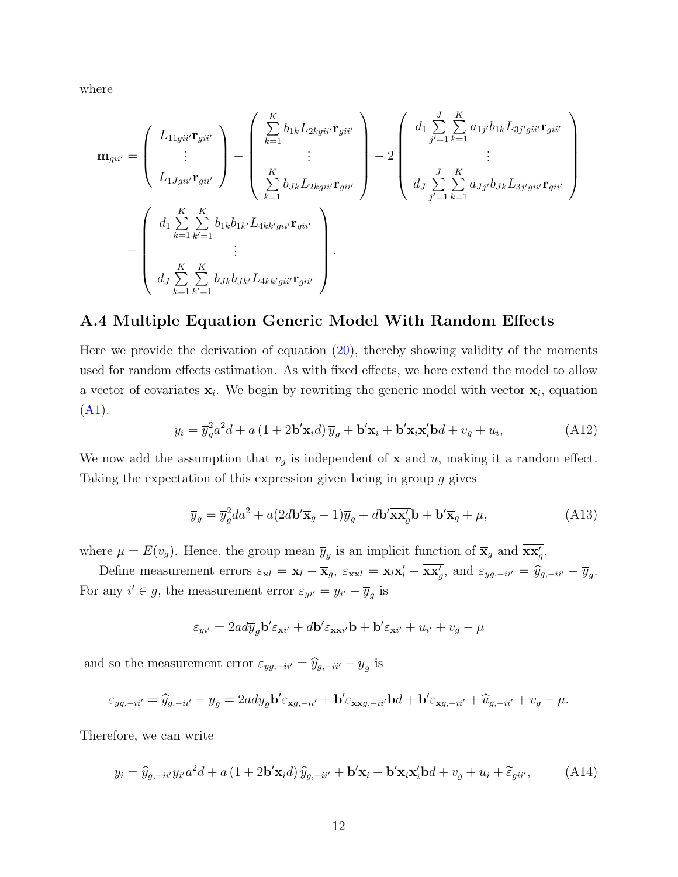where

$$
\mathbf{m}_{gii'} = \begin{pmatrix} L_{11gii'}\mathbf{r}_{gii'} \\ \vdots \\ L_{1Jgii'}\mathbf{r}_{gii'} \end{pmatrix} - \begin{pmatrix} \sum_{k=1}^{K} b_{1k} L_{2kgii'}\mathbf{r}_{gii'} \\ \vdots \\ \sum_{k=1}^{K} b_{Jk} L_{2kgii'}\mathbf{r}_{gii'} \end{pmatrix} - 2 \begin{pmatrix} d_1 \sum_{j'=1}^{J} \sum_{k=1}^{K} a_{1j'} b_{1k} L_{3j'gii'}\mathbf{r}_{gii'} \\ \vdots \\ d_J \sum_{j'=1}^{J} \sum_{k=1}^{K} a_{Jj'} b_{Jk} L_{3j'gii'}\mathbf{r}_{gii'} \end{pmatrix}
$$

$$
- \begin{pmatrix} d_1 \sum_{k=1}^{K} \sum_{k'=1}^{K} b_{1k} b_{1k'} L_{4kk'gii'}\mathbf{r}_{gii'} \\ \vdots \\ d_J \sum_{k=1}^{K} \sum_{k'=1}^{K} b_{Jk} b_{Jk'} L_{4kk'gii'}\mathbf{r}_{gii'} \end{pmatrix}.
$$

## A.4 Multiple Equation Generic Model With Random Effects

Here we provide the derivation of equation (20), thereby showing validity of the moments used for random effects estimation. As with fixed effects, we here extend the model to allow a vector of covariates $\mathbf{x}_i$. We begin by rewriting the generic model with vector $\mathbf{x}_i$, equation (A1).

$$
y_i = \overline{y}_g^2 a^2 d + a\left(1 + 2\mathbf{b}'\mathbf{x}_i d\right)\overline{y}_g + \mathbf{b}'\mathbf{x}_i + \mathbf{b}'\mathbf{x}_i\mathbf{x}_i'\mathbf{b}d + v_g + u_i, \tag{A12}
$$

We now add the assumption that $v_g$ is independent of $\mathbf{x}$ and $u$, making it a random effect. Taking the expectation of this expression given being in group $g$ gives

$$
\overline{y}_g = \overline{y}_g^2 d a^2 + a(2d\mathbf{b}'\overline{\mathbf{x}}_g + 1)\overline{y}_g + d\mathbf{b}'\overline{\mathbf{x}\mathbf{x}'_g}\mathbf{b} + \mathbf{b}'\overline{\mathbf{x}}_g + \mu, \tag{A13}
$$

where $\mu = E(v_g)$. Hence, the group mean $\overline{y}_g$ is an implicit function of $\overline{\mathbf{x}}_g$ and $\overline{\mathbf{x}\mathbf{x}'_g}$.

Define measurement errors $\varepsilon_{\mathbf{x}l} = \mathbf{x}_l - \overline{\mathbf{x}}_g$, $\varepsilon_{\mathbf{x}\mathbf{x}l} = \mathbf{x}_l\mathbf{x}_l' - \overline{\mathbf{x}\mathbf{x}'_g}$, and $\varepsilon_{yg,-ii'} = \widehat{y}_{g,-ii'} - \overline{y}_g$. For any $i' \in g$, the measurement error $\varepsilon_{yi'} = y_{i'} - \overline{y}_g$ is

$$
\varepsilon_{yi'} = 2ad\overline{y}_g\mathbf{b}'\varepsilon_{\mathbf{x}i'} + d\mathbf{b}'\varepsilon_{\mathbf{x}\mathbf{x}i'}\mathbf{b} + \mathbf{b}'\varepsilon_{\mathbf{x}i'} + u_{i'} + v_g - \mu
$$

and so the measurement error $\varepsilon_{yg,-ii'} = \widehat{y}_{g,-ii'} - \overline{y}_g$ is

$$
\varepsilon_{yg,-ii'} = \widehat{y}_{g,-ii'} - \overline{y}_g = 2ad\overline{y}_g\mathbf{b}'\varepsilon_{\mathbf{x}g,-ii'} + \mathbf{b}'\varepsilon_{\mathbf{x}\mathbf{x}g,-ii'}\mathbf{b}d + \mathbf{b}'\varepsilon_{\mathbf{x}g,-ii'} + \widehat{u}_{g,-ii'} + v_g - \mu.
$$

Therefore, we can write

$$
y_i = \widehat{y}_{g,-ii'} y_{i'} a^2 d + a\left(1 + 2\mathbf{b}'\mathbf{x}_i d\right)\widehat{y}_{g,-ii'} + \mathbf{b}'\mathbf{x}_i + \mathbf{b}'\mathbf{x}_i\mathbf{x}_i'\mathbf{b}d + v_g + u_i + \widetilde{\varepsilon}_{gii'}, \tag{A14}
$$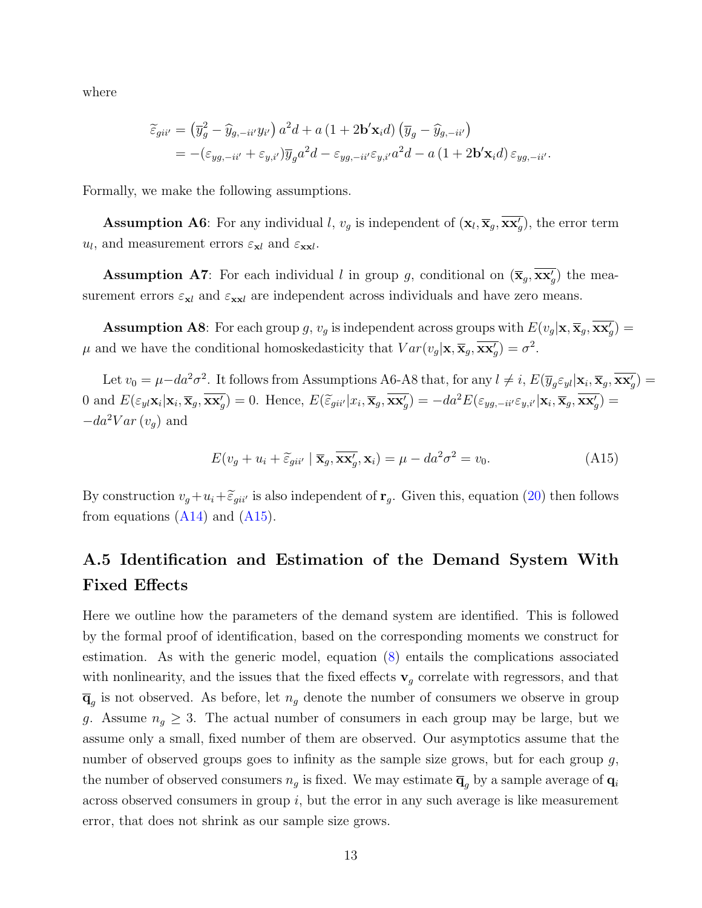where

$$
\begin{aligned}
\widetilde{\varepsilon}_{gii'} &= \left(\overline{y}_g^2 - \widehat{y}_{g,-ii'} y_{i'}\right) a^2 d + a\left(1 + 2\mathbf{b}'\mathbf{x}_i d\right)\left(\overline{y}_g - \widehat{y}_{g,-ii'}\right) \\
&= -(\varepsilon_{yg,-ii'} + \varepsilon_{y,i'})\overline{y}_g a^2 d - \varepsilon_{yg,-ii'}\varepsilon_{y,i'} a^2 d - a\left(1 + 2\mathbf{b}'\mathbf{x}_i d\right)\varepsilon_{yg,-ii'}.
\end{aligned}
$$

Formally, we make the following assumptions.

**Assumption A6**: For any individual $l$, $v_g$ is independent of $(\mathbf{x}_l, \overline{\mathbf{x}}_g, \overline{\mathbf{xx}'_g})$, the error term $u_l$, and measurement errors $\varepsilon_{\mathbf{x}l}$ and $\varepsilon_{\mathbf{xx}l}$.

**Assumption A7**: For each individual $l$ in group $g$, conditional on $(\overline{\mathbf{x}}_g, \overline{\mathbf{xx}'_g})$ the measurement errors $\varepsilon_{\mathbf{x}l}$ and $\varepsilon_{\mathbf{xx}l}$ are independent across individuals and have zero means.

**Assumption A8**: For each group $g$, $v_g$ is independent across groups with $E(v_g|\mathbf{x}, \overline{\mathbf{x}}_g, \overline{\mathbf{xx}'_g}) = \mu$ and we have the conditional homoskedasticity that $Var(v_g|\mathbf{x}, \overline{\mathbf{x}}_g, \overline{\mathbf{xx}'_g}) = \sigma^2$.

Let $v_0 = \mu - da^2\sigma^2$. It follows from Assumptions A6-A8 that, for any $l \neq i$, $E(\overline{y}_g \varepsilon_{yl}|\mathbf{x}_i, \overline{\mathbf{x}}_g, \overline{\mathbf{xx}'_g}) = 0$ and $E(\varepsilon_{yl}\mathbf{x}_i|\mathbf{x}_i, \overline{\mathbf{x}}_g, \overline{\mathbf{xx}'_g}) = 0$. Hence, $E(\widetilde{\varepsilon}_{gii'}|x_i, \overline{\mathbf{x}}_g, \overline{\mathbf{xx}'_g}) = -da^2 E(\varepsilon_{yg,-ii'}\varepsilon_{y,i'}|\mathbf{x}_i, \overline{\mathbf{x}}_g, \overline{\mathbf{xx}'_g}) = -da^2 Var\left(v_g\right)$ and

$$
E(v_g + u_i + \widetilde{\varepsilon}_{gii'} \mid \overline{\mathbf{x}}_g, \overline{\mathbf{xx}'_g}, \mathbf{x}_i) = \mu - da^2\sigma^2 = v_0. \tag{A15}
$$

By construction $v_g + u_i + \widetilde{\varepsilon}_{gii'}$ is also independent of $\mathbf{r}_g$. Given this, equation (20) then follows from equations (A14) and (A15).

## A.5 Identification and Estimation of the Demand System With Fixed Effects

Here we outline how the parameters of the demand system are identified. This is followed by the formal proof of identification, based on the corresponding moments we construct for estimation. As with the generic model, equation (8) entails the complications associated with nonlinearity, and the issues that the fixed effects $\mathbf{v}_g$ correlate with regressors, and that $\overline{\mathbf{q}}_g$ is not observed. As before, let $n_g$ denote the number of consumers we observe in group $g$. Assume $n_g \geq 3$. The actual number of consumers in each group may be large, but we assume only a small, fixed number of them are observed. Our asymptotics assume that the number of observed groups goes to infinity as the sample size grows, but for each group $g$, the number of observed consumers $n_g$ is fixed. We may estimate $\overline{\mathbf{q}}_g$ by a sample average of $\mathbf{q}_i$ across observed consumers in group $i$, but the error in any such average is like measurement error, that does not shrink as our sample size grows.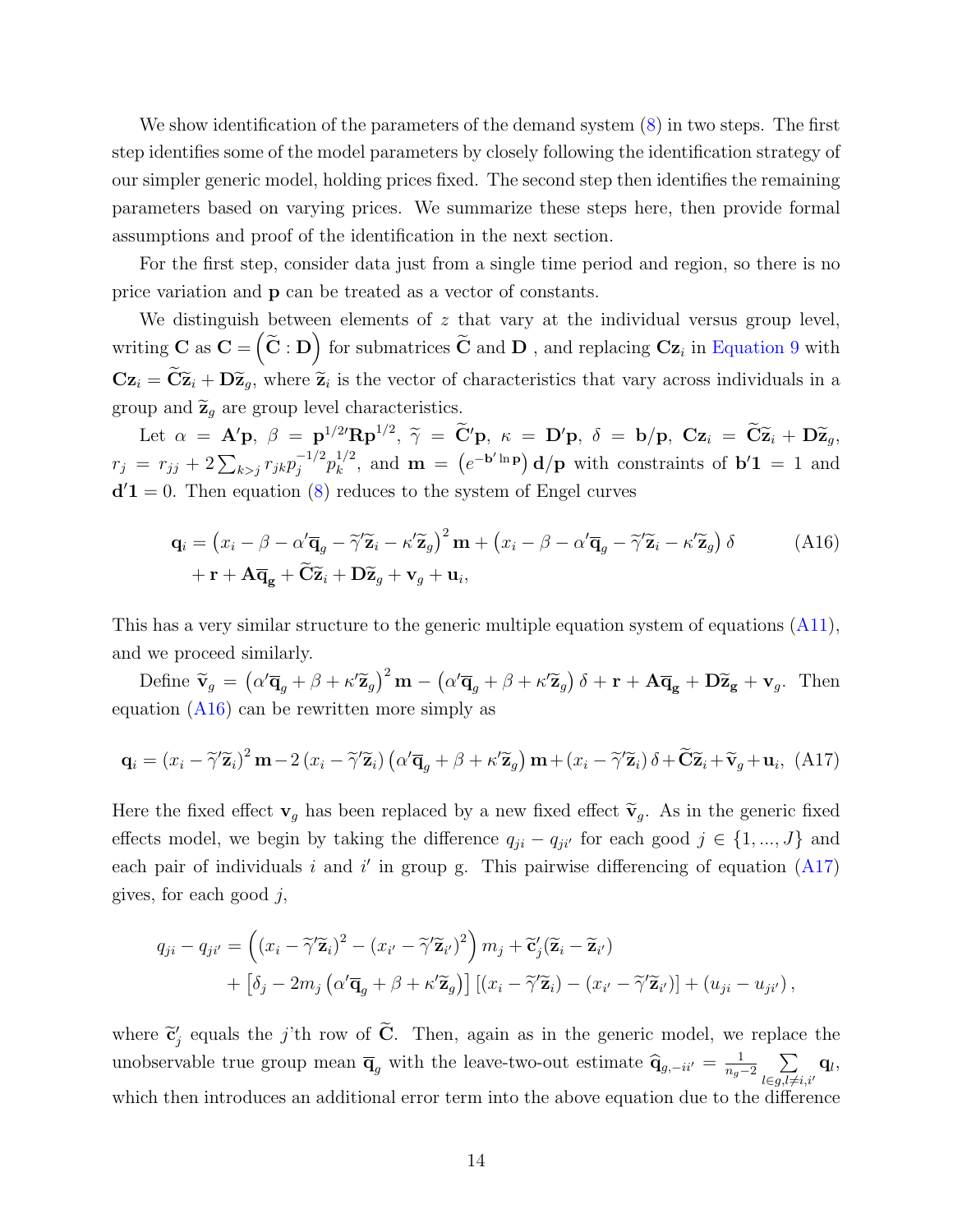We show identification of the parameters of the demand system (8) in two steps. The first step identifies some of the model parameters by closely following the identification strategy of our simpler generic model, holding prices fixed. The second step then identifies the remaining parameters based on varying prices. We summarize these steps here, then provide formal assumptions and proof of the identification in the next section.

For the first step, consider data just from a single time period and region, so there is no price variation and $\mathbf{p}$ can be treated as a vector of constants.

We distinguish between elements of $z$ that vary at the individual versus group level, writing $\mathbf{C}$ as $\mathbf{C} = \left(\widetilde{\mathbf{C}} : \mathbf{D}\right)$ for submatrices $\widetilde{\mathbf{C}}$ and $\mathbf{D}$ , and replacing $\mathbf{C}\mathbf{z}_i$ in Equation 9 with $\mathbf{C}\mathbf{z}_i = \widetilde{\mathbf{C}}\widetilde{\mathbf{z}}_i + \mathbf{D}\widetilde{\mathbf{z}}_g$, where $\widetilde{\mathbf{z}}_i$ is the vector of characteristics that vary across individuals in a group and $\widetilde{\mathbf{z}}_g$ are group level characteristics.

Let $\alpha = \mathbf{A}'\mathbf{p}$, $\beta = \mathbf{p}^{1/2\prime}\mathbf{R}\mathbf{p}^{1/2}$, $\widetilde{\gamma} = \widetilde{\mathbf{C}}'\mathbf{p}$, $\kappa = \mathbf{D}'\mathbf{p}$, $\delta = \mathbf{b}/\mathbf{p}$, $\mathbf{C}\mathbf{z}_i = \widetilde{\mathbf{C}}\widetilde{\mathbf{z}}_i + \mathbf{D}\widetilde{\mathbf{z}}_g$, $r_j = r_{jj} + 2\sum_{k>j} r_{jk} p_j^{-1/2} p_k^{1/2}$, and $\mathbf{m} = \left(e^{-\mathbf{b}'\ln \mathbf{p}}\right)\mathbf{d}/\mathbf{p}$ with constraints of $\mathbf{b}'\mathbf{1} = 1$ and $\mathbf{d}'\mathbf{1} = 0$. Then equation (8) reduces to the system of Engel curves

$$
\begin{aligned}
\mathbf{q}_i = &\left(x_i - \beta - \alpha'\overline{\mathbf{q}}_g - \widetilde{\gamma}'\widetilde{\mathbf{z}}_i - \kappa'\widetilde{\mathbf{z}}_g\right)^2 \mathbf{m} + \left(x_i - \beta - \alpha'\overline{\mathbf{q}}_g - \widetilde{\gamma}'\widetilde{\mathbf{z}}_i - \kappa'\widetilde{\mathbf{z}}_g\right)\delta \\
&+ \mathbf{r} + \mathbf{A}\overline{\mathbf{q}}_{\mathbf{g}} + \widetilde{\mathbf{C}}\widetilde{\mathbf{z}}_i + \mathbf{D}\widetilde{\mathbf{z}}_g + \mathbf{v}_g + \mathbf{u}_i,
\end{aligned} \tag{A16}
$$

This has a very similar structure to the generic multiple equation system of equations (A11), and we proceed similarly.

Define $\widetilde{\mathbf{v}}_g = \left(\alpha'\overline{\mathbf{q}}_g + \beta + \kappa'\widetilde{\mathbf{z}}_g\right)^2 \mathbf{m} - \left(\alpha'\overline{\mathbf{q}}_g + \beta + \kappa'\widetilde{\mathbf{z}}_g\right)\delta + \mathbf{r} + \mathbf{A}\overline{\mathbf{q}}_{\mathbf{g}} + \mathbf{D}\widetilde{\mathbf{z}}_{\mathbf{g}} + \mathbf{v}_g$. Then equation (A16) can be rewritten more simply as

$$
\mathbf{q}_i = \left(x_i - \widetilde{\gamma}'\widetilde{\mathbf{z}}_i\right)^2 \mathbf{m} - 2\left(x_i - \widetilde{\gamma}'\widetilde{\mathbf{z}}_i\right)\left(\alpha'\overline{\mathbf{q}}_g + \beta + \kappa'\widetilde{\mathbf{z}}_g\right)\mathbf{m} + \left(x_i - \widetilde{\gamma}'\widetilde{\mathbf{z}}_i\right)\delta + \widetilde{\mathbf{C}}\widetilde{\mathbf{z}}_i + \widetilde{\mathbf{v}}_g + \mathbf{u}_i, \tag{A17}
$$

Here the fixed effect $\mathbf{v}_g$ has been replaced by a new fixed effect $\widetilde{\mathbf{v}}_g$. As in the generic fixed effects model, we begin by taking the difference $q_{ji} - q_{ji'}$ for each good $j \in \{1, ..., J\}$ and each pair of individuals $i$ and $i'$ in group g. This pairwise differencing of equation (A17) gives, for each good $j$,

$$
\begin{aligned}
q_{ji} - q_{ji'} = &\left(\left(x_i - \widetilde{\gamma}'\widetilde{\mathbf{z}}_i\right)^2 - \left(x_{i'} - \widetilde{\gamma}'\widetilde{\mathbf{z}}_{i'}\right)^2\right) m_j + \widetilde{\mathbf{c}}_j'(\widetilde{\mathbf{z}}_i - \widetilde{\mathbf{z}}_{i'}) \\
&+ \left[\delta_j - 2m_j\left(\alpha'\overline{\mathbf{q}}_g + \beta + \kappa'\widetilde{\mathbf{z}}_g\right)\right]\left[\left(x_i - \widetilde{\gamma}'\widetilde{\mathbf{z}}_i\right) - \left(x_{i'} - \widetilde{\gamma}'\widetilde{\mathbf{z}}_{i'}\right)\right] + \left(u_{ji} - u_{ji'}\right),
\end{aligned}
$$

where $\widetilde{\mathbf{c}}_j'$ equals the $j$'th row of $\widetilde{\mathbf{C}}$. Then, again as in the generic model, we replace the unobservable true group mean $\overline{\mathbf{q}}_g$ with the leave-two-out estimate $\widehat{\mathbf{q}}_{g,-ii'} = \frac{1}{n_g - 2}\sum_{l \in g, l \neq i,i'} \mathbf{q}_l$, which then introduces an additional error term into the above equation due to the difference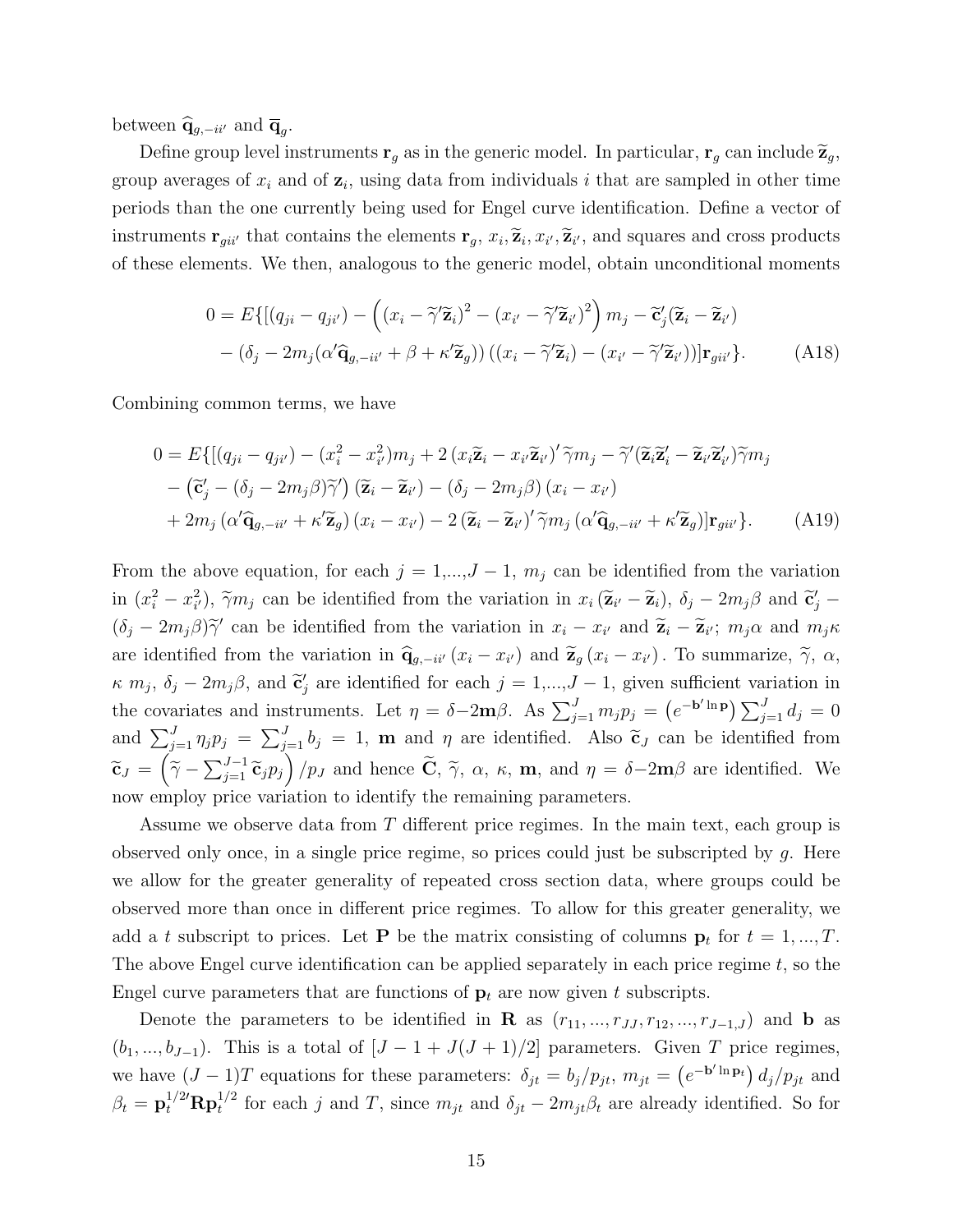between $\widehat{\mathbf{q}}_{g,-ii'}$ and $\overline{\mathbf{q}}_g$.

Define group level instruments $\mathbf{r}_g$ as in the generic model. In particular, $\mathbf{r}_g$ can include $\widetilde{\mathbf{z}}_g$, group averages of $x_i$ and of $\mathbf{z}_i$, using data from individuals $i$ that are sampled in other time periods than the one currently being used for Engel curve identification. Define a vector of instruments $\mathbf{r}_{gii'}$ that contains the elements $\mathbf{r}_g$, $x_i, \widetilde{\mathbf{z}}_i, x_{i'}, \widetilde{\mathbf{z}}_{i'}$, and squares and cross products of these elements. We then, analogous to the generic model, obtain unconditional moments

$$
\begin{aligned}
0 = E\{[(q_{ji} - q_{ji'}) - \left((x_i - \widetilde{\gamma}'\widetilde{\mathbf{z}}_i)^2 - (x_{i'} - \widetilde{\gamma}'\widetilde{\mathbf{z}}_{i'})^2\right) m_j - \widetilde{\mathbf{c}}_j'(\widetilde{\mathbf{z}}_i - \widetilde{\mathbf{z}}_{i'}) \\
- (\delta_j - 2m_j(\alpha'\widehat{\mathbf{q}}_{g,-ii'} + \beta + \kappa'\widetilde{\mathbf{z}}_g))\left((x_i - \widetilde{\gamma}'\widetilde{\mathbf{z}}_i) - (x_{i'} - \widetilde{\gamma}'\widetilde{\mathbf{z}}_{i'})\right)]\mathbf{r}_{gii'}\}. \qquad \text{(A18)}
\end{aligned}
$$

Combining common terms, we have

$$
\begin{aligned}
0 = E\{[(q_{ji} - q_{ji'}) - (x_i^2 - x_{i'}^2)m_j + 2\left(x_i\widetilde{\mathbf{z}}_i - x_{i'}\widetilde{\mathbf{z}}_{i'}\right)'\widetilde{\gamma}m_j - \widetilde{\gamma}'(\widetilde{\mathbf{z}}_i\widetilde{\mathbf{z}}_i' - \widetilde{\mathbf{z}}_{i'}\widetilde{\mathbf{z}}_{i'}')\widetilde{\gamma}m_j \\
- \left(\widetilde{\mathbf{c}}_j' - (\delta_j - 2m_j\beta)\widetilde{\gamma}'\right)(\widetilde{\mathbf{z}}_i - \widetilde{\mathbf{z}}_{i'}) - (\delta_j - 2m_j\beta)(x_i - x_{i'}) \\
+ 2m_j\left(\alpha'\widehat{\mathbf{q}}_{g,-ii'} + \kappa'\widetilde{\mathbf{z}}_g\right)(x_i - x_{i'}) - 2\left(\widetilde{\mathbf{z}}_i - \widetilde{\mathbf{z}}_{i'}\right)'\widetilde{\gamma}m_j\left(\alpha'\widehat{\mathbf{q}}_{g,-ii'} + \kappa'\widetilde{\mathbf{z}}_g\right)]\mathbf{r}_{gii'}\}. \qquad \text{(A19)}
\end{aligned}
$$

From the above equation, for each $j = 1,...,J-1$, $m_j$ can be identified from the variation in $(x_i^2 - x_{i'}^2)$, $\widetilde{\gamma}m_j$ can be identified from the variation in $x_i\left(\widetilde{\mathbf{z}}_{i'} - \widetilde{\mathbf{z}}_i\right)$, $\delta_j - 2m_j\beta$ and $\widetilde{\mathbf{c}}_j' - (\delta_j - 2m_j\beta)\widetilde{\gamma}'$ can be identified from the variation in $x_i - x_{i'}$ and $\widetilde{\mathbf{z}}_i - \widetilde{\mathbf{z}}_{i'}$; $m_j\alpha$ and $m_j\kappa$ are identified from the variation in $\widehat{\mathbf{q}}_{g,-ii'}(x_i - x_{i'})$ and $\widetilde{\mathbf{z}}_g(x_i - x_{i'})$. To summarize, $\widetilde{\gamma}$, $\alpha$, $\kappa$ $m_j$, $\delta_j - 2m_j\beta$, and $\widetilde{\mathbf{c}}_j'$ are identified for each $j = 1,...,J-1$, given sufficient variation in the covariates and instruments. Let $\eta = \delta - 2\mathbf{m}\beta$. As $\sum_{j=1}^J m_j p_j = \left(e^{-\mathbf{b}'\ln\mathbf{p}}\right)\sum_{j=1}^J d_j = 0$ and $\sum_{j=1}^J \eta_j p_j = \sum_{j=1}^J b_j = 1$, $\mathbf{m}$ and $\eta$ are identified. Also $\widetilde{\mathbf{c}}_J$ can be identified from $\widetilde{\mathbf{c}}_J = \left(\widetilde{\gamma} - \sum_{j=1}^{J-1}\widetilde{\mathbf{c}}_j p_j\right)/p_J$ and hence $\widetilde{\mathbf{C}}$, $\widetilde{\gamma}$, $\alpha$, $\kappa$, $\mathbf{m}$, and $\eta = \delta - 2\mathbf{m}\beta$ are identified. We now employ price variation to identify the remaining parameters.

Assume we observe data from $T$ different price regimes. In the main text, each group is observed only once, in a single price regime, so prices could just be subscripted by $g$. Here we allow for the greater generality of repeated cross section data, where groups could be observed more than once in different price regimes. To allow for this greater generality, we add a $t$ subscript to prices. Let $\mathbf{P}$ be the matrix consisting of columns $\mathbf{p}_t$ for $t = 1,...,T$. The above Engel curve identification can be applied separately in each price regime $t$, so the Engel curve parameters that are functions of $\mathbf{p}_t$ are now given $t$ subscripts.

Denote the parameters to be identified in $\mathbf{R}$ as $(r_{11},...,r_{JJ},r_{12},...,r_{J-1,J})$ and $\mathbf{b}$ as $(b_1,...,b_{J-1})$. This is a total of $[J-1+J(J+1)/2]$ parameters. Given $T$ price regimes, we have $(J-1)T$ equations for these parameters: $\delta_{jt} = b_j/p_{jt}$, $m_{jt} = \left(e^{-\mathbf{b}'\ln\mathbf{p}_t}\right)d_j/p_{jt}$ and $\beta_t = \mathbf{p}_t^{1/2\prime}\mathbf{R}\mathbf{p}_t^{1/2}$ for each $j$ and $T$, since $m_{jt}$ and $\delta_{jt} - 2m_{jt}\beta_t$ are already identified. So for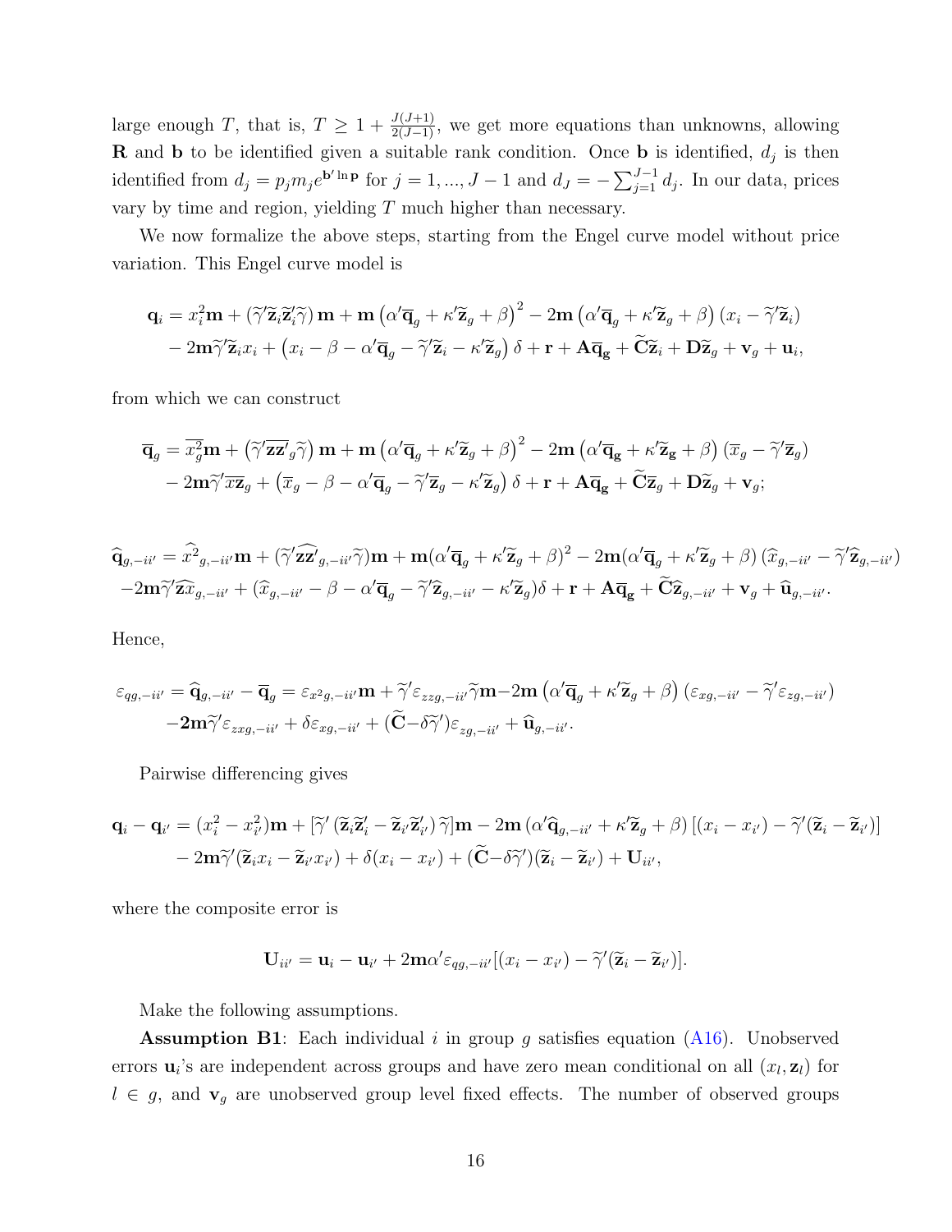large enough $T$, that is, $T \geq 1 + \frac{J(J+1)}{2(J-1)}$, we get more equations than unknowns, allowing $\mathbf{R}$ and $\mathbf{b}$ to be identified given a suitable rank condition. Once $\mathbf{b}$ is identified, $d_j$ is then identified from $d_j = p_j m_j e^{\mathbf{b}' \ln \mathbf{p}}$ for $j = 1, ..., J-1$ and $d_J = -\sum_{j=1}^{J-1} d_j$. In our data, prices vary by time and region, yielding $T$ much higher than necessary.

We now formalize the above steps, starting from the Engel curve model without price variation. This Engel curve model is

$$
\begin{aligned}
\mathbf{q}_i &= x_i^2 \mathbf{m} + (\widetilde{\gamma}' \widetilde{\mathbf{z}}_i \widetilde{\mathbf{z}}_i' \widetilde{\gamma}) \mathbf{m} + \mathbf{m} \left(\alpha' \overline{\mathbf{q}}_g + \kappa' \widetilde{\mathbf{z}}_g + \beta\right)^2 - 2\mathbf{m} \left(\alpha' \overline{\mathbf{q}}_g + \kappa' \widetilde{\mathbf{z}}_g + \beta\right)(x_i - \widetilde{\gamma}' \widetilde{\mathbf{z}}_i) \\
&\quad - 2\mathbf{m} \widetilde{\gamma}' \widetilde{\mathbf{z}}_i x_i + \left(x_i - \beta - \alpha' \overline{\mathbf{q}}_g - \widetilde{\gamma}' \widetilde{\mathbf{z}}_i - \kappa' \widetilde{\mathbf{z}}_g\right) \delta + \mathbf{r} + \mathbf{A} \overline{\mathbf{q}}_\mathbf{g} + \widetilde{\mathbf{C}} \widetilde{\mathbf{z}}_i + \mathbf{D} \widetilde{\mathbf{z}}_g + \mathbf{v}_g + \mathbf{u}_i,
\end{aligned}
$$

from which we can construct

$$
\begin{aligned}
\overline{\mathbf{q}}_g &= \overline{x_g^2} \mathbf{m} + \left(\widetilde{\gamma}' \overline{\mathbf{z}\mathbf{z}'}_g \widetilde{\gamma}\right) \mathbf{m} + \mathbf{m} \left(\alpha' \overline{\mathbf{q}}_g + \kappa' \widetilde{\mathbf{z}}_g + \beta\right)^2 - 2\mathbf{m} \left(\alpha' \overline{\mathbf{q}}_\mathbf{g} + \kappa' \widetilde{\mathbf{z}}_\mathbf{g} + \beta\right)(\overline{x}_g - \widetilde{\gamma}' \overline{\mathbf{z}}_g) \\
&\quad - 2\mathbf{m} \widetilde{\gamma}' \overline{x\mathbf{z}}_g + \left(\overline{x}_g - \beta - \alpha' \overline{\mathbf{q}}_g - \widetilde{\gamma}' \overline{\mathbf{z}}_g - \kappa' \widetilde{\mathbf{z}}_g\right) \delta + \mathbf{r} + \mathbf{A} \overline{\mathbf{q}}_\mathbf{g} + \widetilde{\mathbf{C}} \overline{\mathbf{z}}_g + \mathbf{D} \widetilde{\mathbf{z}}_g + \mathbf{v}_g;
\end{aligned}
$$

$$
\begin{aligned}
\widehat{\mathbf{q}}_{g,-ii'} &= \widehat{x^2}_{g,-ii'} \mathbf{m} + (\widetilde{\gamma}' \widehat{\mathbf{z}\mathbf{z}'}_{g,-ii'} \widetilde{\gamma}) \mathbf{m} + \mathbf{m}(\alpha' \overline{\mathbf{q}}_g + \kappa' \widetilde{\mathbf{z}}_g + \beta)^2 - 2\mathbf{m}(\alpha' \overline{\mathbf{q}}_g + \kappa' \widetilde{\mathbf{z}}_g + \beta)(\widehat{x}_{g,-ii'} - \widetilde{\gamma}' \widehat{\mathbf{z}}_{g,-ii'}) \\
&\quad - 2\mathbf{m} \widetilde{\gamma}' \widehat{\mathbf{z}x}_{g,-ii'} + (\widehat{x}_{g,-ii'} - \beta - \alpha' \overline{\mathbf{q}}_g - \widetilde{\gamma}' \widehat{\mathbf{z}}_{g,-ii'} - \kappa' \widetilde{\mathbf{z}}_g)\delta + \mathbf{r} + \mathbf{A} \overline{\mathbf{q}}_\mathbf{g} + \widetilde{\mathbf{C}} \widehat{\mathbf{z}}_{g,-ii'} + \mathbf{v}_g + \widehat{\mathbf{u}}_{g,-ii'}.
\end{aligned}
$$

Hence,

$$
\begin{aligned}
\varepsilon_{qg,-ii'} &= \widehat{\mathbf{q}}_{g,-ii'} - \overline{\mathbf{q}}_g = \varepsilon_{x^2 g,-ii'} \mathbf{m} + \widetilde{\gamma}' \varepsilon_{zzg,-ii'} \widetilde{\gamma} \mathbf{m} - 2\mathbf{m} \left(\alpha' \overline{\mathbf{q}}_g + \kappa' \widetilde{\mathbf{z}}_g + \beta\right)(\varepsilon_{xg,-ii'} - \widetilde{\gamma}' \varepsilon_{zg,-ii'}) \\
&\quad - 2\mathbf{m} \widetilde{\gamma}' \varepsilon_{zxg,-ii'} + \delta \varepsilon_{xg,-ii'} + (\widetilde{\mathbf{C}} - \delta \widetilde{\gamma}') \varepsilon_{zg,-ii'} + \widehat{\mathbf{u}}_{g,-ii'}.
\end{aligned}
$$

Pairwise differencing gives

$$
\begin{aligned}
\mathbf{q}_i - \mathbf{q}_{i'} &= (x_i^2 - x_{i'}^2)\mathbf{m} + [\widetilde{\gamma}' (\widetilde{\mathbf{z}}_i \widetilde{\mathbf{z}}_i' - \widetilde{\mathbf{z}}_{i'} \widetilde{\mathbf{z}}_{i'}') \widetilde{\gamma}] \mathbf{m} - 2\mathbf{m} (\alpha' \widehat{\mathbf{q}}_{g,-ii'} + \kappa' \widetilde{\mathbf{z}}_g + \beta) [(x_i - x_{i'}) - \widetilde{\gamma}' (\widetilde{\mathbf{z}}_i - \widetilde{\mathbf{z}}_{i'})] \\
&\quad - 2\mathbf{m} \widetilde{\gamma}' (\widetilde{\mathbf{z}}_i x_i - \widetilde{\mathbf{z}}_{i'} x_{i'}) + \delta (x_i - x_{i'}) + (\widetilde{\mathbf{C}} - \delta \widetilde{\gamma}')(\widetilde{\mathbf{z}}_i - \widetilde{\mathbf{z}}_{i'}) + \mathbf{U}_{ii'},
\end{aligned}
$$

where the composite error is

$$
\mathbf{U}_{ii'} = \mathbf{u}_i - \mathbf{u}_{i'} + 2\mathbf{m} \alpha' \varepsilon_{qg,-ii'} [(x_i - x_{i'}) - \widetilde{\gamma}' (\widetilde{\mathbf{z}}_i - \widetilde{\mathbf{z}}_{i'})].
$$

Make the following assumptions.

**Assumption B1**: Each individual $i$ in group $g$ satisfies equation (A16). Unobserved errors $\mathbf{u}_i$'s are independent across groups and have zero mean conditional on all $(x_l, \mathbf{z}_l)$ for $l \in g$, and $\mathbf{v}_g$ are unobserved group level fixed effects. The number of observed groups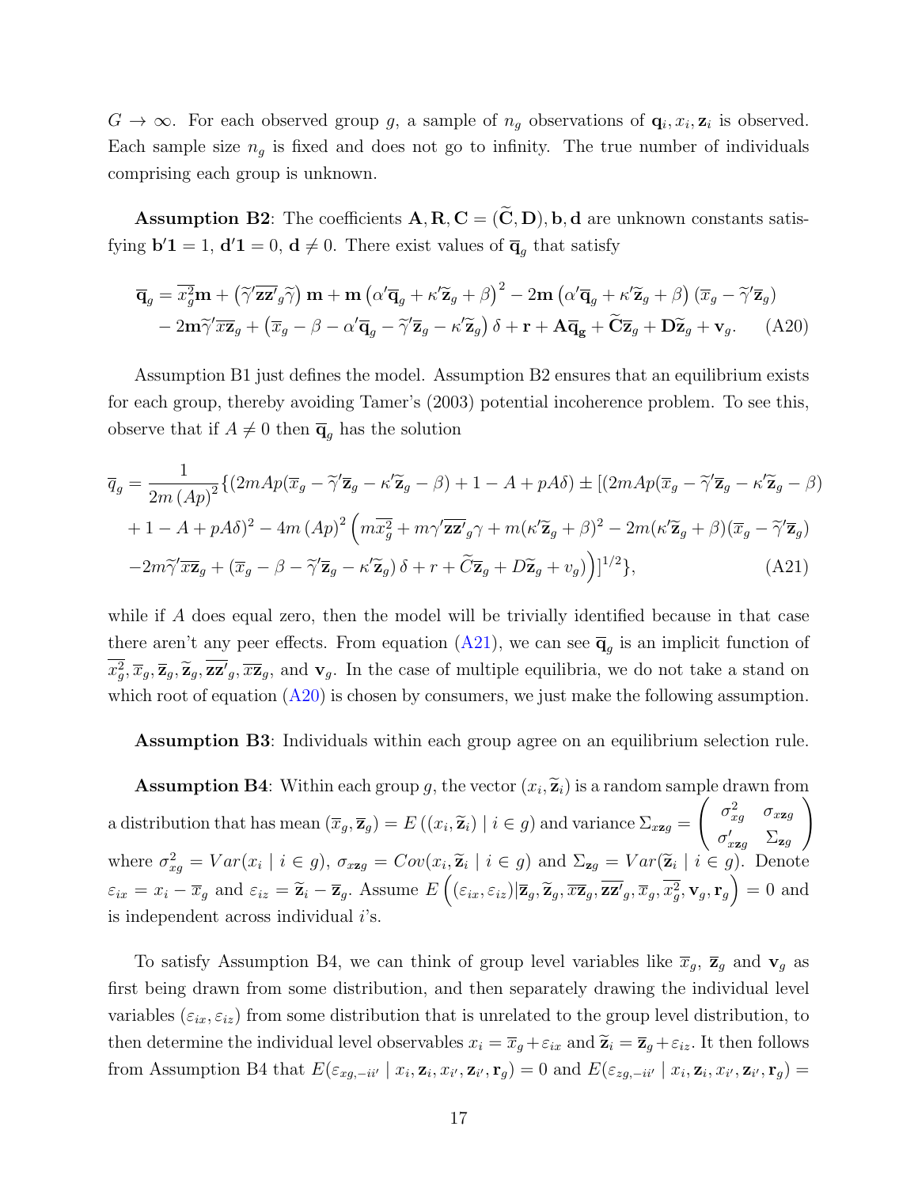$G \to \infty$. For each observed group $g$, a sample of $n_g$ observations of $\mathbf{q}_i, x_i, \mathbf{z}_i$ is observed. Each sample size $n_g$ is fixed and does not go to infinity. The true number of individuals comprising each group is unknown.

**Assumption B2**: The coefficients $\mathbf{A}, \mathbf{R}, \mathbf{C} = (\widetilde{\mathbf{C}}, \mathbf{D}), \mathbf{b}, \mathbf{d}$ are unknown constants satisfying $\mathbf{b}'\mathbf{1} = 1$, $\mathbf{d}'\mathbf{1} = 0$, $\mathbf{d} \neq 0$. There exist values of $\overline{\mathbf{q}}_g$ that satisfy

$$\overline{\mathbf{q}}_g = \overline{x_g^2}\mathbf{m} + \left(\widetilde{\gamma}'\overline{\mathbf{z}\mathbf{z}'}_g\widetilde{\gamma}\right)\mathbf{m} + \mathbf{m}\left(\alpha'\overline{\mathbf{q}}_g + \kappa'\widetilde{\mathbf{z}}_g + \beta\right)^2 - 2\mathbf{m}\left(\alpha'\overline{\mathbf{q}}_g + \kappa'\widetilde{\mathbf{z}}_g + \beta\right)\left(\overline{x}_g - \widetilde{\gamma}'\overline{\mathbf{z}}_g\right)$$
$$- 2\mathbf{m}\widetilde{\gamma}'\overline{x\mathbf{z}}_g + \left(\overline{x}_g - \beta - \alpha'\overline{\mathbf{q}}_g - \widetilde{\gamma}'\overline{\mathbf{z}}_g - \kappa'\widetilde{\mathbf{z}}_g\right)\delta + \mathbf{r} + \mathbf{A}\overline{\mathbf{q}}_\mathbf{g} + \widetilde{\mathbf{C}}\overline{\mathbf{z}}_g + \mathbf{D}\widetilde{\mathbf{z}}_g + \mathbf{v}_g. \quad \text{(A20)}$$

Assumption B1 just defines the model. Assumption B2 ensures that an equilibrium exists for each group, thereby avoiding Tamer's (2003) potential incoherence problem. To see this, observe that if $A \neq 0$ then $\overline{\mathbf{q}}_g$ has the solution

$$\overline{q}_g = \frac{1}{2m\left(Ap\right)^2}\{(2mAp(\overline{x}_g - \widetilde{\gamma}'\overline{\mathbf{z}}_g - \kappa'\widetilde{\mathbf{z}}_g - \beta) + 1 - A + pA\delta) \pm [(2mAp(\overline{x}_g - \widetilde{\gamma}'\overline{\mathbf{z}}_g - \kappa'\widetilde{\mathbf{z}}_g - \beta)$$
$$+ 1 - A + pA\delta)^2 - 4m\left(Ap\right)^2\left(m\overline{x_g^2} + m\gamma'\overline{\mathbf{z}\mathbf{z}'}_g\gamma + m(\kappa'\widetilde{\mathbf{z}}_g + \beta)^2 - 2m(\kappa'\widetilde{\mathbf{z}}_g + \beta)(\overline{x}_g - \widetilde{\gamma}'\overline{\mathbf{z}}_g)\right.$$
$$\left.\left. -2m\widetilde{\gamma}'\overline{x\mathbf{z}}_g + \left(\overline{x}_g - \beta - \widetilde{\gamma}'\overline{\mathbf{z}}_g - \kappa'\widetilde{\mathbf{z}}_g\right)\delta + r + \widetilde{C}\overline{\mathbf{z}}_g + D\widetilde{\mathbf{z}}_g + v_g\right)\right)]^{1/2}\}, \quad \text{(A21)}$$

while if $A$ does equal zero, then the model will be trivially identified because in that case there aren't any peer effects. From equation (A21), we can see $\overline{\mathbf{q}}_g$ is an implicit function of $\overline{x_g^2}, \overline{x}_g, \overline{\mathbf{z}}_g, \widetilde{\mathbf{z}}_g, \overline{\mathbf{z}\mathbf{z}'}_g, \overline{x\mathbf{z}}_g$, and $\mathbf{v}_g$. In the case of multiple equilibria, we do not take a stand on which root of equation (A20) is chosen by consumers, we just make the following assumption.

**Assumption B3**: Individuals within each group agree on an equilibrium selection rule.

**Assumption B4**: Within each group $g$, the vector $(x_i, \widetilde{\mathbf{z}}_i)$ is a random sample drawn from a distribution that has mean $(\overline{x}_g, \overline{\mathbf{z}}_g) = E\left((x_i, \widetilde{\mathbf{z}}_i) \mid i \in g\right)$ and variance $\Sigma_{x\mathbf{z}g} = \begin{pmatrix} \sigma_{xg}^2 & \sigma_{x\mathbf{z}g} \\ \sigma_{x\mathbf{z}g}' & \Sigma_{\mathbf{z}g} \end{pmatrix}$ where $\sigma_{xg}^2 = Var(x_i \mid i \in g)$, $\sigma_{x\mathbf{z}g} = Cov(x_i, \widetilde{\mathbf{z}}_i \mid i \in g)$ and $\Sigma_{\mathbf{z}g} = Var(\widetilde{\mathbf{z}}_i \mid i \in g)$. Denote $\varepsilon_{ix} = x_i - \overline{x}_g$ and $\varepsilon_{iz} = \widetilde{\mathbf{z}}_i - \overline{\mathbf{z}}_g$. Assume $E\left((\varepsilon_{ix}, \varepsilon_{iz}) | \overline{\mathbf{z}}_g, \widetilde{\mathbf{z}}_g, \overline{x\mathbf{z}}_g, \overline{\mathbf{z}\mathbf{z}'}_g, \overline{x}_g, \overline{x_g^2}, \mathbf{v}_g, \mathbf{r}_g\right) = 0$ and is independent across individual $i$'s.

To satisfy Assumption B4, we can think of group level variables like $\overline{x}_g$, $\overline{\mathbf{z}}_g$ and $\mathbf{v}_g$ as first being drawn from some distribution, and then separately drawing the individual level variables $(\varepsilon_{ix}, \varepsilon_{iz})$ from some distribution that is unrelated to the group level distribution, to then determine the individual level observables $x_i = \overline{x}_g + \varepsilon_{ix}$ and $\widetilde{\mathbf{z}}_i = \overline{\mathbf{z}}_g + \varepsilon_{iz}$. It then follows from Assumption B4 that $E(\varepsilon_{xg,-ii'} \mid x_i, \mathbf{z}_i, x_{i'}, \mathbf{z}_{i'}, \mathbf{r}_g) = 0$ and $E(\varepsilon_{zg,-ii'} \mid x_i, \mathbf{z}_i, x_{i'}, \mathbf{z}_{i'}, \mathbf{r}_g) =$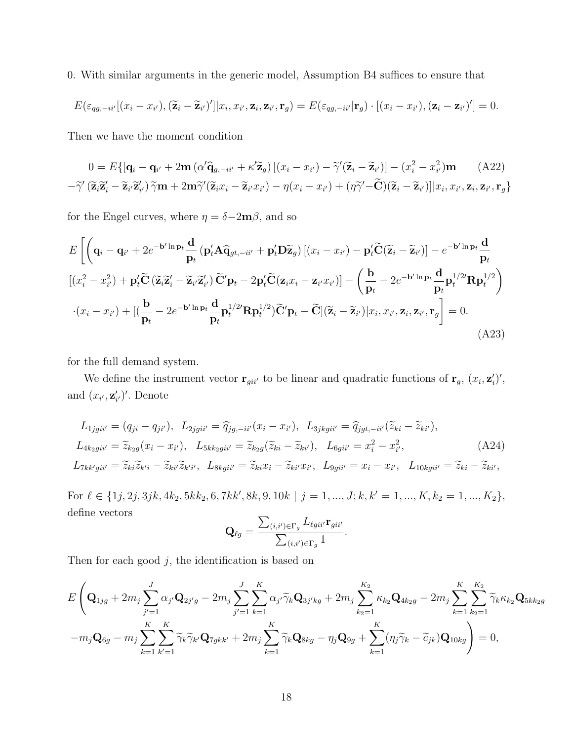0. With similar arguments in the generic model, Assumption B4 suffices to ensure that

$$E(\varepsilon_{qg,-ii'}[(x_i - x_{i'}), (\widetilde{\mathbf{z}}_i - \widetilde{\mathbf{z}}_{i'})']|x_i, x_{i'}, \mathbf{z}_i, \mathbf{z}_{i'}, \mathbf{r}_g) = E(\varepsilon_{qg,-ii'}|\mathbf{r}_g) \cdot [(x_i - x_{i'}), (\mathbf{z}_i - \mathbf{z}_{i'})'] = 0.$$

Then we have the moment condition

$$\begin{aligned} 0 = E\{&[\mathbf{q}_i - \mathbf{q}_{i'} + 2\mathbf{m}\,(\alpha'\widehat{\mathbf{q}}_{g,-ii'} + \kappa'\widetilde{\mathbf{z}}_g)\,[(x_i - x_{i'}) - \widetilde{\gamma}'(\widetilde{\mathbf{z}}_i - \widetilde{\mathbf{z}}_{i'})] - (x_i^2 - x_{i'}^2)\mathbf{m} \qquad \text{(A22)} \\ &-\widetilde{\gamma}'\,(\widetilde{\mathbf{z}}_i\widetilde{\mathbf{z}}_i' - \widetilde{\mathbf{z}}_{i'}\widetilde{\mathbf{z}}_{i'}')\,\widetilde{\gamma}\mathbf{m} + 2\mathbf{m}\widetilde{\gamma}'(\widetilde{\mathbf{z}}_i x_i - \widetilde{\mathbf{z}}_{i'} x_{i'}) - \eta(x_i - x_{i'}) + (\eta\widetilde{\gamma}' - \widetilde{\mathbf{C}})(\widetilde{\mathbf{z}}_i - \widetilde{\mathbf{z}}_{i'})]|x_i, x_{i'}, \mathbf{z}_i, \mathbf{z}_{i'}, \mathbf{r}_g\} \end{aligned}$$

for the Engel curves, where $\eta = \delta - 2\mathbf{m}\beta$, and so

$$\begin{aligned} E\Bigg[\Bigg(&\mathbf{q}_i - \mathbf{q}_{i'} + 2e^{-\mathbf{b}'\ln\mathbf{p}_t}\frac{\mathbf{d}}{\mathbf{p}_t}\,(\mathbf{p}_t'\mathbf{A}\widehat{\mathbf{q}}_{gt,-ii'} + \mathbf{p}_t'\mathbf{D}\widetilde{\mathbf{z}}_g)\,[(x_i - x_{i'}) - \mathbf{p}_t'\widetilde{\mathbf{C}}(\widetilde{\mathbf{z}}_i - \widetilde{\mathbf{z}}_{i'})] - e^{-\mathbf{b}'\ln\mathbf{p}_t}\frac{\mathbf{d}}{\mathbf{p}_t} \\ &[(x_i^2 - x_{i'}^2) + \mathbf{p}_t'\widetilde{\mathbf{C}}\,(\widetilde{\mathbf{z}}_i\widetilde{\mathbf{z}}_i' - \widetilde{\mathbf{z}}_{i'}\widetilde{\mathbf{z}}_{i'}')\,\widetilde{\mathbf{C}}'\mathbf{p}_t - 2\mathbf{p}_t'\widetilde{\mathbf{C}}(\mathbf{z}_i x_i - \mathbf{z}_{i'} x_{i'})] - \left(\frac{\mathbf{b}}{\mathbf{p}_t} - 2e^{-\mathbf{b}'\ln\mathbf{p}_t}\frac{\mathbf{d}}{\mathbf{p}_t}\mathbf{p}_t^{1/2\prime}\mathbf{R}\mathbf{p}_t^{1/2}\right) \\ &\cdot(x_i - x_{i'}) + [(\frac{\mathbf{b}}{\mathbf{p}_t} - 2e^{-\mathbf{b}'\ln\mathbf{p}_t}\frac{\mathbf{d}}{\mathbf{p}_t}\mathbf{p}_t^{1/2\prime}\mathbf{R}\mathbf{p}_t^{1/2})\widetilde{\mathbf{C}}'\mathbf{p}_t - \widetilde{\mathbf{C}}](\widetilde{\mathbf{z}}_i - \widetilde{\mathbf{z}}_{i'})|x_i, x_{i'}, \mathbf{z}_i, \mathbf{z}_{i'}, \mathbf{r}_g\Bigg] = 0. \end{aligned} \tag{A23}$$

for the full demand system.

We define the instrument vector $\mathbf{r}_{gii'}$ to be linear and quadratic functions of $\mathbf{r}_g$, $(x_i, \mathbf{z}_i')'$, and $(x_{i'}, \mathbf{z}_{i'}')'$. Denote

$$\begin{aligned} &L_{1jgii'} = (q_{ji} - q_{ji'}), \;\; L_{2jgii'} = \widehat{q}_{jg,-ii'}(x_i - x_{i'}), \;\; L_{3jkgii'} = \widehat{q}_{jgt,-ii'}(\widetilde{z}_{ki} - \widetilde{z}_{ki'}), \\ &L_{4k_2gii'} = \widetilde{z}_{k_2g}(x_i - x_{i'}), \;\; L_{5kk_2gii'} = \widetilde{z}_{k_2g}(\widetilde{z}_{ki} - \widetilde{z}_{ki'}), \;\; L_{6gii'} = x_i^2 - x_{i'}^2, \\ &L_{7kk'gii'} = \widetilde{z}_{ki}\widetilde{z}_{k'i} - \widetilde{z}_{ki'}\widetilde{z}_{k'i'}, \;\; L_{8kgii'} = \widetilde{z}_{ki}x_i - \widetilde{z}_{ki'}x_{i'}, \;\; L_{9gii'} = x_i - x_{i'}, \;\; L_{10kgii'} = \widetilde{z}_{ki} - \widetilde{z}_{ki'}, \end{aligned} \tag{A24}$$

For $\ell \in \{1j, 2j, 3jk, 4k_2, 5kk_2, 6, 7kk', 8k, 9, 10k \mid j = 1, ..., J; k, k' = 1, ..., K, k_2 = 1, ..., K_2\}$, define vectors

$$\mathbf{Q}_{\ell g} = \frac{\sum_{(i,i')\in\Gamma_g} L_{\ell gii'}\mathbf{r}_{gii'}}{\sum_{(i,i')\in\Gamma_g} 1}.$$

Then for each good $j$, the identification is based on

$$\begin{aligned} E\Bigg(&\mathbf{Q}_{1jg} + 2m_j\sum_{j'=1}^{J}\alpha_{j'}\mathbf{Q}_{2j'g} - 2m_j\sum_{j'=1}^{J}\sum_{k=1}^{K}\alpha_{j'}\widetilde{\gamma}_k\mathbf{Q}_{3j'kg} + 2m_j\sum_{k_2=1}^{K_2}\kappa_{k_2}\mathbf{Q}_{4k_2g} - 2m_j\sum_{k=1}^{K}\sum_{k_2=1}^{K_2}\widetilde{\gamma}_k\kappa_{k_2}\mathbf{Q}_{5kk_2g} \\ &-m_j\mathbf{Q}_{6g} - m_j\sum_{k=1}^{K}\sum_{k'=1}^{K}\widetilde{\gamma}_k\widetilde{\gamma}_{k'}\mathbf{Q}_{7gkk'} + 2m_j\sum_{k=1}^{K}\widetilde{\gamma}_k\mathbf{Q}_{8kg} - \eta_j\mathbf{Q}_{9g} + \sum_{k=1}^{K}(\eta_j\widetilde{\gamma}_k - \widetilde{c}_{jk})\mathbf{Q}_{10kg}\Bigg) = 0, \end{aligned}$$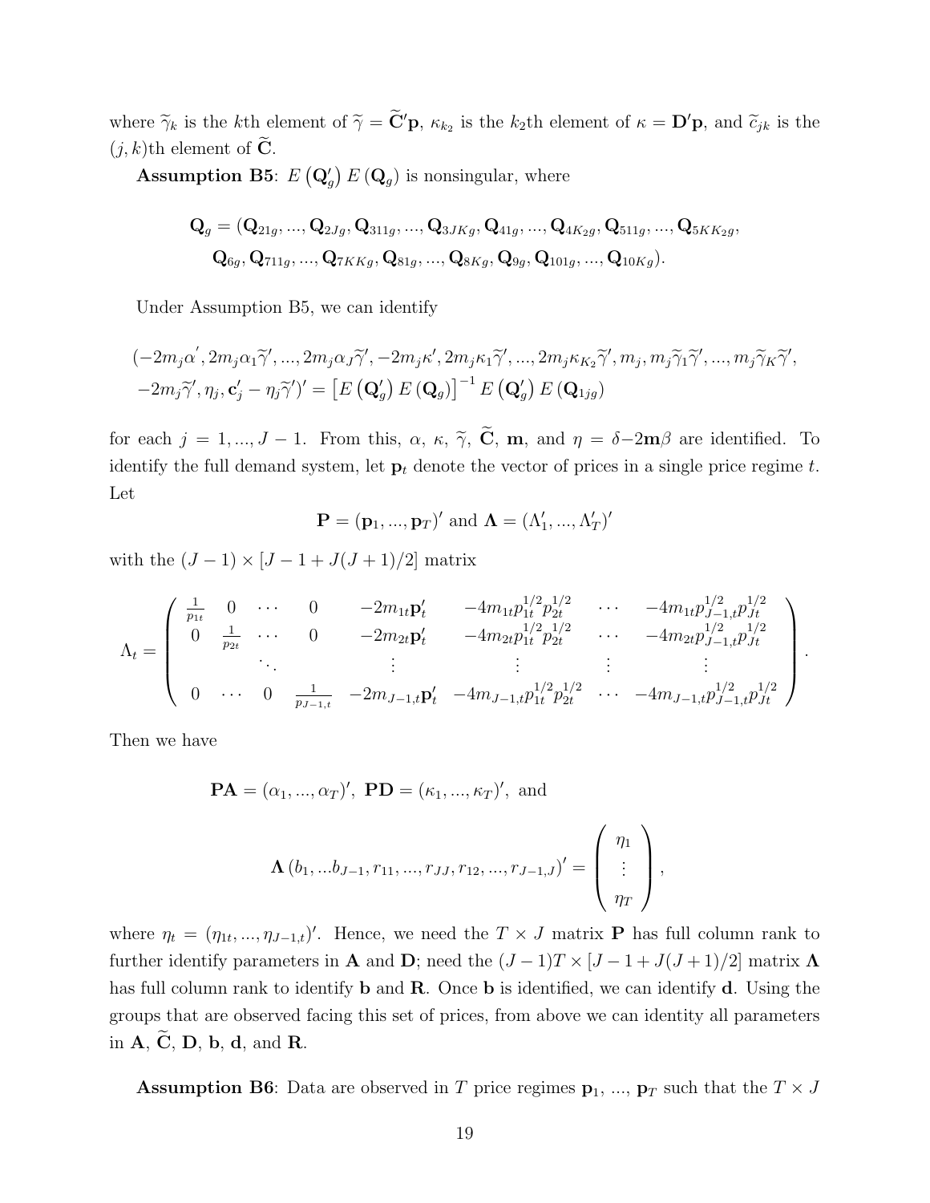where $\widetilde{\gamma}_k$ is the $k$th element of $\widetilde{\gamma} = \widetilde{\mathbf{C}}'\mathbf{p}$, $\kappa_{k_2}$ is the $k_2$th element of $\kappa = \mathbf{D}'\mathbf{p}$, and $\widetilde{c}_{jk}$ is the $(j,k)$th element of $\widetilde{\mathbf{C}}$.

**Assumption B5**: $E\left(\mathbf{Q}_g'\right) E\left(\mathbf{Q}_g\right)$ is nonsingular, where

$$
\begin{aligned}
\mathbf{Q}_g = (&\mathbf{Q}_{21g}, ..., \mathbf{Q}_{2Jg}, \mathbf{Q}_{311g}, ..., \mathbf{Q}_{3JKg}, \mathbf{Q}_{41g}, ..., \mathbf{Q}_{4K_2g}, \mathbf{Q}_{511g}, ..., \mathbf{Q}_{5KK_2g}, \\
&\mathbf{Q}_{6g}, \mathbf{Q}_{711g}, ..., \mathbf{Q}_{7KKg}, \mathbf{Q}_{81g}, ..., \mathbf{Q}_{8Kg}, \mathbf{Q}_{9g}, \mathbf{Q}_{101g}, ..., \mathbf{Q}_{10Kg}).
\end{aligned}
$$

Under Assumption B5, we can identify

$$
\begin{aligned}
&(-2m_j\alpha', 2m_j\alpha_1\widetilde{\gamma}', ..., 2m_j\alpha_J\widetilde{\gamma}', -2m_j\kappa', 2m_j\kappa_1\widetilde{\gamma}', ..., 2m_j\kappa_{K_2}\widetilde{\gamma}', m_j, m_j\widetilde{\gamma}_1\widetilde{\gamma}', ..., m_j\widetilde{\gamma}_K\widetilde{\gamma}', \\
&-2m_j\widetilde{\gamma}', \eta_j, \mathbf{c}_j' - \eta_j\widetilde{\gamma}')' = \left[E\left(\mathbf{Q}_g'\right) E\left(\mathbf{Q}_g\right)\right]^{-1} E\left(\mathbf{Q}_g'\right) E\left(\mathbf{Q}_{1jg}\right)
\end{aligned}
$$

for each $j = 1, ..., J-1$. From this, $\alpha$, $\kappa$, $\widetilde{\gamma}$, $\widetilde{\mathbf{C}}$, $\mathbf{m}$, and $\eta = \delta - 2\mathbf{m}\beta$ are identified. To identify the full demand system, let $\mathbf{p}_t$ denote the vector of prices in a single price regime $t$. Let

$$
\mathbf{P} = (\mathbf{p}_1, ..., \mathbf{p}_T)' \text{ and } \mathbf{\Lambda} = (\Lambda_1', ..., \Lambda_T')'
$$

with the $(J-1) \times [J - 1 + J(J+1)/2]$ matrix

$$
\Lambda_t = \begin{pmatrix}
\frac{1}{p_{1t}} & 0 & \cdots & 0 & -2m_{1t}\mathbf{p}_t' & -4m_{1t}p_{1t}^{1/2}p_{2t}^{1/2} & \cdots & -4m_{1t}p_{J-1,t}^{1/2}p_{Jt}^{1/2} \\
0 & \frac{1}{p_{2t}} & \cdots & 0 & -2m_{2t}\mathbf{p}_t' & -4m_{2t}p_{1t}^{1/2}p_{2t}^{1/2} & \cdots & -4m_{2t}p_{J-1,t}^{1/2}p_{Jt}^{1/2} \\
 & & \ddots & & \vdots & \vdots & \vdots & \vdots \\
0 & \cdots & 0 & \frac{1}{p_{J-1,t}} & -2m_{J-1,t}\mathbf{p}_t' & -4m_{J-1,t}p_{1t}^{1/2}p_{2t}^{1/2} & \cdots & -4m_{J-1,t}p_{J-1,t}^{1/2}p_{Jt}^{1/2}
\end{pmatrix}.
$$

Then we have

$$
\mathbf{PA} = (\alpha_1, ..., \alpha_T)', \ \mathbf{PD} = (\kappa_1, ..., \kappa_T)', \text{ and}
$$

$$
\mathbf{\Lambda}\left(b_1, ...b_{J-1}, r_{11}, ..., r_{JJ}, r_{12}, ..., r_{J-1,J}\right)' = \begin{pmatrix} \eta_1 \\ \vdots \\ \eta_T \end{pmatrix},
$$

where $\eta_t = (\eta_{1t}, ..., \eta_{J-1,t})'$. Hence, we need the $T \times J$ matrix $\mathbf{P}$ has full column rank to further identify parameters in $\mathbf{A}$ and $\mathbf{D}$; need the $(J-1)T \times [J-1+J(J+1)/2]$ matrix $\mathbf{\Lambda}$ has full column rank to identify $\mathbf{b}$ and $\mathbf{R}$. Once $\mathbf{b}$ is identified, we can identify $\mathbf{d}$. Using the groups that are observed facing this set of prices, from above we can identity all parameters in $\mathbf{A}$, $\widetilde{\mathbf{C}}$, $\mathbf{D}$, $\mathbf{b}$, $\mathbf{d}$, and $\mathbf{R}$.

**Assumption B6**: Data are observed in $T$ price regimes $\mathbf{p}_1$, ..., $\mathbf{p}_T$ such that the $T \times J$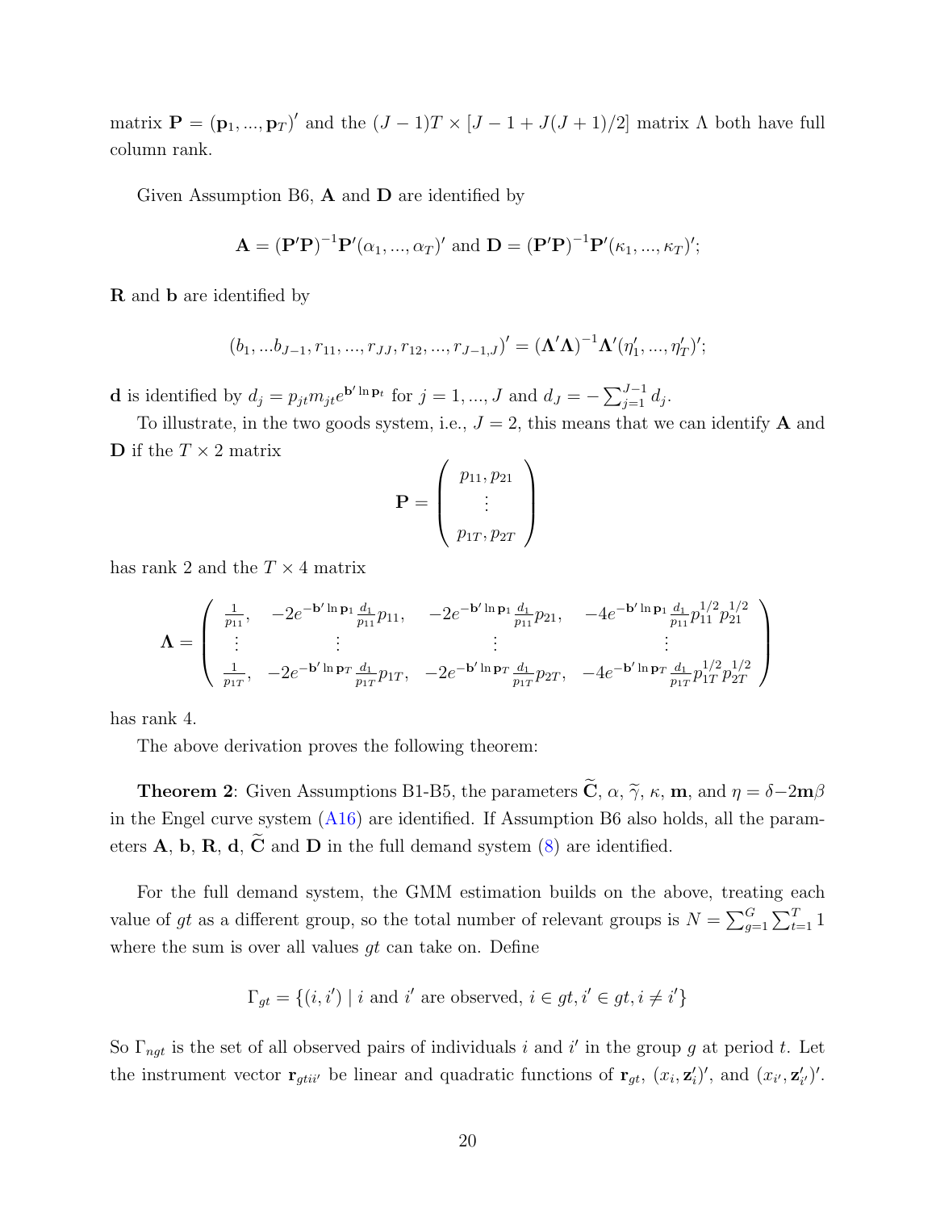matrix $\mathbf{P} = (\mathbf{p}_1, ..., \mathbf{p}_T)'$ and the $(J-1)T \times [J-1+J(J+1)/2]$ matrix $\Lambda$ both have full column rank.

Given Assumption B6, $\mathbf{A}$ and $\mathbf{D}$ are identified by

$$\mathbf{A} = (\mathbf{P}'\mathbf{P})^{-1}\mathbf{P}'(\alpha_1, ..., \alpha_T)' \text{ and } \mathbf{D} = (\mathbf{P}'\mathbf{P})^{-1}\mathbf{P}'(\kappa_1, ..., \kappa_T)';$$

$\mathbf{R}$ and $\mathbf{b}$ are identified by

$$(b_1, ...b_{J-1}, r_{11}, ..., r_{JJ}, r_{12}, ..., r_{J-1,J})' = (\mathbf{\Lambda}'\mathbf{\Lambda})^{-1}\mathbf{\Lambda}'(\eta_1', ..., \eta_T')';$$

$\mathbf{d}$ is identified by $d_j = p_{jt}m_{jt}e^{\mathbf{b}'\ln \mathbf{p}_t}$ for $j = 1, ..., J$ and $d_J = -\sum_{j=1}^{J-1} d_j$.

To illustrate, in the two goods system, i.e., $J = 2$, this means that we can identify $\mathbf{A}$ and $\mathbf{D}$ if the $T \times 2$ matrix

$$\mathbf{P} = \begin{pmatrix} p_{11}, p_{21} \\ \vdots \\ p_{1T}, p_{2T} \end{pmatrix}$$

has rank 2 and the $T \times 4$ matrix

$$\mathbf{\Lambda} = \begin{pmatrix} \frac{1}{p_{11}}, & -2e^{-\mathbf{b}'\ln \mathbf{p}_1}\frac{d_1}{p_{11}}p_{11}, & -2e^{-\mathbf{b}'\ln \mathbf{p}_1}\frac{d_1}{p_{11}}p_{21}, & -4e^{-\mathbf{b}'\ln \mathbf{p}_1}\frac{d_1}{p_{11}}p_{11}^{1/2}p_{21}^{1/2} \\ \vdots & \vdots & \vdots & \vdots \\ \frac{1}{p_{1T}}, & -2e^{-\mathbf{b}'\ln \mathbf{p}_T}\frac{d_1}{p_{1T}}p_{1T}, & -2e^{-\mathbf{b}'\ln \mathbf{p}_T}\frac{d_1}{p_{1T}}p_{2T}, & -4e^{-\mathbf{b}'\ln \mathbf{p}_T}\frac{d_1}{p_{1T}}p_{1T}^{1/2}p_{2T}^{1/2} \end{pmatrix}$$

has rank 4.

The above derivation proves the following theorem:

**Theorem 2**: Given Assumptions B1-B5, the parameters $\widetilde{\mathbf{C}}$, $\alpha$, $\widetilde{\gamma}$, $\kappa$, $\mathbf{m}$, and $\eta = \delta - 2\mathbf{m}\beta$ in the Engel curve system (A16) are identified. If Assumption B6 also holds, all the parameters $\mathbf{A}$, $\mathbf{b}$, $\mathbf{R}$, $\mathbf{d}$, $\widetilde{\mathbf{C}}$ and $\mathbf{D}$ in the full demand system (8) are identified.

For the full demand system, the GMM estimation builds on the above, treating each value of $gt$ as a different group, so the total number of relevant groups is $N = \sum_{g=1}^{G}\sum_{t=1}^{T} 1$ where the sum is over all values $gt$ can take on. Define

$$\Gamma_{gt} = \{(i, i') \mid i \text{ and } i' \text{ are observed}, i \in gt, i' \in gt, i \neq i'\}$$

So $\Gamma_{ngt}$ is the set of all observed pairs of individuals $i$ and $i'$ in the group $g$ at period $t$. Let the instrument vector $\mathbf{r}_{gtii'}$ be linear and quadratic functions of $\mathbf{r}_{gt}$, $(x_i, \mathbf{z}_i')'$, and $(x_{i'}, \mathbf{z}_{i'}')'$.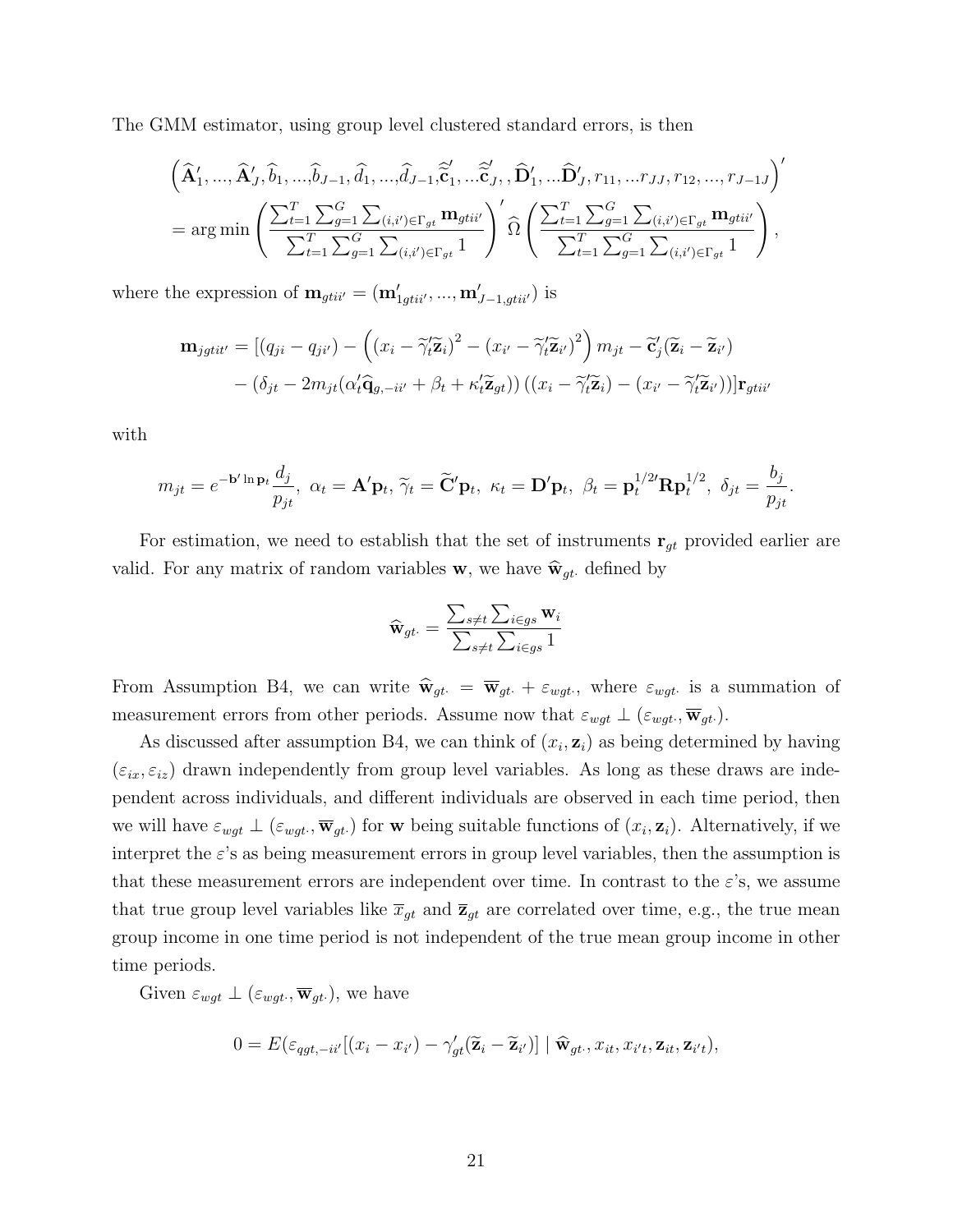The GMM estimator, using group level clustered standard errors, is then

$$
\left(\widehat{\mathbf{A}}_1', ..., \widehat{\mathbf{A}}_J', \widehat{b}_1, ..., \widehat{b}_{J-1}, \widehat{d}_1, ..., \widehat{d}_{J-1}, \widehat{\widetilde{\mathbf{c}}}_1', ...\widehat{\widetilde{\mathbf{c}}}_J', , \widehat{\mathbf{D}}_1', ...\widehat{\mathbf{D}}_J', r_{11}, ...r_{JJ}, r_{12}, ..., r_{J-1J}\right)'
$$
$$
= \arg\min \left( \frac{\sum_{t=1}^T \sum_{g=1}^G \sum_{(i,i') \in \Gamma_{gt}} \mathbf{m}_{gtii'}}{\sum_{t=1}^T \sum_{g=1}^G \sum_{(i,i') \in \Gamma_{gt}} 1} \right)' \widehat{\Omega} \left( \frac{\sum_{t=1}^T \sum_{g=1}^G \sum_{(i,i') \in \Gamma_{gt}} \mathbf{m}_{gtii'}}{\sum_{t=1}^T \sum_{g=1}^G \sum_{(i,i') \in \Gamma_{gt}} 1} \right),
$$

where the expression of $\mathbf{m}_{gtii'} = (\mathbf{m}_{1gtii'}', ..., \mathbf{m}_{J-1,gtii'}')$ is

$$
\mathbf{m}_{jgtii'} = [(q_{ji} - q_{ji'}) - \left( (x_i - \widetilde{\gamma}_t' \widetilde{\mathbf{z}}_i)^2 - (x_{i'} - \widetilde{\gamma}_t' \widetilde{\mathbf{z}}_{i'})^2 \right) m_{jt} - \widetilde{\mathbf{c}}_j' (\widetilde{\mathbf{z}}_i - \widetilde{\mathbf{z}}_{i'})
$$
$$
- (\delta_{jt} - 2m_{jt}(\alpha_t' \widehat{\mathbf{q}}_{g,-ii'} + \beta_t + \kappa_t' \widetilde{\mathbf{z}}_{gt})) \left( (x_i - \widetilde{\gamma}_t' \widetilde{\mathbf{z}}_i) - (x_{i'} - \widetilde{\gamma}_t' \widetilde{\mathbf{z}}_{i'}) \right)] \mathbf{r}_{gtii'}
$$

with

$$
m_{jt} = e^{-\mathbf{b}' \ln \mathbf{p}_t} \frac{d_j}{p_{jt}}, \ \alpha_t = \mathbf{A}' \mathbf{p}_t, \ \widetilde{\gamma}_t = \widetilde{\mathbf{C}}' \mathbf{p}_t, \ \kappa_t = \mathbf{D}' \mathbf{p}_t, \ \beta_t = \mathbf{p}_t^{1/2\prime} \mathbf{R} \mathbf{p}_t^{1/2}, \ \delta_{jt} = \frac{b_j}{p_{jt}}.
$$

For estimation, we need to establish that the set of instruments $\mathbf{r}_{gt}$ provided earlier are valid. For any matrix of random variables $\mathbf{w}$, we have $\widehat{\mathbf{w}}_{gt\cdot}$ defined by

$$
\widehat{\mathbf{w}}_{gt\cdot} = \frac{\sum_{s \neq t} \sum_{i \in gs} \mathbf{w}_i}{\sum_{s \neq t} \sum_{i \in gs} 1}
$$

From Assumption B4, we can write $\widehat{\mathbf{w}}_{gt\cdot} = \overline{\mathbf{w}}_{gt\cdot} + \varepsilon_{wgt\cdot}$, where $\varepsilon_{wgt\cdot}$ is a summation of measurement errors from other periods. Assume now that $\varepsilon_{wgt} \perp (\varepsilon_{wgt\cdot}, \overline{\mathbf{w}}_{gt\cdot})$.

As discussed after assumption B4, we can think of $(x_i, \mathbf{z}_i)$ as being determined by having $(\varepsilon_{ix}, \varepsilon_{iz})$ drawn independently from group level variables. As long as these draws are independent across individuals, and different individuals are observed in each time period, then we will have $\varepsilon_{wgt} \perp (\varepsilon_{wgt\cdot}, \overline{\mathbf{w}}_{gt\cdot})$ for $\mathbf{w}$ being suitable functions of $(x_i, \mathbf{z}_i)$. Alternatively, if we interpret the $\varepsilon$'s as being measurement errors in group level variables, then the assumption is that these measurement errors are independent over time. In contrast to the $\varepsilon$'s, we assume that true group level variables like $\overline{x}_{gt}$ and $\overline{\mathbf{z}}_{gt}$ are correlated over time, e.g., the true mean group income in one time period is not independent of the true mean group income in other time periods.

Given $\varepsilon_{wgt} \perp (\varepsilon_{wgt\cdot}, \overline{\mathbf{w}}_{gt\cdot})$, we have

$$
0 = E(\varepsilon_{qgt,-ii'}[(x_i - x_{i'}) - \gamma_{gt}'(\widetilde{\mathbf{z}}_i - \widetilde{\mathbf{z}}_{i'})] \mid \widehat{\mathbf{w}}_{gt\cdot}, x_{it}, x_{i't}, \mathbf{z}_{it}, \mathbf{z}_{i't}),
$$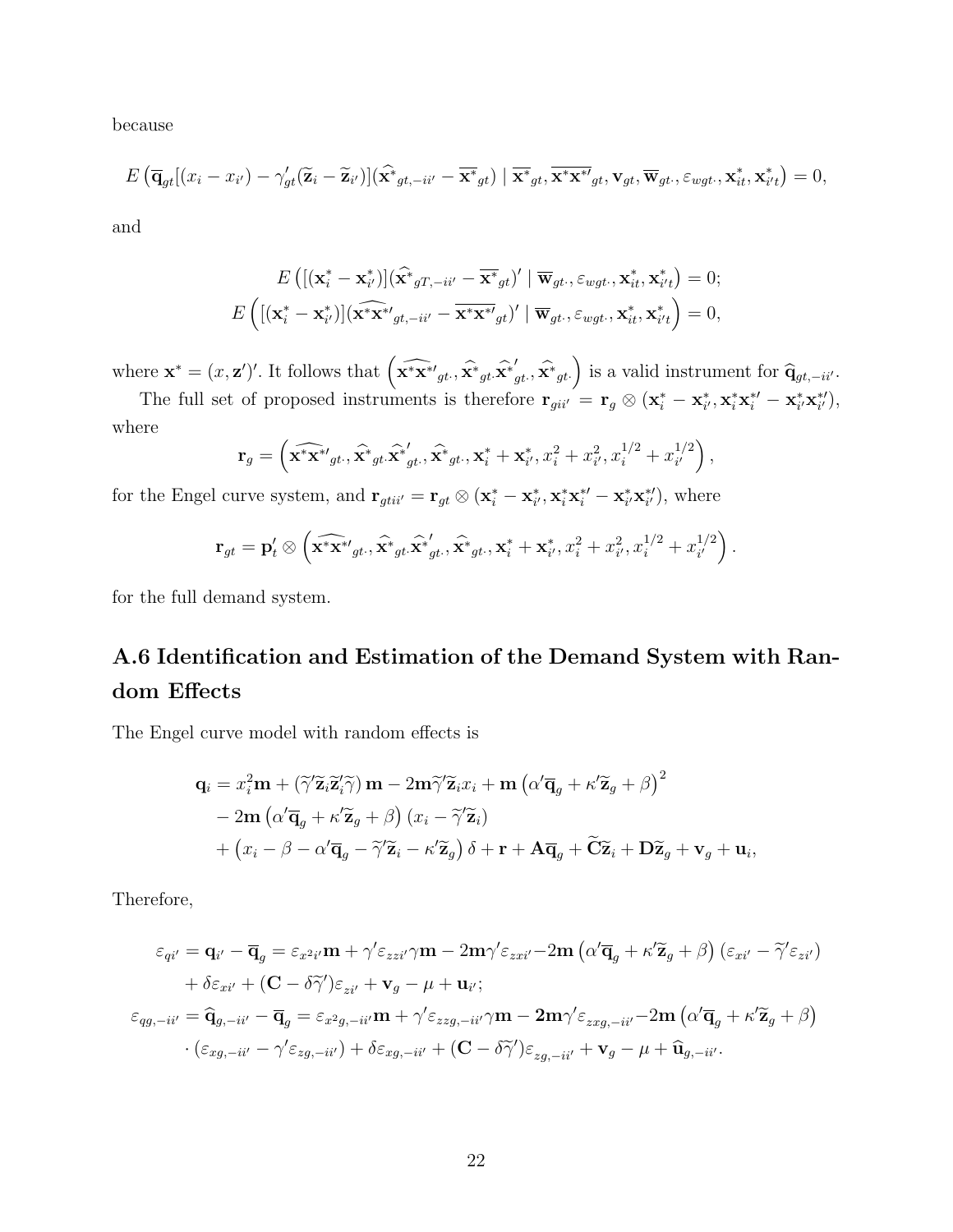because

$$E\left(\overline{\mathbf{q}}_{gt}[(x_i - x_{i'}) - \gamma_{gt}'(\widetilde{\mathbf{z}}_i - \widetilde{\mathbf{z}}_{i'})](\widehat{\mathbf{x}^*}_{gt,-ii'} - \overline{\mathbf{x}^*}_{gt}) \mid \overline{\mathbf{x}^*}_{gt}, \overline{\mathbf{x}^*\mathbf{x}^{*\prime}}_{gt}, \mathbf{v}_{gt}, \overline{\mathbf{w}}_{gt\cdot}, \varepsilon_{wgt\cdot}, \mathbf{x}_{it}^*, \mathbf{x}_{i't}^*\right) = 0,$$

and

$$E\left([(\mathbf{x}_i^* - \mathbf{x}_{i'}^*)](\widehat{\mathbf{x}^*}_{gT,-ii'} - \overline{\mathbf{x}^*}_{gt})' \mid \overline{\mathbf{w}}_{gt\cdot}, \varepsilon_{wgt\cdot}, \mathbf{x}_{it}^*, \mathbf{x}_{i't}^*\right) = 0;$$
$$E\left([(\mathbf{x}_i^* - \mathbf{x}_{i'}^*)](\widehat{\mathbf{x}^*\mathbf{x}^{*\prime}}_{gt,-ii'} - \overline{\mathbf{x}^*\mathbf{x}^{*\prime}}_{gt})' \mid \overline{\mathbf{w}}_{gt\cdot}, \varepsilon_{wgt\cdot}, \mathbf{x}_{it}^*, \mathbf{x}_{i't}^*\right) = 0,$$

where $\mathbf{x}^* = (x, \mathbf{z}')'$. It follows that $\left(\widehat{\mathbf{x}^*\mathbf{x}^{*\prime}}_{gt\cdot}, \widehat{\mathbf{x}}^*_{gt\cdot}\widehat{\mathbf{x}}^{*\prime}_{gt\cdot}, \widehat{\mathbf{x}}^*_{gt\cdot}\right)$ is a valid instrument for $\widehat{\mathbf{q}}_{gt,-ii'}$.

The full set of proposed instruments is therefore $\mathbf{r}_{gii'} = \mathbf{r}_g \otimes (\mathbf{x}_i^* - \mathbf{x}_{i'}^*, \mathbf{x}_i^*\mathbf{x}_i^{*\prime} - \mathbf{x}_{i'}^*\mathbf{x}_{i'}^{*\prime})$, where

$$\mathbf{r}_g = \left(\widehat{\mathbf{x}^*\mathbf{x}^{*\prime}}_{gt\cdot}, \widehat{\mathbf{x}}^*_{gt\cdot}\widehat{\mathbf{x}}^{*\prime}_{gt\cdot}, \widehat{\mathbf{x}}^*_{gt\cdot}, \mathbf{x}_i^* + \mathbf{x}_{i'}^*, x_i^2 + x_{i'}^2, x_i^{1/2} + x_{i'}^{1/2}\right),$$

for the Engel curve system, and $\mathbf{r}_{gtii'} = \mathbf{r}_{gt} \otimes (\mathbf{x}_i^* - \mathbf{x}_{i'}^*, \mathbf{x}_i^*\mathbf{x}_i^{*\prime} - \mathbf{x}_{i'}^*\mathbf{x}_{i'}^{*\prime})$, where

$$\mathbf{r}_{gt} = \mathbf{p}_t' \otimes \left(\widehat{\mathbf{x}^*\mathbf{x}^{*\prime}}_{gt\cdot}, \widehat{\mathbf{x}}^*_{gt\cdot}\widehat{\mathbf{x}}^{*\prime}_{gt\cdot}, \widehat{\mathbf{x}}^*_{gt\cdot}, \mathbf{x}_i^* + \mathbf{x}_{i'}^*, x_i^2 + x_{i'}^2, x_i^{1/2} + x_{i'}^{1/2}\right).$$

for the full demand system.

## A.6 Identification and Estimation of the Demand System with Random Effects

The Engel curve model with random effects is

$$\begin{aligned}
\mathbf{q}_i &= x_i^2\mathbf{m} + (\widetilde{\gamma}'\widetilde{\mathbf{z}}_i\widetilde{\mathbf{z}}_i'\widetilde{\gamma})\,\mathbf{m} - 2\mathbf{m}\widetilde{\gamma}'\widetilde{\mathbf{z}}_i x_i + \mathbf{m}\left(\alpha'\overline{\mathbf{q}}_g + \kappa'\widetilde{\mathbf{z}}_g + \beta\right)^2 \\
&\quad - 2\mathbf{m}\left(\alpha'\overline{\mathbf{q}}_g + \kappa'\widetilde{\mathbf{z}}_g + \beta\right)(x_i - \widetilde{\gamma}'\widetilde{\mathbf{z}}_i) \\
&\quad + \left(x_i - \beta - \alpha'\overline{\mathbf{q}}_g - \widetilde{\gamma}'\widetilde{\mathbf{z}}_i - \kappa'\widetilde{\mathbf{z}}_g\right)\delta + \mathbf{r} + \mathbf{A}\overline{\mathbf{q}}_g + \widetilde{\mathbf{C}}\widetilde{\mathbf{z}}_i + \mathbf{D}\widetilde{\mathbf{z}}_g + \mathbf{v}_g + \mathbf{u}_i,
\end{aligned}$$

Therefore,

$$\begin{aligned}
\varepsilon_{qi'} = \mathbf{q}_{i'} - \overline{\mathbf{q}}_g &= \varepsilon_{x^2i'}\mathbf{m} + \gamma'\varepsilon_{zzi'}\gamma\mathbf{m} - 2\mathbf{m}\gamma'\varepsilon_{zxi'} - 2\mathbf{m}\left(\alpha'\overline{\mathbf{q}}_g + \kappa'\widetilde{\mathbf{z}}_g + \beta\right)(\varepsilon_{xi'} - \widetilde{\gamma}'\varepsilon_{zi'}) \\
&\quad + \delta\varepsilon_{xi'} + (\mathbf{C} - \delta\widetilde{\gamma}')\varepsilon_{zi'} + \mathbf{v}_g - \mu + \mathbf{u}_{i'}; \\
\varepsilon_{qg,-ii'} = \widehat{\mathbf{q}}_{g,-ii'} - \overline{\mathbf{q}}_g &= \varepsilon_{x^2g,-ii'}\mathbf{m} + \gamma'\varepsilon_{zzg,-ii'}\gamma\mathbf{m} - \mathbf{2m}\gamma'\varepsilon_{zxg,-ii'} - 2\mathbf{m}\left(\alpha'\overline{\mathbf{q}}_g + \kappa'\widetilde{\mathbf{z}}_g + \beta\right) \\
&\quad \cdot (\varepsilon_{xg,-ii'} - \gamma'\varepsilon_{zg,-ii'}) + \delta\varepsilon_{xg,-ii'} + (\mathbf{C} - \delta\widetilde{\gamma}')\varepsilon_{zg,-ii'} + \mathbf{v}_g - \mu + \widehat{\mathbf{u}}_{g,-ii'}.
\end{aligned}$$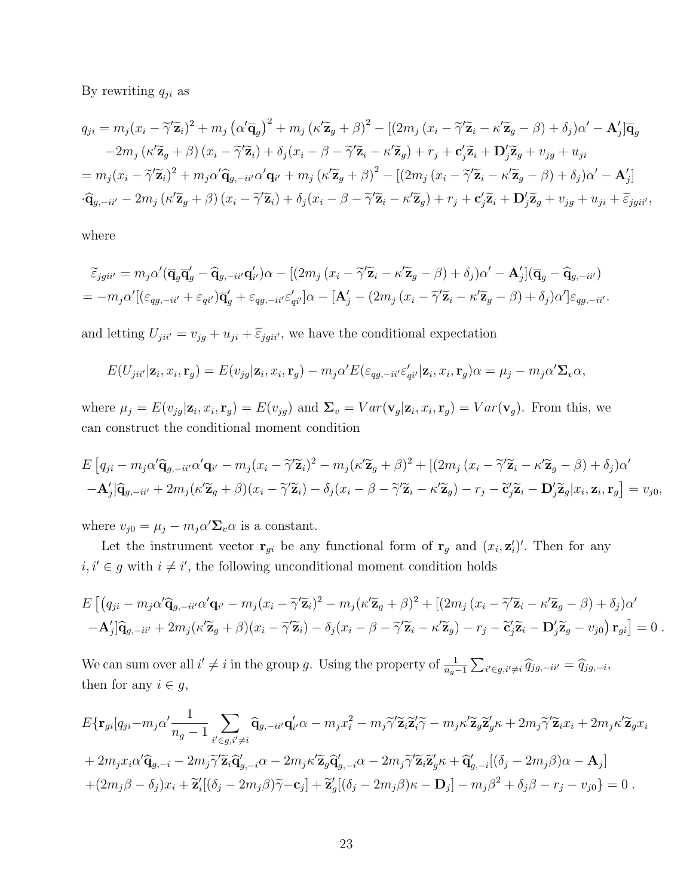By rewriting $q_{ji}$ as

$$
\begin{aligned}
q_{ji} &= m_j(x_i - \widetilde{\gamma}'\widetilde{\mathbf{z}}_i)^2 + m_j\left(\alpha'\overline{\mathbf{q}}_g\right)^2 + m_j\left(\kappa'\widetilde{\mathbf{z}}_g + \beta\right)^2 - [(2m_j\left(x_i - \widetilde{\gamma}'\widetilde{\mathbf{z}}_i - \kappa'\widetilde{\mathbf{z}}_g - \beta\right) + \delta_j)\alpha' - \mathbf{A}_j']\overline{\mathbf{q}}_g \\
&\quad - 2m_j\left(\kappa'\widetilde{\mathbf{z}}_g + \beta\right)\left(x_i - \widetilde{\gamma}'\widetilde{\mathbf{z}}_i\right) + \delta_j(x_i - \beta - \widetilde{\gamma}'\widetilde{\mathbf{z}}_i - \kappa'\widetilde{\mathbf{z}}_g) + r_j + \mathbf{c}_j'\widetilde{\mathbf{z}}_i + \mathbf{D}_j'\widetilde{\mathbf{z}}_g + v_{jg} + u_{ji} \\
&= m_j(x_i - \widetilde{\gamma}'\widetilde{\mathbf{z}}_i)^2 + m_j\alpha'\widehat{\mathbf{q}}_{g,-ii'}\alpha'\mathbf{q}_{i'} + m_j\left(\kappa'\widetilde{\mathbf{z}}_g + \beta\right)^2 - [(2m_j\left(x_i - \widetilde{\gamma}'\widetilde{\mathbf{z}}_i - \kappa'\widetilde{\mathbf{z}}_g - \beta\right) + \delta_j)\alpha' - \mathbf{A}_j'] \\
&\quad \cdot\widehat{\mathbf{q}}_{g,-ii'} - 2m_j\left(\kappa'\widetilde{\mathbf{z}}_g + \beta\right)\left(x_i - \widetilde{\gamma}'\widetilde{\mathbf{z}}_i\right) + \delta_j(x_i - \beta - \widetilde{\gamma}'\widetilde{\mathbf{z}}_i - \kappa'\widetilde{\mathbf{z}}_g) + r_j + \mathbf{c}_j'\widetilde{\mathbf{z}}_i + \mathbf{D}_j'\widetilde{\mathbf{z}}_g + v_{jg} + u_{ji} + \widetilde{\varepsilon}_{jgii'},
\end{aligned}
$$

where

$$
\begin{aligned}
&\widetilde{\varepsilon}_{jgii'} = m_j\alpha'(\overline{\mathbf{q}}_g\overline{\mathbf{q}}_g' - \widehat{\mathbf{q}}_{g,-ii'}\mathbf{q}_{i'}')\alpha - [(2m_j\left(x_i - \widetilde{\gamma}'\widetilde{\mathbf{z}}_i - \kappa'\widetilde{\mathbf{z}}_g - \beta\right) + \delta_j)\alpha' - \mathbf{A}_j'](\overline{\mathbf{q}}_g - \widehat{\mathbf{q}}_{g,-ii'}) \\
&= -m_j\alpha'[(\varepsilon_{qg,-ii'} + \varepsilon_{qi'})\overline{\mathbf{q}}_g' + \varepsilon_{qg,-ii'}\varepsilon_{qi'}']\alpha - [\mathbf{A}_j' - (2m_j\left(x_i - \widetilde{\gamma}'\widetilde{\mathbf{z}}_i - \kappa'\widetilde{\mathbf{z}}_g - \beta\right) + \delta_j)\alpha']\varepsilon_{qg,-ii'}.
\end{aligned}
$$

and letting $U_{jii'} = v_{jg} + u_{ji} + \widetilde{\varepsilon}_{jgii'}$, we have the conditional expectation

$$
E(U_{jii'}|\mathbf{z}_i, x_i, \mathbf{r}_g) = E(v_{jg}|\mathbf{z}_i, x_i, \mathbf{r}_g) - m_j\alpha' E(\varepsilon_{qg,-ii'}\varepsilon_{qi'}'|\mathbf{z}_i, x_i, \mathbf{r}_g)\alpha = \mu_j - m_j\alpha'\mathbf{\Sigma}_v\alpha,
$$

where $\mu_j = E(v_{jg}|\mathbf{z}_i, x_i, \mathbf{r}_g) = E(v_{jg})$ and $\mathbf{\Sigma}_v = Var(\mathbf{v}_g|\mathbf{z}_i, x_i, \mathbf{r}_g) = Var(\mathbf{v}_g)$. From this, we can construct the conditional moment condition

$$
\begin{aligned}
&E\big[q_{ji} - m_j\alpha'\widehat{\mathbf{q}}_{g,-ii'}\alpha'\mathbf{q}_{i'} - m_j(x_i - \widetilde{\gamma}'\widetilde{\mathbf{z}}_i)^2 - m_j(\kappa'\widetilde{\mathbf{z}}_g + \beta)^2 + [(2m_j\left(x_i - \widetilde{\gamma}'\widetilde{\mathbf{z}}_i - \kappa'\widetilde{\mathbf{z}}_g - \beta\right) + \delta_j)\alpha' \\
&- \mathbf{A}_j']\widehat{\mathbf{q}}_{g,-ii'} + 2m_j(\kappa'\widetilde{\mathbf{z}}_g + \beta)(x_i - \widetilde{\gamma}'\widetilde{\mathbf{z}}_i) - \delta_j(x_i - \beta - \widetilde{\gamma}'\widetilde{\mathbf{z}}_i - \kappa'\widetilde{\mathbf{z}}_g) - r_j - \widetilde{\mathbf{c}}_j'\widetilde{\mathbf{z}}_i - \mathbf{D}_j'\widetilde{\mathbf{z}}_g|x_i, \mathbf{z}_i, \mathbf{r}_g\big] = v_{j0},
\end{aligned}
$$

where $v_{j0} = \mu_j - m_j\alpha'\mathbf{\Sigma}_v\alpha$ is a constant.

Let the instrument vector $\mathbf{r}_{gi}$ be any functional form of $\mathbf{r}_g$ and $(x_i, \mathbf{z}_i')'$. Then for any $i, i' \in g$ with $i \neq i'$, the following unconditional moment condition holds

$$
\begin{aligned}
&E\big[\big(q_{ji} - m_j\alpha'\widehat{\mathbf{q}}_{g,-ii'}\alpha'\mathbf{q}_{i'} - m_j(x_i - \widetilde{\gamma}'\widetilde{\mathbf{z}}_i)^2 - m_j(\kappa'\widetilde{\mathbf{z}}_g + \beta)^2 + [(2m_j\left(x_i - \widetilde{\gamma}'\widetilde{\mathbf{z}}_i - \kappa'\widetilde{\mathbf{z}}_g - \beta\right) + \delta_j)\alpha' \\
&- \mathbf{A}_j']\widehat{\mathbf{q}}_{g,-ii'} + 2m_j(\kappa'\widetilde{\mathbf{z}}_g + \beta)(x_i - \widetilde{\gamma}'\widetilde{\mathbf{z}}_i) - \delta_j(x_i - \beta - \widetilde{\gamma}'\widetilde{\mathbf{z}}_i - \kappa'\widetilde{\mathbf{z}}_g) - r_j - \widetilde{\mathbf{c}}_j'\widetilde{\mathbf{z}}_i - \mathbf{D}_j'\widetilde{\mathbf{z}}_g - v_{j0}\big)\mathbf{r}_{gi}\big] = 0\ .
\end{aligned}
$$

We can sum over all $i' \neq i$ in the group $g$. Using the property of $\frac{1}{n_g-1}\sum_{i'\in g, i'\neq i}\widehat{q}_{jg,-ii'} = \widehat{q}_{jg,-i}$, then for any $i \in g$,

$$
\begin{aligned}
&E\{\mathbf{r}_{gi}[q_{ji} - m_j\alpha'\frac{1}{n_g-1}\sum_{i'\in g, i'\neq i}\widehat{\mathbf{q}}_{g,-ii'}\mathbf{q}_{i'}'\alpha - m_jx_i^2 - m_j\widetilde{\gamma}'\widetilde{\mathbf{z}}_i\widetilde{\mathbf{z}}_i'\widetilde{\gamma} - m_j\kappa'\widetilde{\mathbf{z}}_g\widetilde{\mathbf{z}}_g'\kappa + 2m_j\widetilde{\gamma}'\widetilde{\mathbf{z}}_ix_i + 2m_j\kappa'\widetilde{\mathbf{z}}_gx_i \\
&+ 2m_jx_i\alpha'\widehat{\mathbf{q}}_{g,-i} - 2m_j\widetilde{\gamma}'\widetilde{\mathbf{z}}_i\widehat{\mathbf{q}}_{g,-i}'\alpha - 2m_j\kappa'\widetilde{\mathbf{z}}_g\widehat{\mathbf{q}}_{g,-i}'\alpha - 2m_j\widetilde{\gamma}'\widetilde{\mathbf{z}}_i\widetilde{\mathbf{z}}_g'\kappa + \widehat{\mathbf{q}}_{g,-i}'[(\delta_j - 2m_j\beta)\alpha - \mathbf{A}_j] \\
&+ (2m_j\beta - \delta_j)x_i + \widetilde{\mathbf{z}}_i'[(\delta_j - 2m_j\beta)\widetilde{\gamma} - \mathbf{c}_j] + \widetilde{\mathbf{z}}_g'[(\delta_j - 2m_j\beta)\kappa - \mathbf{D}_j] - m_j\beta^2 + \delta_j\beta - r_j - v_{j0}\} = 0\ .
\end{aligned}
$$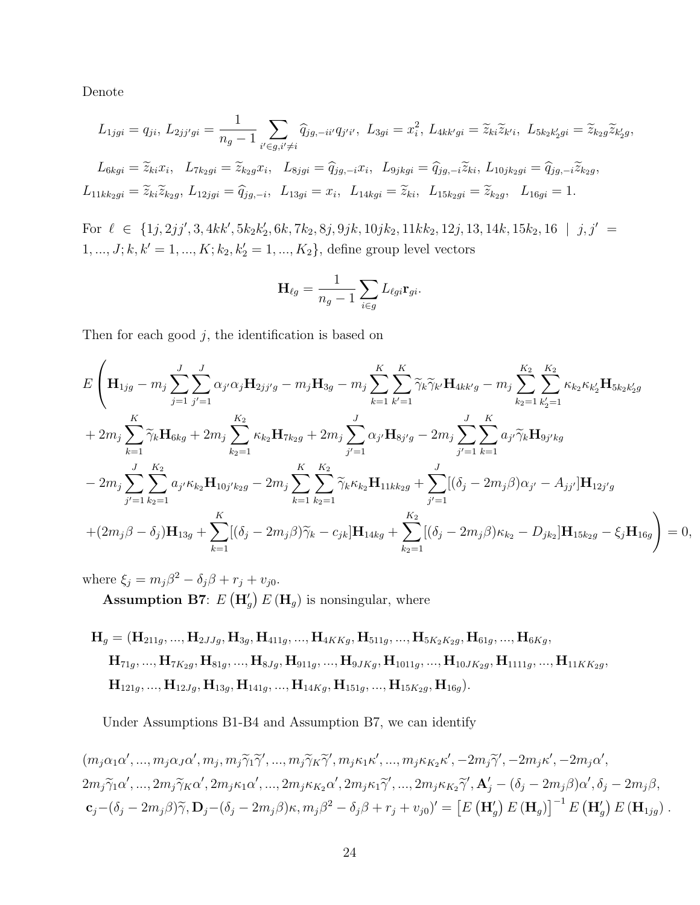Denote

$$L_{1jgi} = q_{ji},\ L_{2jj'gi} = \frac{1}{n_g - 1} \sum_{i' \in g, i' \neq i} \widehat{q}_{jg,-ii'} q_{j'i'},\ L_{3gi} = x_i^2,\ L_{4kk'gi} = \widetilde{z}_{ki} \widetilde{z}_{k'i},\ L_{5k_2k_2'gi} = \widetilde{z}_{k_2g} \widetilde{z}_{k_2'g},$$

$$L_{6kgi} = \widetilde{z}_{ki} x_i,\quad L_{7k_2gi} = \widetilde{z}_{k_2g} x_i,\quad L_{8jgi} = \widehat{q}_{jg,-i} x_i,\quad L_{9jkgi} = \widehat{q}_{jg,-i} \widetilde{z}_{ki},\ L_{10jk_2gi} = \widehat{q}_{jg,-i} \widetilde{z}_{k_2g},$$

$$L_{11kk_2gi} = \widetilde{z}_{ki} \widetilde{z}_{k_2g},\ L_{12jgi} = \widehat{q}_{jg,-i},\quad L_{13gi} = x_i,\quad L_{14kgi} = \widetilde{z}_{ki},\quad L_{15k_2gi} = \widetilde{z}_{k_2g},\quad L_{16gi} = 1.$$

For $\ell \in \{1j, 2jj', 3, 4kk', 5k_2k_2', 6k, 7k_2, 8j, 9jk, 10jk_2, 11kk_2, 12j, 13, 14k, 15k_2, 16 \mid j, j' = 1, ..., J; k, k' = 1, ..., K; k_2, k_2' = 1, ..., K_2\}$, define group level vectors

$$\mathbf{H}_{\ell g} = \frac{1}{n_g - 1} \sum_{i \in g} L_{\ell gi} \mathbf{r}_{gi}.$$

Then for each good $j$, the identification is based on

$$\begin{aligned}
E\Bigg( & \mathbf{H}_{1jg} - m_j \sum_{j=1}^{J} \sum_{j'=1}^{J} \alpha_{j'} \alpha_j \mathbf{H}_{2jj'g} - m_j \mathbf{H}_{3g} - m_j \sum_{k=1}^{K} \sum_{k'=1}^{K} \widetilde{\gamma}_k \widetilde{\gamma}_{k'} \mathbf{H}_{4kk'g} - m_j \sum_{k_2=1}^{K_2} \sum_{k_2'=1}^{K_2} \kappa_{k_2} \kappa_{k_2'} \mathbf{H}_{5k_2k_2'g} \\
& + 2m_j \sum_{k=1}^{K} \widetilde{\gamma}_k \mathbf{H}_{6kg} + 2m_j \sum_{k_2=1}^{K_2} \kappa_{k_2} \mathbf{H}_{7k_2g} + 2m_j \sum_{j'=1}^{J} \alpha_{j'} \mathbf{H}_{8j'g} - 2m_j \sum_{j'=1}^{J} \sum_{k=1}^{K} a_{j'} \widetilde{\gamma}_k \mathbf{H}_{9j'kg} \\
& - 2m_j \sum_{j'=1}^{J} \sum_{k_2=1}^{K_2} a_{j'} \kappa_{k_2} \mathbf{H}_{10j'k_2g} - 2m_j \sum_{k=1}^{K} \sum_{k_2=1}^{K_2} \widetilde{\gamma}_k \kappa_{k_2} \mathbf{H}_{11kk_2g} + \sum_{j'=1}^{J} [(\delta_j - 2m_j\beta)\alpha_{j'} - A_{jj'}] \mathbf{H}_{12j'g} \\
& + (2m_j\beta - \delta_j) \mathbf{H}_{13g} + \sum_{k=1}^{K} [(\delta_j - 2m_j\beta)\widetilde{\gamma}_k - c_{jk}] \mathbf{H}_{14kg} + \sum_{k_2=1}^{K_2} [(\delta_j - 2m_j\beta)\kappa_{k_2} - D_{jk_2}] \mathbf{H}_{15k_2g} - \xi_j \mathbf{H}_{16g} \Bigg) = 0,
\end{aligned}$$

where $\xi_j = m_j\beta^2 - \delta_j\beta + r_j + v_{j0}$.

**Assumption B7**: $E\left(\mathbf{H}_g'\right) E\left(\mathbf{H}_g\right)$ is nonsingular, where

$$\begin{aligned}
\mathbf{H}_g = (& \mathbf{H}_{211g}, ..., \mathbf{H}_{2JJg}, \mathbf{H}_{3g}, \mathbf{H}_{411g}, ..., \mathbf{H}_{4KKg}, \mathbf{H}_{511g}, ..., \mathbf{H}_{5K_2K_2g}, \mathbf{H}_{61g}, ..., \mathbf{H}_{6Kg}, \\
& \mathbf{H}_{71g}, ..., \mathbf{H}_{7K_2g}, \mathbf{H}_{81g}, ..., \mathbf{H}_{8Jg}, \mathbf{H}_{911g}, ..., \mathbf{H}_{9JKg}, \mathbf{H}_{1011g}, ..., \mathbf{H}_{10JK_2g}, \mathbf{H}_{1111g}, ..., \mathbf{H}_{11KK_2g}, \\
& \mathbf{H}_{121g}, ..., \mathbf{H}_{12Jg}, \mathbf{H}_{13g}, \mathbf{H}_{141g}, ..., \mathbf{H}_{14Kg}, \mathbf{H}_{151g}, ..., \mathbf{H}_{15K_2g}, \mathbf{H}_{16g}).
\end{aligned}$$

Under Assumptions B1-B4 and Assumption B7, we can identify

$$\begin{aligned}
& (m_j\alpha_1\alpha', ..., m_j\alpha_J\alpha', m_j, m_j\widetilde{\gamma}_1\widetilde{\gamma}', ..., m_j\widetilde{\gamma}_K\widetilde{\gamma}', m_j\kappa_1\kappa', ..., m_j\kappa_{K_2}\kappa', -2m_j\widetilde{\gamma}', -2m_j\kappa', -2m_j\alpha', \\
& 2m_j\widetilde{\gamma}_1\alpha', ..., 2m_j\widetilde{\gamma}_K\alpha', 2m_j\kappa_1\alpha', ..., 2m_j\kappa_{K_2}\alpha', 2m_j\kappa_1\widetilde{\gamma}', ..., 2m_j\kappa_{K_2}\widetilde{\gamma}', \mathbf{A}_j' - (\delta_j - 2m_j\beta)\alpha', \delta_j - 2m_j\beta, \\
& \mathbf{c}_j - (\delta_j - 2m_j\beta)\widetilde{\gamma}, \mathbf{D}_j - (\delta_j - 2m_j\beta)\kappa, m_j\beta^2 - \delta_j\beta + r_j + v_{j0})' = \left[E\left(\mathbf{H}_g'\right) E\left(\mathbf{H}_g\right)\right]^{-1} E\left(\mathbf{H}_g'\right) E\left(\mathbf{H}_{1jg}\right).
\end{aligned}$$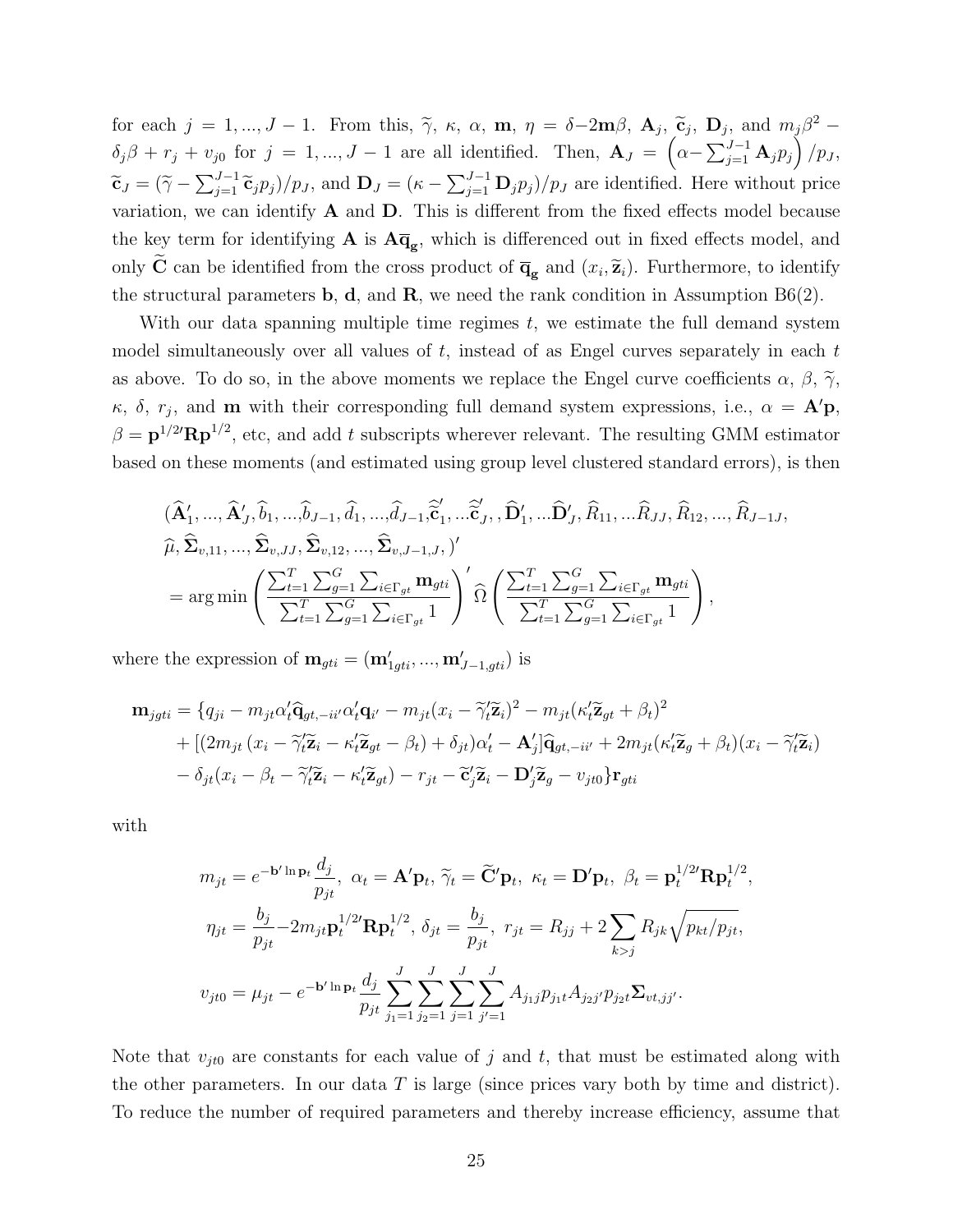for each $j = 1, ..., J-1$. From this, $\widetilde{\gamma}$, $\kappa$, $\alpha$, $\mathbf{m}$, $\eta = \delta - 2\mathbf{m}\beta$, $\mathbf{A}_j$, $\widetilde{\mathbf{c}}_j$, $\mathbf{D}_j$, and $m_j\beta^2 - \delta_j\beta + r_j + v_{j0}$ for $j = 1, ..., J-1$ are all identified. Then, $\mathbf{A}_J = \left(\alpha - \sum_{j=1}^{J-1} \mathbf{A}_j p_j\right)/p_J$, $\widetilde{\mathbf{c}}_J = (\widetilde{\gamma} - \sum_{j=1}^{J-1} \widetilde{\mathbf{c}}_j p_j)/p_J$, and $\mathbf{D}_J = (\kappa - \sum_{j=1}^{J-1} \mathbf{D}_j p_j)/p_J$ are identified. Here without price variation, we can identify $\mathbf{A}$ and $\mathbf{D}$. This is different from the fixed effects model because the key term for identifying $\mathbf{A}$ is $\mathbf{A}\overline{\mathbf{q}}_{\mathbf{g}}$, which is differenced out in fixed effects model, and only $\widetilde{\mathbf{C}}$ can be identified from the cross product of $\overline{\mathbf{q}}_{\mathbf{g}}$ and $(x_i, \widetilde{\mathbf{z}}_i)$. Furthermore, to identify the structural parameters $\mathbf{b}$, $\mathbf{d}$, and $\mathbf{R}$, we need the rank condition in Assumption B6(2).

With our data spanning multiple time regimes $t$, we estimate the full demand system model simultaneously over all values of $t$, instead of as Engel curves separately in each $t$ as above. To do so, in the above moments we replace the Engel curve coefficients $\alpha$, $\beta$, $\widetilde{\gamma}$, $\kappa$, $\delta$, $r_j$, and $\mathbf{m}$ with their corresponding full demand system expressions, i.e., $\alpha = \mathbf{A}'\mathbf{p}$, $\beta = \mathbf{p}^{1/2\prime}\mathbf{R}\mathbf{p}^{1/2}$, etc, and add $t$ subscripts wherever relevant. The resulting GMM estimator based on these moments (and estimated using group level clustered standard errors), is then

$$
\begin{aligned}
&(\widehat{\mathbf{A}}_1', ..., \widehat{\mathbf{A}}_J', \widehat{b}_1, ..., \widehat{b}_{J-1}, \widehat{d}_1, ..., \widehat{d}_{J-1}, \widehat{\widetilde{\mathbf{c}}}_1', ...\widehat{\widetilde{\mathbf{c}}}_J', , \widehat{\mathbf{D}}_1', ...\widehat{\mathbf{D}}_J', \widehat{R}_{11}, ...\widehat{R}_{JJ}, \widehat{R}_{12}, ..., \widehat{R}_{J-1J}, \\
&\widehat{\mu}, \widehat{\mathbf{\Sigma}}_{v,11}, ..., \widehat{\mathbf{\Sigma}}_{v,JJ}, \widehat{\mathbf{\Sigma}}_{v,12}, ..., \widehat{\mathbf{\Sigma}}_{v,J-1,J}, )' \\
&= \arg\min \left( \frac{\sum_{t=1}^T \sum_{g=1}^G \sum_{i \in \Gamma_{gt}} \mathbf{m}_{gti}}{\sum_{t=1}^T \sum_{g=1}^G \sum_{i \in \Gamma_{gt}} 1} \right)' \widehat{\Omega} \left( \frac{\sum_{t=1}^T \sum_{g=1}^G \sum_{i \in \Gamma_{gt}} \mathbf{m}_{gti}}{\sum_{t=1}^T \sum_{g=1}^G \sum_{i \in \Gamma_{gt}} 1} \right),
\end{aligned}
$$

where the expression of $\mathbf{m}_{gti} = (\mathbf{m}_{1gti}', ..., \mathbf{m}_{J-1,gti}')$ is

$$
\begin{aligned}
\mathbf{m}_{jgti} = \{ & q_{ji} - m_{jt}\alpha_t'\widehat{\mathbf{q}}_{gt,-ii'}\alpha_t'\mathbf{q}_{i'} - m_{jt}(x_i - \widetilde{\gamma}_t'\widetilde{\mathbf{z}}_i)^2 - m_{jt}(\kappa_t'\widetilde{\mathbf{z}}_{gt} + \beta_t)^2 \\
& + [(2m_{jt}(x_i - \widetilde{\gamma}_t'\widetilde{\mathbf{z}}_i - \kappa_t'\widetilde{\mathbf{z}}_{gt} - \beta_t) + \delta_{jt})\alpha_t' - \mathbf{A}_j']\widehat{\mathbf{q}}_{gt,-ii'} + 2m_{jt}(\kappa_t'\widetilde{\mathbf{z}}_g + \beta_t)(x_i - \widetilde{\gamma}_t'\widetilde{\mathbf{z}}_i) \\
& - \delta_{jt}(x_i - \beta_t - \widetilde{\gamma}_t'\widetilde{\mathbf{z}}_i - \kappa_t'\widetilde{\mathbf{z}}_{gt}) - r_{jt} - \widetilde{\mathbf{c}}_j'\widetilde{\mathbf{z}}_i - \mathbf{D}_j'\widetilde{\mathbf{z}}_g - v_{jt0}\}\mathbf{r}_{gti}
\end{aligned}
$$

with

$$
\begin{aligned}
m_{jt} &= e^{-\mathbf{b}'\ln \mathbf{p}_t}\frac{d_j}{p_{jt}}, \ \alpha_t = \mathbf{A}'\mathbf{p}_t, \ \widetilde{\gamma}_t = \widetilde{\mathbf{C}}'\mathbf{p}_t, \ \kappa_t = \mathbf{D}'\mathbf{p}_t, \ \beta_t = \mathbf{p}_t^{1/2\prime}\mathbf{R}\mathbf{p}_t^{1/2}, \\
\eta_{jt} &= \frac{b_j}{p_{jt}} - 2m_{jt}\mathbf{p}_t^{1/2\prime}\mathbf{R}\mathbf{p}_t^{1/2}, \ \delta_{jt} = \frac{b_j}{p_{jt}}, \ r_{jt} = R_{jj} + 2\sum_{k>j} R_{jk}\sqrt{p_{kt}/p_{jt}}, \\
v_{jt0} &= \mu_{jt} - e^{-\mathbf{b}'\ln \mathbf{p}_t}\frac{d_j}{p_{jt}}\sum_{j_1=1}^J \sum_{j_2=1}^J \sum_{j=1}^J \sum_{j'=1}^J A_{j_1 j}p_{j_1 t}A_{j_2 j'}p_{j_2 t}\mathbf{\Sigma}_{vt,jj'}.
\end{aligned}
$$

Note that $v_{jt0}$ are constants for each value of $j$ and $t$, that must be estimated along with the other parameters. In our data $T$ is large (since prices vary both by time and district). To reduce the number of required parameters and thereby increase efficiency, assume that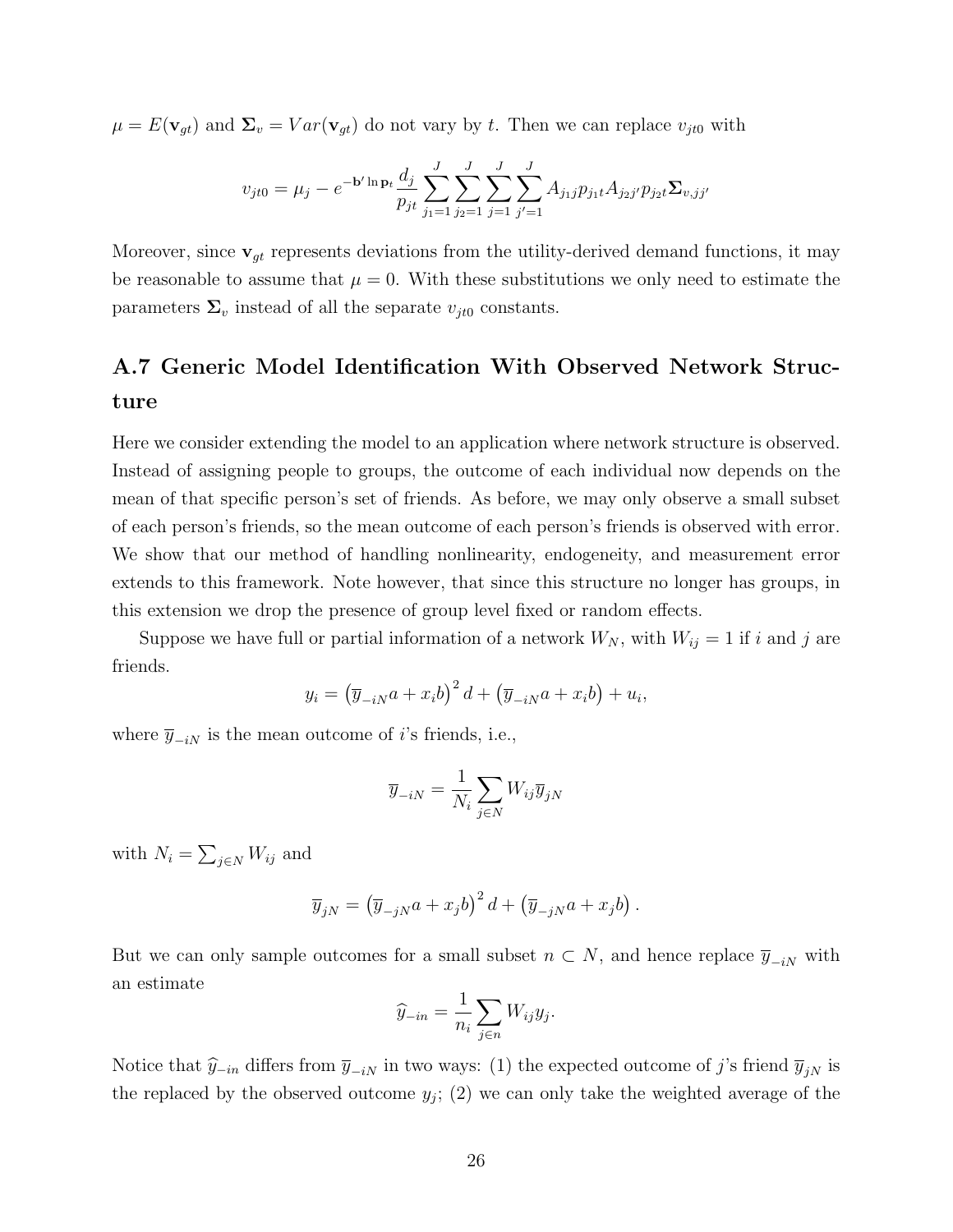$\mu = E(\mathbf{v}_{gt})$ and $\mathbf{\Sigma}_v = Var(\mathbf{v}_{gt})$ do not vary by $t$. Then we can replace $v_{jt0}$ with

$$v_{jt0} = \mu_j - e^{-\mathbf{b}' \ln \mathbf{p}_t} \frac{d_j}{p_{jt}} \sum_{j_1=1}^{J} \sum_{j_2=1}^{J} \sum_{j=1}^{J} \sum_{j'=1}^{J} A_{j_1 j} p_{j_1 t} A_{j_2 j'} p_{j_2 t} \mathbf{\Sigma}_{v,jj'}$$

Moreover, since $\mathbf{v}_{gt}$ represents deviations from the utility-derived demand functions, it may be reasonable to assume that $\mu = 0$. With these substitutions we only need to estimate the parameters $\mathbf{\Sigma}_v$ instead of all the separate $v_{jt0}$ constants.

## A.7 Generic Model Identification With Observed Network Structure

Here we consider extending the model to an application where network structure is observed. Instead of assigning people to groups, the outcome of each individual now depends on the mean of that specific person's set of friends. As before, we may only observe a small subset of each person's friends, so the mean outcome of each person's friends is observed with error. We show that our method of handling nonlinearity, endogeneity, and measurement error extends to this framework. Note however, that since this structure no longer has groups, in this extension we drop the presence of group level fixed or random effects.

Suppose we have full or partial information of a network $W_N$, with $W_{ij} = 1$ if $i$ and $j$ are friends.

$$y_i = \left(\overline{y}_{-iN} a + x_i b\right)^2 d + \left(\overline{y}_{-iN} a + x_i b\right) + u_i,$$

where $\overline{y}_{-iN}$ is the mean outcome of $i$'s friends, i.e.,

$$\overline{y}_{-iN} = \frac{1}{N_i} \sum_{j \in N} W_{ij} \overline{y}_{jN}$$

with $N_i = \sum_{j \in N} W_{ij}$ and

$$\overline{y}_{jN} = \left(\overline{y}_{-jN} a + x_j b\right)^2 d + \left(\overline{y}_{-jN} a + x_j b\right).$$

But we can only sample outcomes for a small subset $n \subset N$, and hence replace $\overline{y}_{-iN}$ with an estimate

$$\widehat{y}_{-in} = \frac{1}{n_i} \sum_{j \in n} W_{ij} y_j.$$

Notice that $\widehat{y}_{-in}$ differs from $\overline{y}_{-iN}$ in two ways: (1) the expected outcome of $j$'s friend $\overline{y}_{jN}$ is the replaced by the observed outcome $y_j$; (2) we can only take the weighted average of the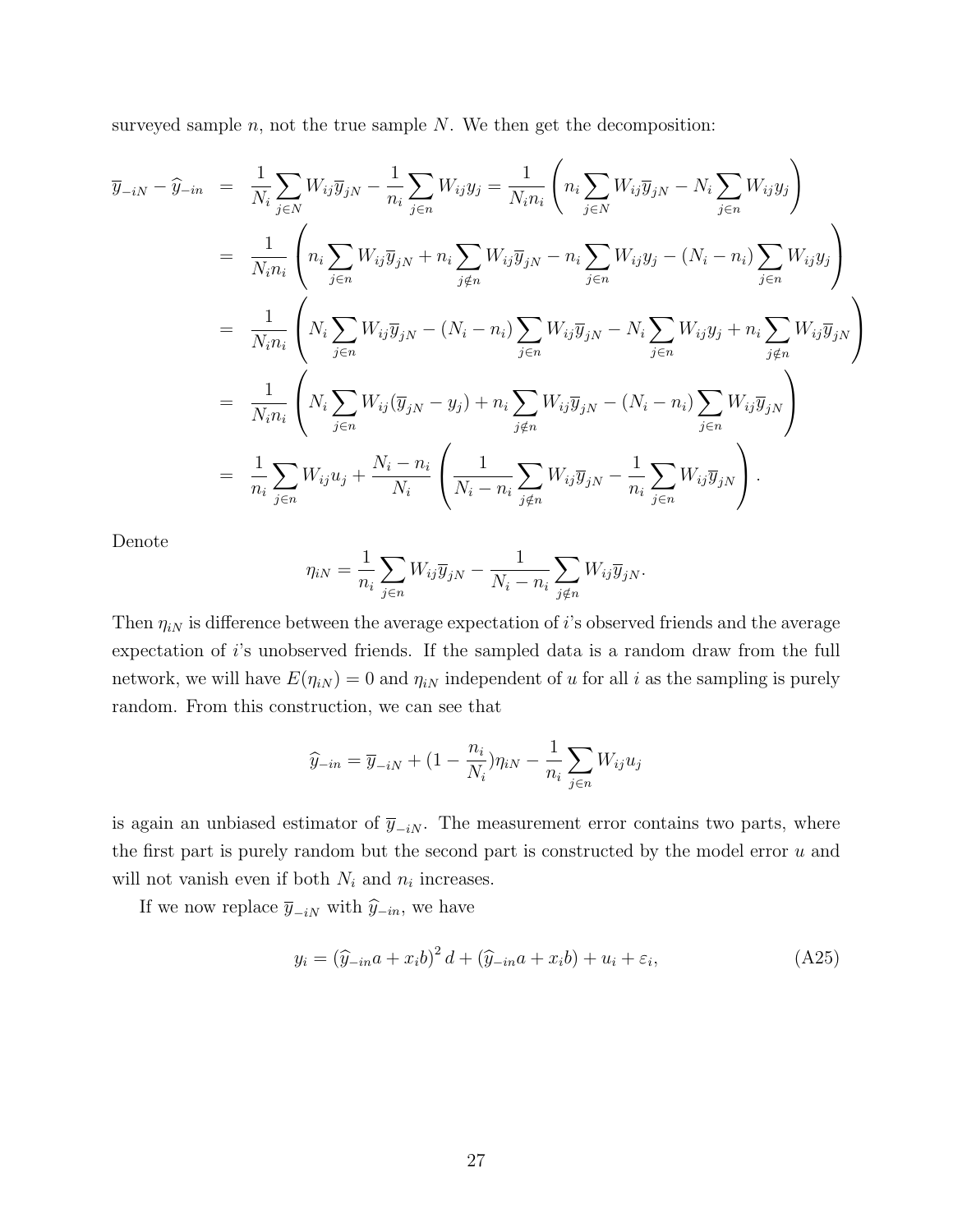surveyed sample $n$, not the true sample $N$. We then get the decomposition:

$$
\begin{aligned}
\overline{y}_{-iN} - \widehat{y}_{-in} &= \frac{1}{N_i}\sum_{j\in N} W_{ij}\overline{y}_{jN} - \frac{1}{n_i}\sum_{j\in n} W_{ij}y_j = \frac{1}{N_i n_i}\left(n_i \sum_{j\in N} W_{ij}\overline{y}_{jN} - N_i \sum_{j\in n} W_{ij}y_j\right) \\
&= \frac{1}{N_i n_i}\left(n_i \sum_{j\in n} W_{ij}\overline{y}_{jN} + n_i \sum_{j\notin n} W_{ij}\overline{y}_{jN} - n_i \sum_{j\in n} W_{ij}y_j - (N_i - n_i)\sum_{j\in n} W_{ij}y_j\right) \\
&= \frac{1}{N_i n_i}\left(N_i \sum_{j\in n} W_{ij}\overline{y}_{jN} - (N_i - n_i)\sum_{j\in n} W_{ij}\overline{y}_{jN} - N_i \sum_{j\in n} W_{ij}y_j + n_i \sum_{j\notin n} W_{ij}\overline{y}_{jN}\right) \\
&= \frac{1}{N_i n_i}\left(N_i \sum_{j\in n} W_{ij}(\overline{y}_{jN} - y_j) + n_i \sum_{j\notin n} W_{ij}\overline{y}_{jN} - (N_i - n_i)\sum_{j\in n} W_{ij}\overline{y}_{jN}\right) \\
&= \frac{1}{n_i}\sum_{j\in n} W_{ij}u_j + \frac{N_i - n_i}{N_i}\left(\frac{1}{N_i - n_i}\sum_{j\notin n} W_{ij}\overline{y}_{jN} - \frac{1}{n_i}\sum_{j\in n} W_{ij}\overline{y}_{jN}\right).
\end{aligned}
$$

Denote

$$
\eta_{iN} = \frac{1}{n_i}\sum_{j\in n} W_{ij}\overline{y}_{jN} - \frac{1}{N_i - n_i}\sum_{j\notin n} W_{ij}\overline{y}_{jN}.
$$

Then $\eta_{iN}$ is difference between the average expectation of $i$'s observed friends and the average expectation of $i$'s unobserved friends. If the sampled data is a random draw from the full network, we will have $E(\eta_{iN}) = 0$ and $\eta_{iN}$ independent of $u$ for all $i$ as the sampling is purely random. From this construction, we can see that

$$
\widehat{y}_{-in} = \overline{y}_{-iN} + (1 - \frac{n_i}{N_i})\eta_{iN} - \frac{1}{n_i}\sum_{j\in n} W_{ij}u_j
$$

is again an unbiased estimator of $\overline{y}_{-iN}$. The measurement error contains two parts, where the first part is purely random but the second part is constructed by the model error $u$ and will not vanish even if both $N_i$ and $n_i$ increases.

If we now replace $\overline{y}_{-iN}$ with $\widehat{y}_{-in}$, we have

$$
y_i = \left(\widehat{y}_{-in}a + x_i b\right)^2 d + \left(\widehat{y}_{-in}a + x_i b\right) + u_i + \varepsilon_i, \tag{A25}
$$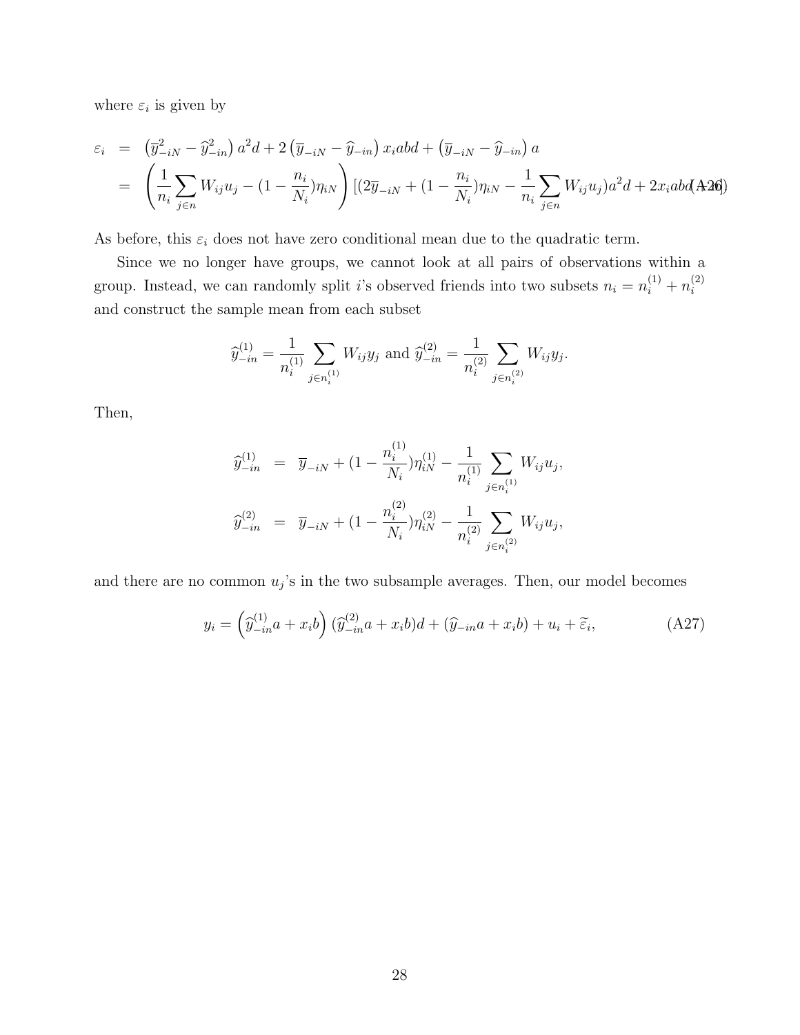where $\varepsilon_i$ is given by

$$
\begin{aligned}
\varepsilon_i &= \left(\overline{y}_{-iN}^2 - \widehat{y}_{-in}^2\right) a^2 d + 2\left(\overline{y}_{-iN} - \widehat{y}_{-in}\right) x_i abd + \left(\overline{y}_{-iN} - \widehat{y}_{-in}\right) a \\
&= \left(\frac{1}{n_i}\sum_{j \in n} W_{ij}u_j - (1 - \frac{n_i}{N_i})\eta_{iN}\right) [(2\overline{y}_{-iN} + (1 - \frac{n_i}{N_i})\eta_{iN} - \frac{1}{n_i}\sum_{j \in n} W_{ij}u_j)a^2 d + 2x_i abd + a] \qquad \text{(A26)}
\end{aligned}
$$

As before, this $\varepsilon_i$ does not have zero conditional mean due to the quadratic term.

Since we no longer have groups, we cannot look at all pairs of observations within a group. Instead, we can randomly split $i$'s observed friends into two subsets $n_i = n_i^{(1)} + n_i^{(2)}$ and construct the sample mean from each subset

$$
\widehat{y}_{-in}^{(1)} = \frac{1}{n_i^{(1)}} \sum_{j \in n_i^{(1)}} W_{ij} y_j \text{ and } \widehat{y}_{-in}^{(2)} = \frac{1}{n_i^{(2)}} \sum_{j \in n_i^{(2)}} W_{ij} y_j.
$$

Then,

$$
\begin{aligned}
\widehat{y}_{-in}^{(1)} &= \overline{y}_{-iN} + (1 - \frac{n_i^{(1)}}{N_i})\eta_{iN}^{(1)} - \frac{1}{n_i^{(1)}} \sum_{j \in n_i^{(1)}} W_{ij} u_j, \\
\widehat{y}_{-in}^{(2)} &= \overline{y}_{-iN} + (1 - \frac{n_i^{(2)}}{N_i})\eta_{iN}^{(2)} - \frac{1}{n_i^{(2)}} \sum_{j \in n_i^{(2)}} W_{ij} u_j,
\end{aligned}
$$

and there are no common $u_j$'s in the two subsample averages. Then, our model becomes

$$
y_i = \left(\widehat{y}_{-in}^{(1)} a + x_i b\right) (\widehat{y}_{-in}^{(2)} a + x_i b) d + (\widehat{y}_{-in} a + x_i b) + u_i + \widetilde{\varepsilon}_i, \qquad \text{(A27)}
$$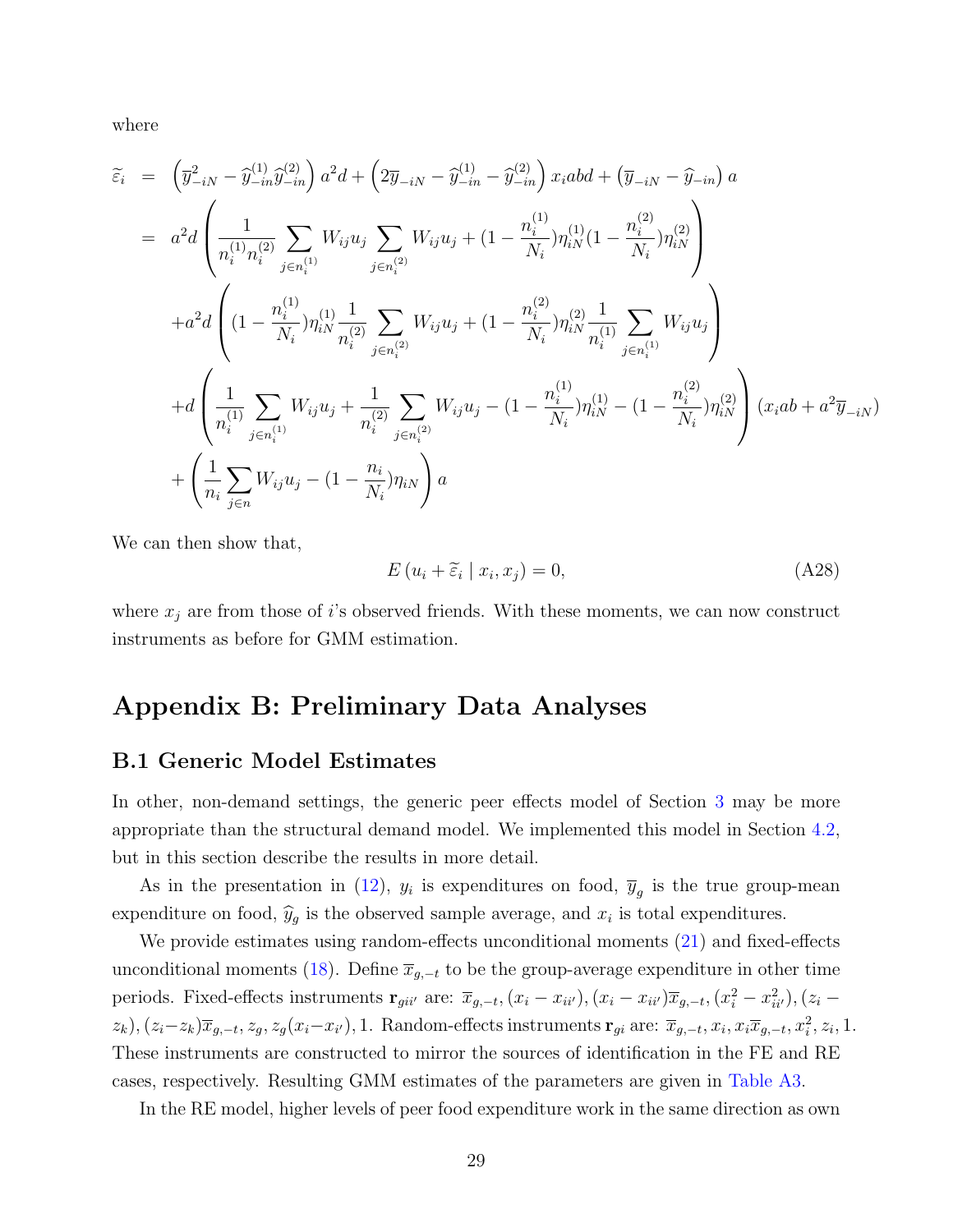where

$$
\begin{aligned}
\widetilde{\varepsilon}_i &= \left(\overline{y}^2_{-iN} - \widehat{y}^{(1)}_{-in}\widehat{y}^{(2)}_{-in}\right) a^2 d + \left(2\overline{y}_{-iN} - \widehat{y}^{(1)}_{-in} - \widehat{y}^{(2)}_{-in}\right) x_i abd + \left(\overline{y}_{-iN} - \widehat{y}_{-in}\right) a \\
&= a^2 d \left( \frac{1}{n^{(1)}_i n^{(2)}_i} \sum_{j \in n^{(1)}_i} W_{ij} u_j \sum_{j \in n^{(2)}_i} W_{ij} u_j + (1 - \frac{n^{(1)}_i}{N_i})\eta^{(1)}_{iN} (1 - \frac{n^{(2)}_i}{N_i})\eta^{(2)}_{iN} \right) \\
&\quad + a^2 d \left( (1 - \frac{n^{(1)}_i}{N_i})\eta^{(1)}_{iN} \frac{1}{n^{(2)}_i} \sum_{j \in n^{(2)}_i} W_{ij} u_j + (1 - \frac{n^{(2)}_i}{N_i})\eta^{(2)}_{iN} \frac{1}{n^{(1)}_i} \sum_{j \in n^{(1)}_i} W_{ij} u_j \right) \\
&\quad + d \left( \frac{1}{n^{(1)}_i} \sum_{j \in n^{(1)}_i} W_{ij} u_j + \frac{1}{n^{(2)}_i} \sum_{j \in n^{(2)}_i} W_{ij} u_j - (1 - \frac{n^{(1)}_i}{N_i})\eta^{(1)}_{iN} - (1 - \frac{n^{(2)}_i}{N_i})\eta^{(2)}_{iN} \right) (x_i ab + a^2 \overline{y}_{-iN}) \\
&\quad + \left( \frac{1}{n_i} \sum_{j \in n} W_{ij} u_j - (1 - \frac{n_i}{N_i})\eta_{iN} \right) a
\end{aligned}
$$

We can then show that,

$$
E\left(u_i + \widetilde{\varepsilon}_i \mid x_i, x_j\right) = 0, \tag{A28}
$$

where $x_j$ are from those of $i$'s observed friends. With these moments, we can now construct instruments as before for GMM estimation.

# Appendix B: Preliminary Data Analyses

## B.1 Generic Model Estimates

In other, non-demand settings, the generic peer effects model of Section 3 may be more appropriate than the structural demand model. We implemented this model in Section 4.2, but in this section describe the results in more detail.

As in the presentation in (12), $y_i$ is expenditures on food, $\overline{y}_g$ is the true group-mean expenditure on food, $\widehat{y}_g$ is the observed sample average, and $x_i$ is total expenditures.

We provide estimates using random-effects unconditional moments (21) and fixed-effects unconditional moments (18). Define $\overline{x}_{g,-t}$ to be the group-average expenditure in other time periods. Fixed-effects instruments $\mathbf{r}_{gii'}$ are: $\overline{x}_{g,-t}, (x_i - x_{ii'}), (x_i - x_{ii'})\overline{x}_{g,-t}, (x^2_i - x^2_{ii'}), (z_i - z_k), (z_i - z_k)\overline{x}_{g,-t}, z_g, z_g(x_i - x_{i'}), 1$. Random-effects instruments $\mathbf{r}_{gi}$ are: $\overline{x}_{g,-t}, x_i, x_i\overline{x}_{g,-t}, x^2_i, z_i, 1$. These instruments are constructed to mirror the sources of identification in the FE and RE cases, respectively. Resulting GMM estimates of the parameters are given in Table A3.

In the RE model, higher levels of peer food expenditure work in the same direction as own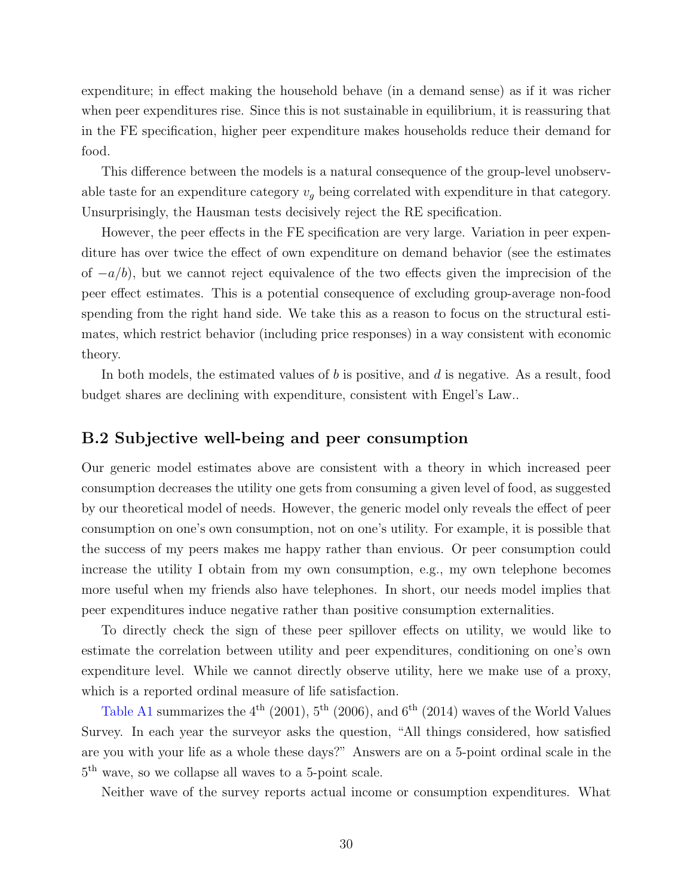expenditure; in effect making the household behave (in a demand sense) as if it was richer when peer expenditures rise. Since this is not sustainable in equilibrium, it is reassuring that in the FE specification, higher peer expenditure makes households reduce their demand for food.

This difference between the models is a natural consequence of the group-level unobservable taste for an expenditure category $v_g$ being correlated with expenditure in that category. Unsurprisingly, the Hausman tests decisively reject the RE specification.

However, the peer effects in the FE specification are very large. Variation in peer expenditure has over twice the effect of own expenditure on demand behavior (see the estimates of $-a/b$), but we cannot reject equivalence of the two effects given the imprecision of the peer effect estimates. This is a potential consequence of excluding group-average non-food spending from the right hand side. We take this as a reason to focus on the structural estimates, which restrict behavior (including price responses) in a way consistent with economic theory.

In both models, the estimated values of $b$ is positive, and $d$ is negative. As a result, food budget shares are declining with expenditure, consistent with Engel's Law..

## B.2 Subjective well-being and peer consumption

Our generic model estimates above are consistent with a theory in which increased peer consumption decreases the utility one gets from consuming a given level of food, as suggested by our theoretical model of needs. However, the generic model only reveals the effect of peer consumption on one's own consumption, not on one's utility. For example, it is possible that the success of my peers makes me happy rather than envious. Or peer consumption could increase the utility I obtain from my own consumption, e.g., my own telephone becomes more useful when my friends also have telephones. In short, our needs model implies that peer expenditures induce negative rather than positive consumption externalities.

To directly check the sign of these peer spillover effects on utility, we would like to estimate the correlation between utility and peer expenditures, conditioning on one's own expenditure level. While we cannot directly observe utility, here we make use of a proxy, which is a reported ordinal measure of life satisfaction.

Table A1 summarizes the 4th (2001), 5th (2006), and 6th (2014) waves of the World Values Survey. In each year the surveyor asks the question, "All things considered, how satisfied are you with your life as a whole these days?" Answers are on a 5-point ordinal scale in the 5th wave, so we collapse all waves to a 5-point scale.

Neither wave of the survey reports actual income or consumption expenditures. What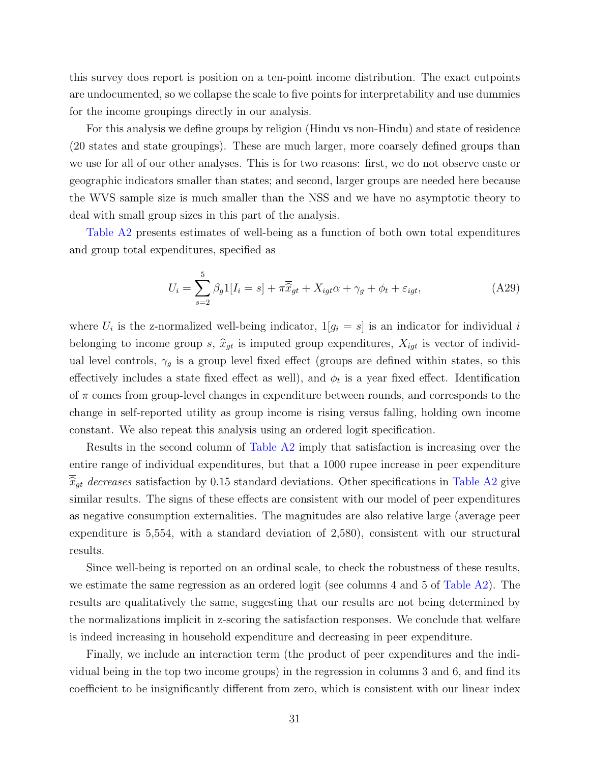this survey does report is position on a ten-point income distribution. The exact cutpoints are undocumented, so we collapse the scale to five points for interpretability and use dummies for the income groupings directly in our analysis.

For this analysis we define groups by religion (Hindu vs non-Hindu) and state of residence (20 states and state groupings). These are much larger, more coarsely defined groups than we use for all of our other analyses. This is for two reasons: first, we do not observe caste or geographic indicators smaller than states; and second, larger groups are needed here because the WVS sample size is much smaller than the NSS and we have no asymptotic theory to deal with small group sizes in this part of the analysis.

Table A2 presents estimates of well-being as a function of both own total expenditures and group total expenditures, specified as

$$U_i = \sum_{s=2}^{5} \beta_g 1[I_i = s] + \pi \overline{\widehat{x}}_{gt} + X_{igt}\alpha + \gamma_g + \phi_t + \varepsilon_{igt}, \tag{A29}$$

where $U_i$ is the z-normalized well-being indicator, $1[g_i = s]$ is an indicator for individual $i$ belonging to income group $s$, $\overline{\widehat{x}}_{gt}$ is imputed group expenditures, $X_{igt}$ is vector of individual level controls, $\gamma_g$ is a group level fixed effect (groups are defined within states, so this effectively includes a state fixed effect as well), and $\phi_t$ is a year fixed effect. Identification of $\pi$ comes from group-level changes in expenditure between rounds, and corresponds to the change in self-reported utility as group income is rising versus falling, holding own income constant. We also repeat this analysis using an ordered logit specification.

Results in the second column of Table A2 imply that satisfaction is increasing over the entire range of individual expenditures, but that a 1000 rupee increase in peer expenditure $\overline{\widehat{x}}_{gt}$ *decreases* satisfaction by 0.15 standard deviations. Other specifications in Table A2 give similar results. The signs of these effects are consistent with our model of peer expenditures as negative consumption externalities. The magnitudes are also relative large (average peer expenditure is 5,554, with a standard deviation of 2,580), consistent with our structural results.

Since well-being is reported on an ordinal scale, to check the robustness of these results, we estimate the same regression as an ordered logit (see columns 4 and 5 of Table A2). The results are qualitatively the same, suggesting that our results are not being determined by the normalizations implicit in z-scoring the satisfaction responses. We conclude that welfare is indeed increasing in household expenditure and decreasing in peer expenditure.

Finally, we include an interaction term (the product of peer expenditures and the individual being in the top two income groups) in the regression in columns 3 and 6, and find its coefficient to be insignificantly different from zero, which is consistent with our linear index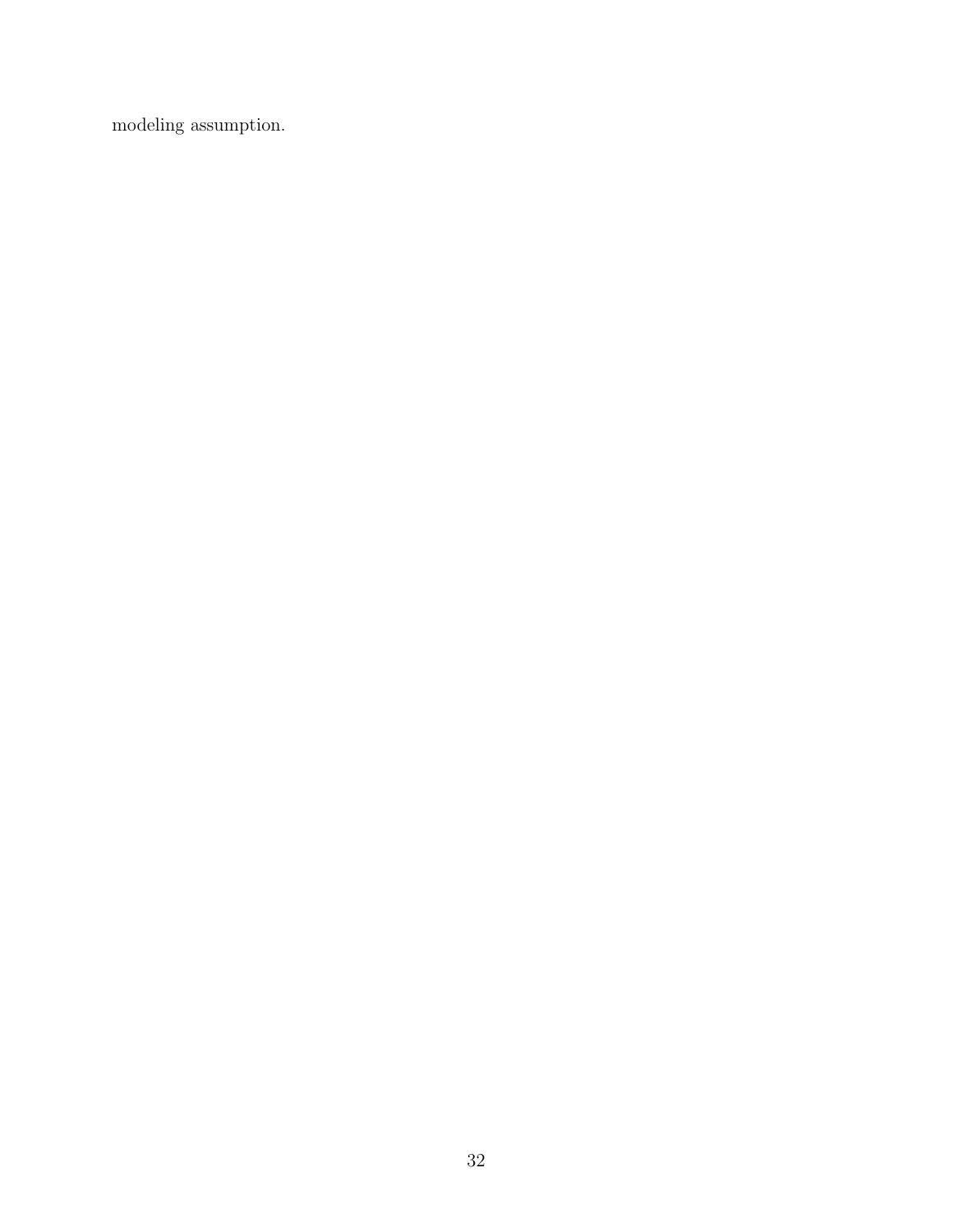modeling assumption.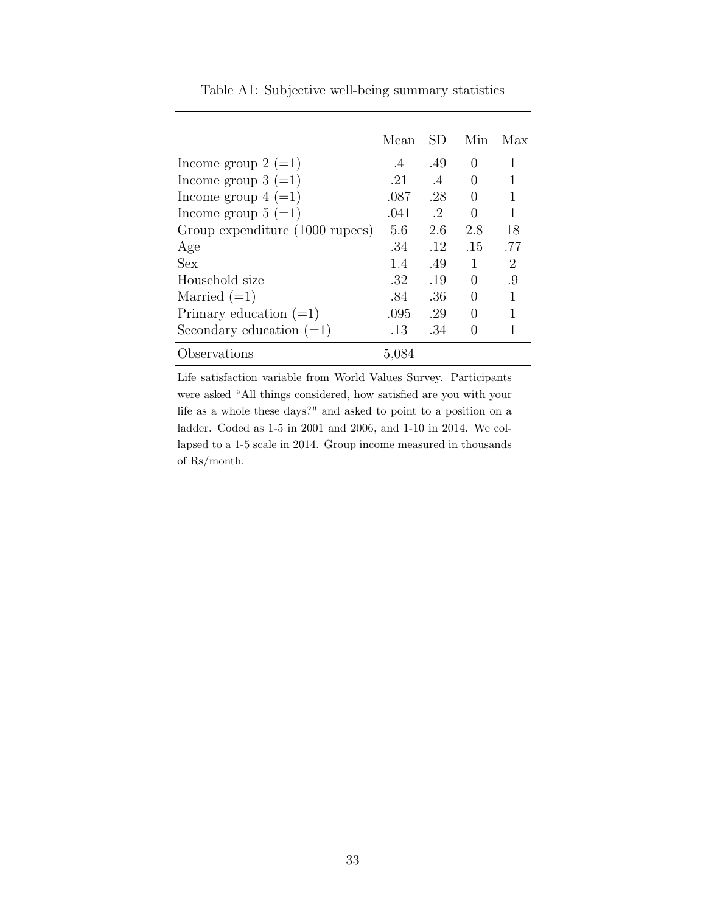Table A1: Subjective well-being summary statistics

| | Mean | SD | Min | Max |
|---|---|---|---|---|
| Income group 2 (=1) | .4 | .49 | 0 | 1 |
| Income group 3 (=1) | .21 | .4 | 0 | 1 |
| Income group 4 (=1) | .087 | .28 | 0 | 1 |
| Income group 5 (=1) | .041 | .2 | 0 | 1 |
| Group expenditure (1000 rupees) | 5.6 | 2.6 | 2.8 | 18 |
| Age | .34 | .12 | .15 | .77 |
| Sex | 1.4 | .49 | 1 | 2 |
| Household size | .32 | .19 | 0 | .9 |
| Married (=1) | .84 | .36 | 0 | 1 |
| Primary education (=1) | .095 | .29 | 0 | 1 |
| Secondary education (=1) | .13 | .34 | 0 | 1 |
| Observations | 5,084 | | | |

Life satisfaction variable from World Values Survey. Participants were asked "All things considered, how satisfied are you with your life as a whole these days?" and asked to point to a position on a ladder. Coded as 1-5 in 2001 and 2006, and 1-10 in 2014. We collapsed to a 1-5 scale in 2014. Group income measured in thousands of Rs/month.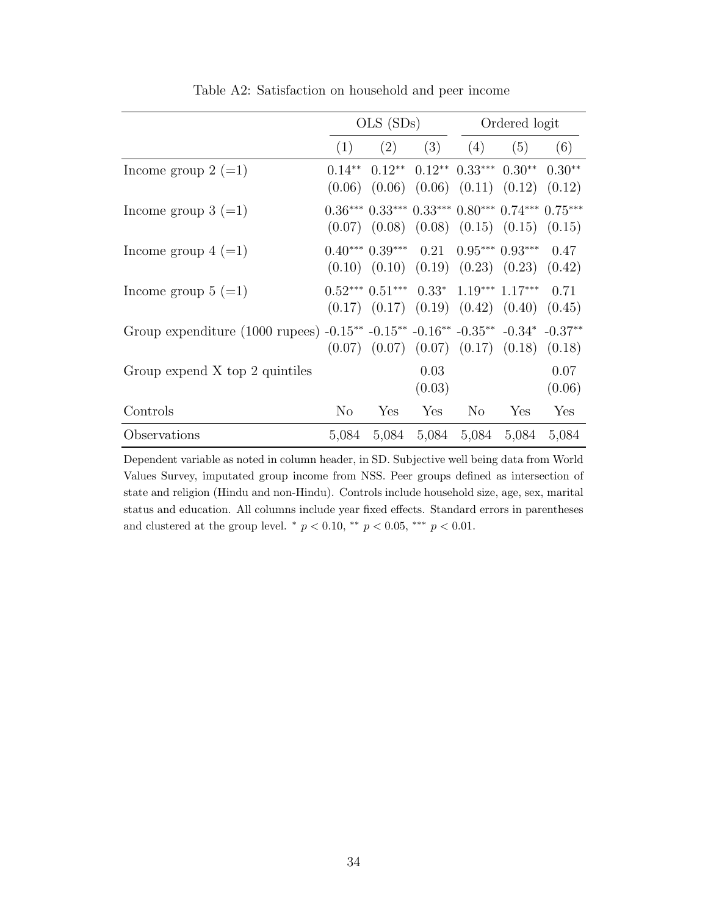Table A2: Satisfaction on household and peer income

| | OLS (SDs) | | | Ordered logit | | |
|---|---|---|---|---|---|---|
| | (1) | (2) | (3) | (4) | (5) | (6) |
| Income group 2 (=1) | 0.14** | 0.12** | 0.12** | 0.33*** | 0.30** | 0.30** |
| | (0.06) | (0.06) | (0.06) | (0.11) | (0.12) | (0.12) |
| Income group 3 (=1) | 0.36*** | 0.33*** | 0.33*** | 0.80*** | 0.74*** | 0.75*** |
| | (0.07) | (0.08) | (0.08) | (0.15) | (0.15) | (0.15) |
| Income group 4 (=1) | 0.40*** | 0.39*** | 0.21 | 0.95*** | 0.93*** | 0.47 |
| | (0.10) | (0.10) | (0.19) | (0.23) | (0.23) | (0.42) |
| Income group 5 (=1) | 0.52*** | 0.51*** | 0.33* | 1.19*** | 1.17*** | 0.71 |
| | (0.17) | (0.17) | (0.19) | (0.42) | (0.40) | (0.45) |
| Group expenditure (1000 rupees) | -0.15** | -0.15** | -0.16** | -0.35** | -0.34* | -0.37** |
| | (0.07) | (0.07) | (0.07) | (0.17) | (0.18) | (0.18) |
| Group expend X top 2 quintiles | | | 0.03 | | | 0.07 |
| | | | (0.03) | | | (0.06) |
| Controls | No | Yes | Yes | No | Yes | Yes |
| Observations | 5,084 | 5,084 | 5,084 | 5,084 | 5,084 | 5,084 |

Dependent variable as noted in column header, in SD. Subjective well being data from World Values Survey, imputated group income from NSS. Peer groups defined as intersection of state and religion (Hindu and non-Hindu). Controls include household size, age, sex, marital status and education. All columns include year fixed effects. Standard errors in parentheses and clustered at the group level. * $p < 0.10$, ** $p < 0.05$, *** $p < 0.01$.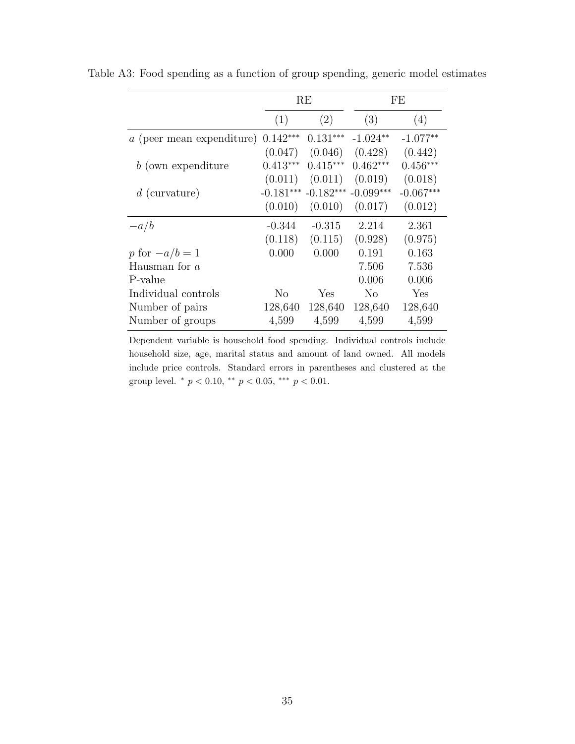Table A3: Food spending as a function of group spending, generic model estimates

| | RE | | FE | |
|---|---|---|---|---|
| | (1) | (2) | (3) | (4) |
| $a$ (peer mean expenditure) | 0.142*** | 0.131*** | -1.024** | -1.077** |
| | (0.047) | (0.046) | (0.428) | (0.442) |
| $b$ (own expenditure | 0.413*** | 0.415*** | 0.462*** | 0.456*** |
| | (0.011) | (0.011) | (0.019) | (0.018) |
| $d$ (curvature) | -0.181*** | -0.182*** | -0.099*** | -0.067*** |
| | (0.010) | (0.010) | (0.017) | (0.012) |
| $-a/b$ | -0.344 | -0.315 | 2.214 | 2.361 |
| | (0.118) | (0.115) | (0.928) | (0.975) |
| $p$ for $-a/b = 1$ | 0.000 | 0.000 | 0.191 | 0.163 |
| Hausman for $a$ | | | 7.506 | 7.536 |
| P-value | | | 0.006 | 0.006 |
| Individual controls | No | Yes | No | Yes |
| Number of pairs | 128,640 | 128,640 | 128,640 | 128,640 |
| Number of groups | 4,599 | 4,599 | 4,599 | 4,599 |

Dependent variable is household food spending. Individual controls include household size, age, marital status and amount of land owned. All models include price controls. Standard errors in parentheses and clustered at the group level. * $p < 0.10$, ** $p < 0.05$, *** $p < 0.01$.